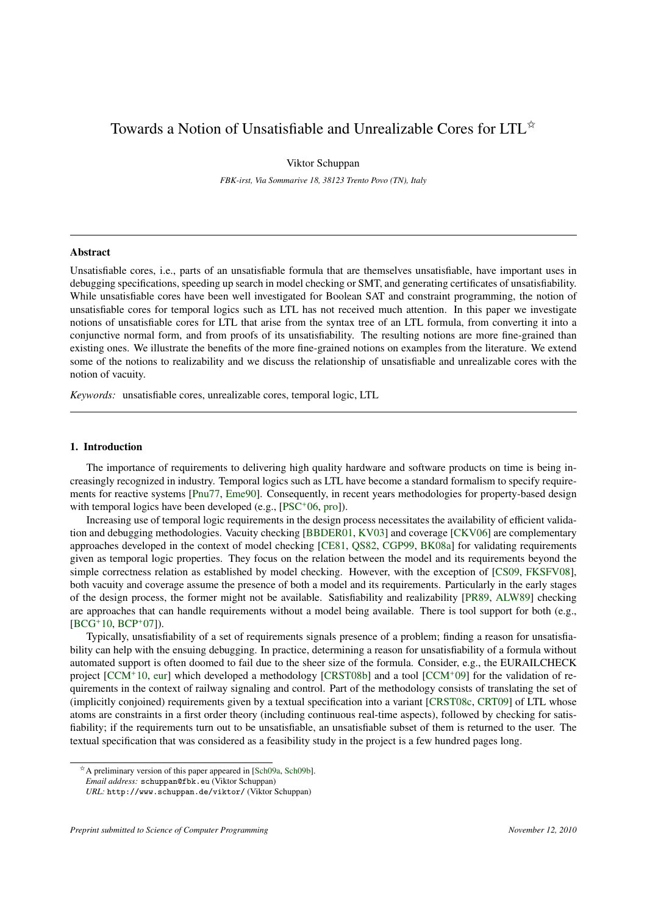# Towards a Notion of Unsatisfiable and Unrealizable Cores for LTL☆

Viktor Schuppan

*FBK-irst, Via Sommarive 18, 38123 Trento Povo (TN), Italy*

---

## Abstract

Unsatisfiable cores, i.e., parts of an unsatisfiable formula that are themselves unsatisfiable, have important uses in debugging specifications, speeding up search in model checking or SMT, and generating certificates of unsatisfiability. While unsatisfiable cores have been well investigated for Boolean SAT and constraint programming, the notion of unsatisfiable cores for temporal logics such as LTL has not received much attention. In this paper we investigate notions of unsatisfiable cores for LTL that arise from the syntax tree of an LTL formula, from converting it into a conjunctive normal form, and from proofs of its unsatisfiability. The resulting notions are more fine-grained than existing ones. We illustrate the benefits of the more fine-grained notions on examples from the literature. We extend some of the notions to realizability and we discuss the relationship of unsatisfiable and unrealizable cores with the notion of vacuity.

*Keywords:* unsatisfiable cores, unrealizable cores, temporal logic, LTL

---

## 1. Introduction

The importance of requirements to delivering high quality hardware and software products on time is being increasingly recognized in industry. Temporal logics such as LTL have become a standard formalism to specify requirements for reactive systems [Pnu77, Eme90]. Consequently, in recent years methodologies for property-based design with temporal logics have been developed (e.g., [PSC+06, pro]).

Increasing use of temporal logic requirements in the design process necessitates the availability of efficient validation and debugging methodologies. Vacuity checking [BBDER01, KV03] and coverage [CKV06] are complementary approaches developed in the context of model checking [CE81, QS82, CGP99, BK08a] for validating requirements given as temporal logic properties. They focus on the relation between the model and its requirements beyond the simple correctness relation as established by model checking. However, with the exception of [CS09, FKSFV08], both vacuity and coverage assume the presence of both a model and its requirements. Particularly in the early stages of the design process, the former might not be available. Satisfiability and realizability [PR89, ALW89] checking are approaches that can handle requirements without a model being available. There is tool support for both (e.g., [BCG+10, BCP+07]).

Typically, unsatisfiability of a set of requirements signals presence of a problem; finding a reason for unsatisfiability can help with the ensuing debugging. In practice, determining a reason for unsatisfiability of a formula without automated support is often doomed to fail due to the sheer size of the formula. Consider, e.g., the EURAILCHECK project [CCM+10, eur] which developed a methodology [CRST08b] and a tool [CCM+09] for the validation of requirements in the context of railway signaling and control. Part of the methodology consists of translating the set of (implicitly conjoined) requirements given by a textual specification into a variant [CRST08c, CRT09] of LTL whose atoms are constraints in a first order theory (including continuous real-time aspects), followed by checking for satisfiability; if the requirements turn out to be unsatisfiable, an unsatisfiable subset of them is returned to the user. The textual specification that was considered as a feasibility study in the project is a few hundred pages long.

---

☆A preliminary version of this paper appeared in [Sch09a, Sch09b].
*Email address:* `schuppan@fbk.eu` (Viktor Schuppan)
*URL:* `http://www.schuppan.de/viktor/` (Viktor Schuppan)

*Preprint submitted to Science of Computer Programming* *November 12, 2010*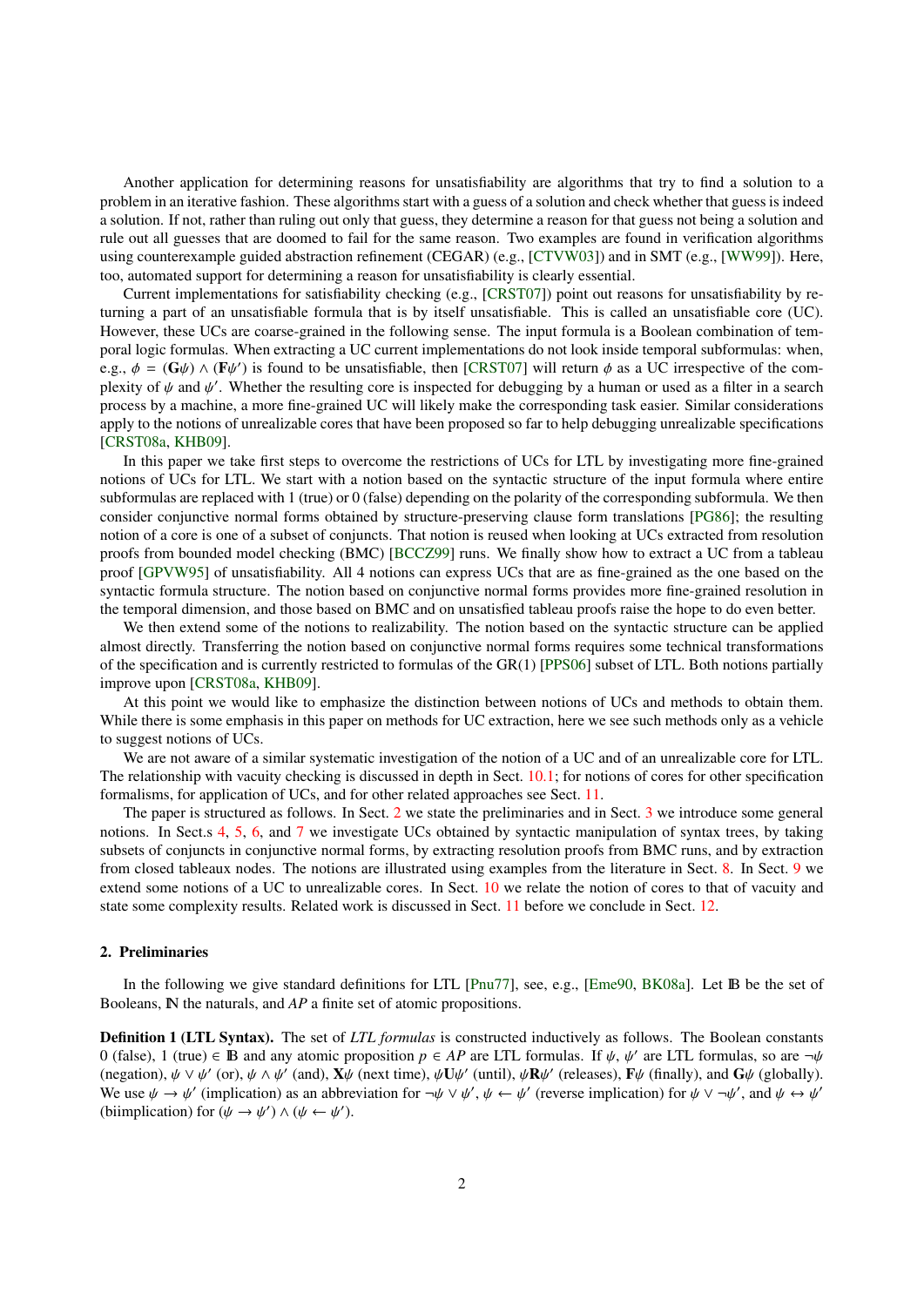Another application for determining reasons for unsatisfiability are algorithms that try to find a solution to a problem in an iterative fashion. These algorithms start with a guess of a solution and check whether that guess is indeed a solution. If not, rather than ruling out only that guess, they determine a reason for that guess not being a solution and rule out all guesses that are doomed to fail for the same reason. Two examples are found in verification algorithms using counterexample guided abstraction refinement (CEGAR) (e.g., [CTVW03]) and in SMT (e.g., [WW99]). Here, too, automated support for determining a reason for unsatisfiability is clearly essential.

Current implementations for satisfiability checking (e.g., [CRST07]) point out reasons for unsatisfiability by returning a part of an unsatisfiable formula that is by itself unsatisfiable. This is called an unsatisfiable core (UC). However, these UCs are coarse-grained in the following sense. The input formula is a Boolean combination of temporal logic formulas. When extracting a UC current implementations do not look inside temporal subformulas: when, e.g., $\phi = (\mathbf{G}\psi) \wedge (\mathbf{F}\psi')$ is found to be unsatisfiable, then [CRST07] will return $\phi$ as a UC irrespective of the complexity of $\psi$ and $\psi'$. Whether the resulting core is inspected for debugging by a human or used as a filter in a search process by a machine, a more fine-grained UC will likely make the corresponding task easier. Similar considerations apply to the notions of unrealizable cores that have been proposed so far to help debugging unrealizable specifications [CRST08a, KHB09].

In this paper we take first steps to overcome the restrictions of UCs for LTL by investigating more fine-grained notions of UCs for LTL. We start with a notion based on the syntactic structure of the input formula where entire subformulas are replaced with 1 (true) or 0 (false) depending on the polarity of the corresponding subformula. We then consider conjunctive normal forms obtained by structure-preserving clause form translations [PG86]; the resulting notion of a core is one of a subset of conjuncts. That notion is reused when looking at UCs extracted from resolution proofs from bounded model checking (BMC) [BCCZ99] runs. We finally show how to extract a UC from a tableau proof [GPVW95] of unsatisfiability. All 4 notions can express UCs that are as fine-grained as the one based on the syntactic formula structure. The notion based on conjunctive normal forms provides more fine-grained resolution in the temporal dimension, and those based on BMC and on unsatisfied tableau proofs raise the hope to do even better.

We then extend some of the notions to realizability. The notion based on the syntactic structure can be applied almost directly. Transferring the notion based on conjunctive normal forms requires some technical transformations of the specification and is currently restricted to formulas of the GR(1) [PPS06] subset of LTL. Both notions partially improve upon [CRST08a, KHB09].

At this point we would like to emphasize the distinction between notions of UCs and methods to obtain them. While there is some emphasis in this paper on methods for UC extraction, here we see such methods only as a vehicle to suggest notions of UCs.

We are not aware of a similar systematic investigation of the notion of a UC and of an unrealizable core for LTL. The relationship with vacuity checking is discussed in depth in Sect. 10.1; for notions of cores for other specification formalisms, for application of UCs, and for other related approaches see Sect. 11.

The paper is structured as follows. In Sect. 2 we state the preliminaries and in Sect. 3 we introduce some general notions. In Sect.s 4, 5, 6, and 7 we investigate UCs obtained by syntactic manipulation of syntax trees, by taking subsets of conjuncts in conjunctive normal forms, by extracting resolution proofs from BMC runs, and by extraction from closed tableaux nodes. The notions are illustrated using examples from the literature in Sect. 8. In Sect. 9 we extend some notions of a UC to unrealizable cores. In Sect. 10 we relate the notion of cores to that of vacuity and state some complexity results. Related work is discussed in Sect. 11 before we conclude in Sect. 12.

## 2. Preliminaries

In the following we give standard definitions for LTL [Pnu77], see, e.g., [Eme90, BK08a]. Let $\mathbb{B}$ be the set of Booleans, $\mathbb{N}$ the naturals, and $AP$ a finite set of atomic propositions.

**Definition 1 (LTL Syntax).** The set of *LTL formulas* is constructed inductively as follows. The Boolean constants 0 (false), 1 (true) $\in \mathbb{B}$ and any atomic proposition $p \in AP$ are LTL formulas. If $\psi$, $\psi'$ are LTL formulas, so are $\neg\psi$ (negation), $\psi \vee \psi'$ (or), $\psi \wedge \psi'$ (and), $\mathbf{X}\psi$ (next time), $\psi\mathbf{U}\psi'$ (until), $\psi\mathbf{R}\psi'$ (releases), $\mathbf{F}\psi$ (finally), and $\mathbf{G}\psi$ (globally). We use $\psi \rightarrow \psi'$ (implication) as an abbreviation for $\neg\psi \vee \psi'$, $\psi \leftarrow \psi'$ (reverse implication) for $\psi \vee \neg\psi'$, and $\psi \leftrightarrow \psi'$ (biimplication) for $(\psi \rightarrow \psi') \wedge (\psi \leftarrow \psi')$.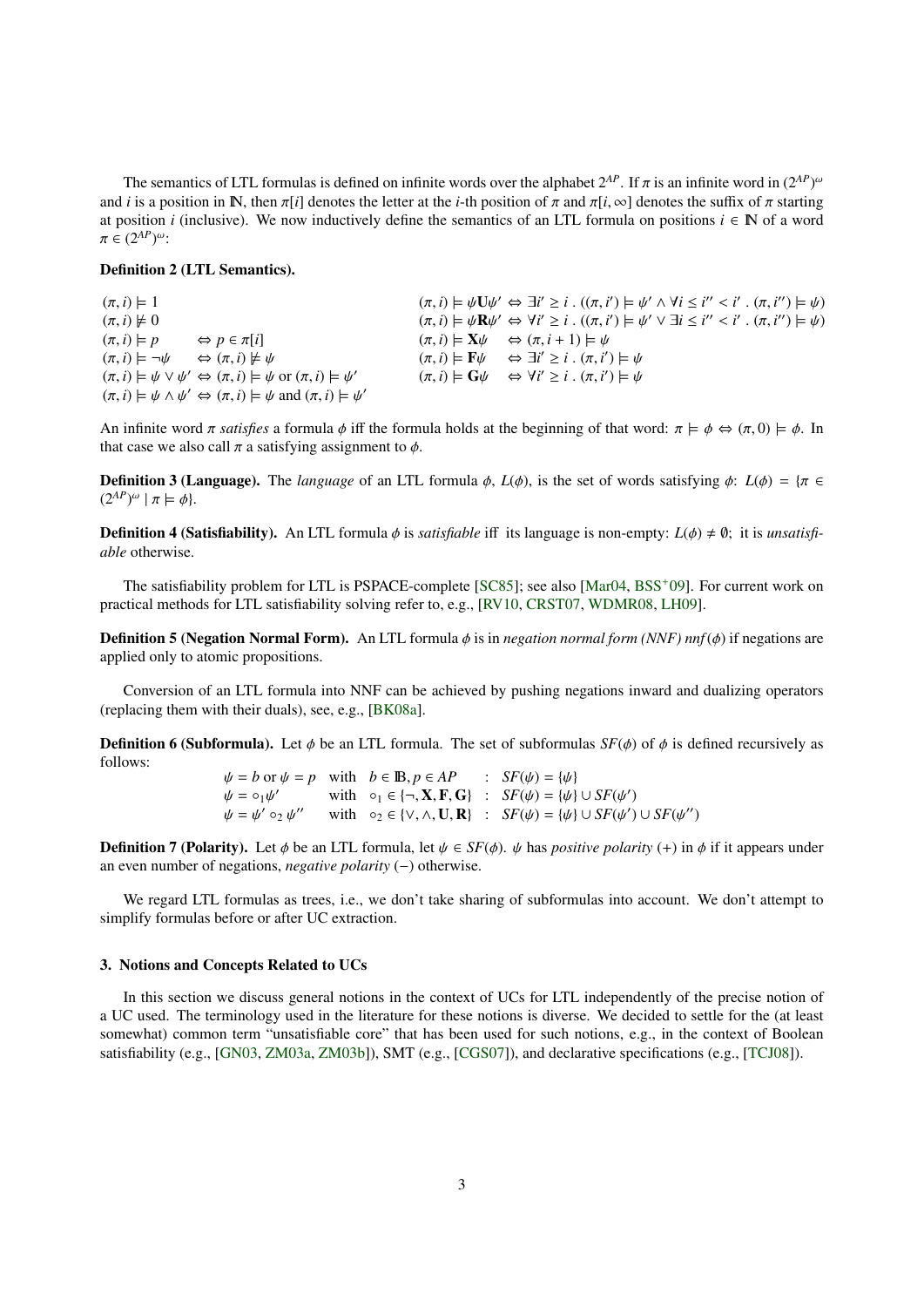The semantics of LTL formulas is defined on infinite words over the alphabet $2^{AP}$. If $\pi$ is an infinite word in $(2^{AP})^\omega$ and $i$ is a position in $\mathbb{N}$, then $\pi[i]$ denotes the letter at the $i$-th position of $\pi$ and $\pi[i, \infty]$ denotes the suffix of $\pi$ starting at position $i$ (inclusive). We now inductively define the semantics of an LTL formula on positions $i \in \mathbb{N}$ of a word $\pi \in (2^{AP})^\omega$:

**Definition 2 (LTL Semantics).**

$$
\begin{array}{lll}
(\pi, i) \models 1 & & \\
(\pi, i) \not\models 0 & & \\
(\pi, i) \models p & \Leftrightarrow & p \in \pi[i] \\
(\pi, i) \models \neg\psi & \Leftrightarrow & (\pi, i) \not\models \psi \\
(\pi, i) \models \psi \vee \psi' & \Leftrightarrow & (\pi, i) \models \psi \text{ or } (\pi, i) \models \psi' \\
(\pi, i) \models \psi \wedge \psi' & \Leftrightarrow & (\pi, i) \models \psi \text{ and } (\pi, i) \models \psi' \\
(\pi, i) \models \psi \mathbf{U} \psi' & \Leftrightarrow & \exists i' \geq i \,.\, ((\pi, i') \models \psi' \wedge \forall i \leq i'' < i' \,.\, (\pi, i'') \models \psi) \\
(\pi, i) \models \psi \mathbf{R} \psi' & \Leftrightarrow & \forall i' \geq i \,.\, ((\pi, i') \models \psi' \vee \exists i \leq i'' < i' \,.\, (\pi, i'') \models \psi) \\
(\pi, i) \models \mathbf{X}\psi & \Leftrightarrow & (\pi, i+1) \models \psi \\
(\pi, i) \models \mathbf{F}\psi & \Leftrightarrow & \exists i' \geq i \,.\, (\pi, i') \models \psi \\
(\pi, i) \models \mathbf{G}\psi & \Leftrightarrow & \forall i' \geq i \,.\, (\pi, i') \models \psi
\end{array}
$$

An infinite word $\pi$ *satisfies* a formula $\phi$ iff the formula holds at the beginning of that word: $\pi \models \phi \Leftrightarrow (\pi, 0) \models \phi$. In that case we also call $\pi$ a satisfying assignment to $\phi$.

**Definition 3 (Language).** The *language* of an LTL formula $\phi$, $L(\phi)$, is the set of words satisfying $\phi$: $L(\phi) = \{\pi \in (2^{AP})^\omega \mid \pi \models \phi\}$.

**Definition 4 (Satisfiability).** An LTL formula $\phi$ is *satisfiable* iff its language is non-empty: $L(\phi) \neq \emptyset$; it is *unsatisfiable* otherwise.

The satisfiability problem for LTL is PSPACE-complete [SC85]; see also [Mar04, BSS+09]. For current work on practical methods for LTL satisfiability solving refer to, e.g., [RV10, CRST07, WDMR08, LH09].

**Definition 5 (Negation Normal Form).** An LTL formula $\phi$ is in *negation normal form (NNF) nnf($\phi$)* if negations are applied only to atomic propositions.

Conversion of an LTL formula into NNF can be achieved by pushing negations inward and dualizing operators (replacing them with their duals), see, e.g., [BK08a].

**Definition 6 (Subformula).** Let $\phi$ be an LTL formula. The set of subformulas $SF(\phi)$ of $\phi$ is defined recursively as follows:

$$
\begin{array}{llll}
\psi = b \text{ or } \psi = p & \text{with} \quad b \in \mathbb{B}, p \in AP & : & SF(\psi) = \{\psi\} \\
\psi = \circ_1 \psi' & \text{with} \quad \circ_1 \in \{\neg, \mathbf{X}, \mathbf{F}, \mathbf{G}\} & : & SF(\psi) = \{\psi\} \cup SF(\psi') \\
\psi = \psi' \circ_2 \psi'' & \text{with} \quad \circ_2 \in \{\vee, \wedge, \mathbf{U}, \mathbf{R}\} & : & SF(\psi) = \{\psi\} \cup SF(\psi') \cup SF(\psi'')
\end{array}
$$

**Definition 7 (Polarity).** Let $\phi$ be an LTL formula, let $\psi \in SF(\phi)$. $\psi$ has *positive polarity* (+) in $\phi$ if it appears under an even number of negations, *negative polarity* (−) otherwise.

We regard LTL formulas as trees, i.e., we don't take sharing of subformulas into account. We don't attempt to simplify formulas before or after UC extraction.

### 3. Notions and Concepts Related to UCs

In this section we discuss general notions in the context of UCs for LTL independently of the precise notion of a UC used. The terminology used in the literature for these notions is diverse. We decided to settle for the (at least somewhat) common term "unsatisfiable core" that has been used for such notions, e.g., in the context of Boolean satisfiability (e.g., [GN03, ZM03a, ZM03b]), SMT (e.g., [CGS07]), and declarative specifications (e.g., [TCJ08]).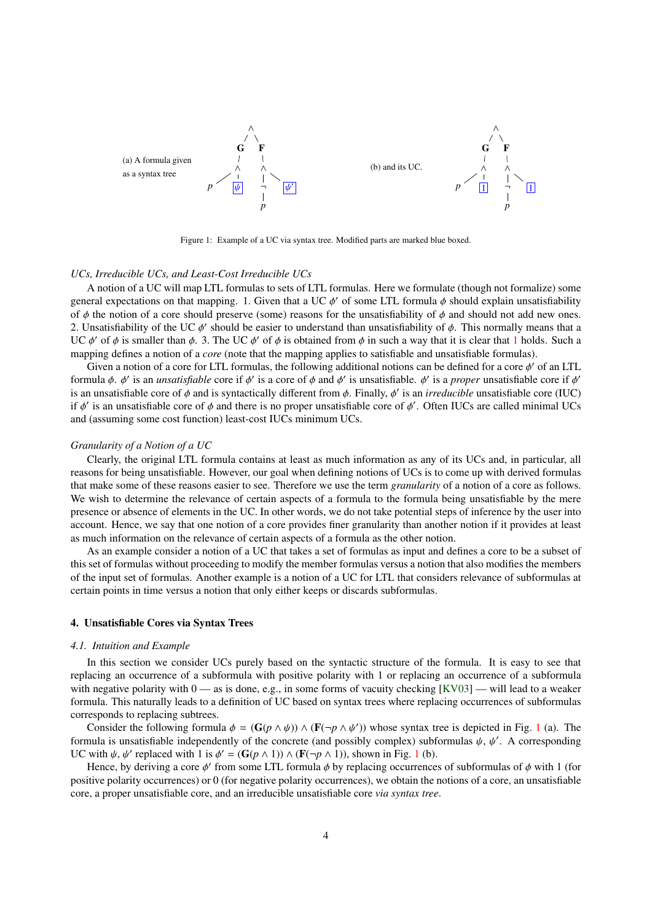(a) A formula given as a syntax tree

(b) and its UC.

Figure 1: Example of a UC via syntax tree. Modified parts are marked blue boxed.

*UCs, Irreducible UCs, and Least-Cost Irreducible UCs*

A notion of a UC will map LTL formulas to sets of LTL formulas. Here we formulate (though not formalize) some general expectations on that mapping. 1. Given that a UC $\phi'$ of some LTL formula $\phi$ should explain unsatisfiability of $\phi$ the notion of a core should preserve (some) reasons for the unsatisfiability of $\phi$ and should not add new ones. 2. Unsatisfiability of the UC $\phi'$ should be easier to understand than unsatisfiability of $\phi$. This normally means that a UC $\phi'$ of $\phi$ is smaller than $\phi$. 3. The UC $\phi'$ of $\phi$ is obtained from $\phi$ in such a way that it is clear that 1 holds. Such a mapping defines a notion of a *core* (note that the mapping applies to satisfiable and unsatisfiable formulas).

Given a notion of a core for LTL formulas, the following additional notions can be defined for a core $\phi'$ of an LTL formula $\phi$. $\phi'$ is an *unsatisfiable* core if $\phi'$ is a core of $\phi$ and $\phi'$ is unsatisfiable. $\phi'$ is a *proper* unsatisfiable core if $\phi'$ is an unsatisfiable core of $\phi$ and is syntactically different from $\phi$. Finally, $\phi'$ is an *irreducible* unsatisfiable core (IUC) if $\phi'$ is an unsatisfiable core of $\phi$ and there is no proper unsatisfiable core of $\phi'$. Often IUCs are called minimal UCs and (assuming some cost function) least-cost IUCs minimum UCs.

*Granularity of a Notion of a UC*

Clearly, the original LTL formula contains at least as much information as any of its UCs and, in particular, all reasons for being unsatisfiable. However, our goal when defining notions of UCs is to come up with derived formulas that make some of these reasons easier to see. Therefore we use the term *granularity* of a notion of a core as follows. We wish to determine the relevance of certain aspects of a formula to the formula being unsatisfiable by the mere presence or absence of elements in the UC. In other words, we do not take potential steps of inference by the user into account. Hence, we say that one notion of a core provides finer granularity than another notion if it provides at least as much information on the relevance of certain aspects of a formula as the other notion.

As an example consider a notion of a UC that takes a set of formulas as input and defines a core to be a subset of this set of formulas without proceeding to modify the member formulas versus a notion that also modifies the members of the input set of formulas. Another example is a notion of a UC for LTL that considers relevance of subformulas at certain points in time versus a notion that only either keeps or discards subformulas.

## 4. Unsatisfiable Cores via Syntax Trees

### *4.1. Intuition and Example*

In this section we consider UCs purely based on the syntactic structure of the formula. It is easy to see that replacing an occurrence of a subformula with positive polarity with 1 or replacing an occurrence of a subformula with negative polarity with 0 — as is done, e.g., in some forms of vacuity checking [KV03] — will lead to a weaker formula. This naturally leads to a definition of UC based on syntax trees where replacing occurrences of subformulas corresponds to replacing subtrees.

Consider the following formula $\phi = (\mathbf{G}(p \wedge \psi)) \wedge (\mathbf{F}(\neg p \wedge \psi'))$ whose syntax tree is depicted in Fig. 1 (a). The formula is unsatisfiable independently of the concrete (and possibly complex) subformulas $\psi$, $\psi'$. A corresponding UC with $\psi$, $\psi'$ replaced with 1 is $\phi' = (\mathbf{G}(p \wedge 1)) \wedge (\mathbf{F}(\neg p \wedge 1))$, shown in Fig. 1 (b).

Hence, by deriving a core $\phi'$ from some LTL formula $\phi$ by replacing occurrences of subformulas of $\phi$ with 1 (for positive polarity occurrences) or 0 (for negative polarity occurrences), we obtain the notions of a core, an unsatisfiable core, a proper unsatisfiable core, and an irreducible unsatisfiable core *via syntax tree*.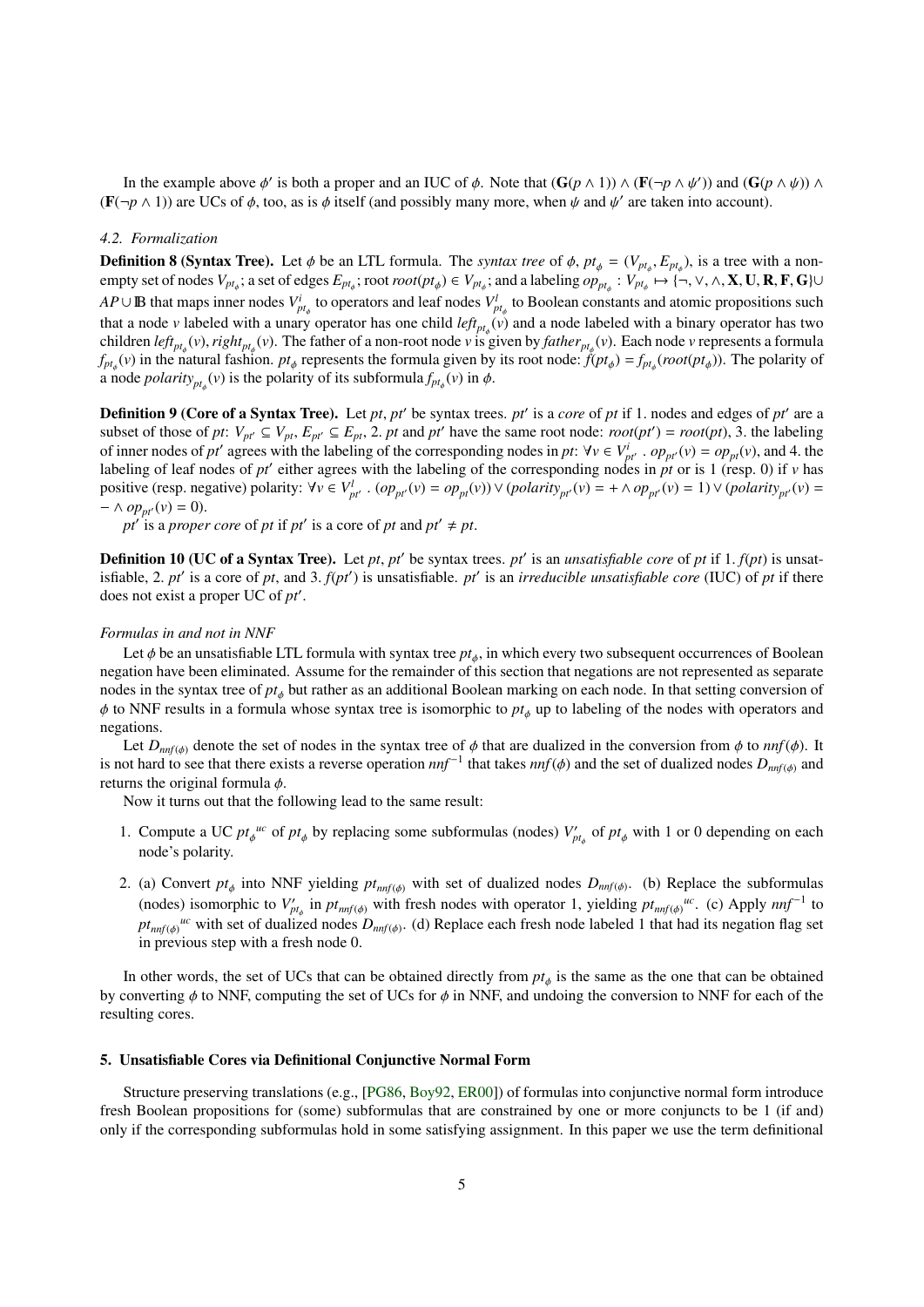In the example above $\phi'$ is both a proper and an IUC of $\phi$. Note that $(\mathbf{G}(p \wedge 1)) \wedge (\mathbf{F}(\neg p \wedge \psi'))$ and $(\mathbf{G}(p \wedge \psi)) \wedge (\mathbf{F}(\neg p \wedge 1))$ are UCs of $\phi$, too, as is $\phi$ itself (and possibly many more, when $\psi$ and $\psi'$ are taken into account).

### *4.2. Formalization*

**Definition 8 (Syntax Tree).** Let $\phi$ be an LTL formula. The *syntax tree* of $\phi$, $pt_\phi = (V_{pt_\phi}, E_{pt_\phi})$, is a tree with a non-empty set of nodes $V_{pt_\phi}$; a set of edges $E_{pt_\phi}$; root $root(pt_\phi) \in V_{pt_\phi}$; and a labeling $op_{pt_\phi} : V_{pt_\phi} \mapsto \{\neg, \vee, \wedge, \mathbf{X}, \mathbf{U}, \mathbf{R}, \mathbf{F}, \mathbf{G}\} \cup AP \cup \mathbb{B}$ that maps inner nodes $V^i_{pt_\phi}$ to operators and leaf nodes $V^l_{pt_\phi}$ to Boolean constants and atomic propositions such that a node $v$ labeled with a unary operator has one child $left_{pt_\phi}(v)$ and a node labeled with a binary operator has two children $left_{pt_\phi}(v), right_{pt_\phi}(v)$. The father of a non-root node $v$ is given by $father_{pt_\phi}(v)$. Each node $v$ represents a formula $f_{pt_\phi}(v)$ in the natural fashion. $pt_\phi$ represents the formula given by its root node: $f(pt_\phi) = f_{pt_\phi}(root(pt_\phi))$. The polarity of a node $polarity_{pt_\phi}(v)$ is the polarity of its subformula $f_{pt_\phi}(v)$ in $\phi$.

**Definition 9 (Core of a Syntax Tree).** Let $pt, pt'$ be syntax trees. $pt'$ is a *core* of $pt$ if 1. nodes and edges of $pt'$ are a subset of those of $pt$: $V_{pt'} \subseteq V_{pt}$, $E_{pt'} \subseteq E_{pt}$, 2. $pt$ and $pt'$ have the same root node: $root(pt') = root(pt)$, 3. the labeling of inner nodes of $pt'$ agrees with the labeling of the corresponding nodes in $pt$: $\forall v \in V^i_{pt'} \,.\, op_{pt'}(v) = op_{pt}(v)$, and 4. the labeling of leaf nodes of $pt'$ either agrees with the labeling of the corresponding nodes in $pt$ or is 1 (resp. 0) if $v$ has positive (resp. negative) polarity: $\forall v \in V^l_{pt'} \,.\, (op_{pt'}(v) = op_{pt}(v)) \vee (polarity_{pt'}(v) = + \wedge op_{pt'}(v) = 1) \vee (polarity_{pt'}(v) = - \wedge op_{pt'}(v) = 0)$.

$pt'$ is a *proper core* of $pt$ if $pt'$ is a core of $pt$ and $pt' \neq pt$.

**Definition 10 (UC of a Syntax Tree).** Let $pt, pt'$ be syntax trees. $pt'$ is an *unsatisfiable core* of $pt$ if 1. $f(pt)$ is unsatisfiable, 2. $pt'$ is a core of $pt$, and 3. $f(pt')$ is unsatisfiable. $pt'$ is an *irreducible unsatisfiable core* (IUC) of $pt$ if there does not exist a proper UC of $pt'$.

*Formulas in and not in NNF*

Let $\phi$ be an unsatisfiable LTL formula with syntax tree $pt_\phi$, in which every two subsequent occurrences of Boolean negation have been eliminated. Assume for the remainder of this section that negations are not represented as separate nodes in the syntax tree of $pt_\phi$ but rather as an additional Boolean marking on each node. In that setting conversion of $\phi$ to NNF results in a formula whose syntax tree is isomorphic to $pt_\phi$ up to labeling of the nodes with operators and negations.

Let $D_{nnf(\phi)}$ denote the set of nodes in the syntax tree of $\phi$ that are dualized in the conversion from $\phi$ to $nnf(\phi)$. It is not hard to see that there exists a reverse operation $nnf^{-1}$ that takes $nnf(\phi)$ and the set of dualized nodes $D_{nnf(\phi)}$ and returns the original formula $\phi$.

Now it turns out that the following lead to the same result:

1. Compute a UC ${pt_\phi}^{uc}$ of $pt_\phi$ by replacing some subformulas (nodes) $V'_{pt_\phi}$ of $pt_\phi$ with 1 or 0 depending on each node's polarity.
2. (a) Convert $pt_\phi$ into NNF yielding $pt_{nnf(\phi)}$ with set of dualized nodes $D_{nnf(\phi)}$. (b) Replace the subformulas (nodes) isomorphic to $V'_{pt_\phi}$ in $pt_{nnf(\phi)}$ with fresh nodes with operator 1, yielding ${pt_{nnf(\phi)}}^{uc}$. (c) Apply $nnf^{-1}$ to ${pt_{nnf(\phi)}}^{uc}$ with set of dualized nodes $D_{nnf(\phi)}$. (d) Replace each fresh node labeled 1 that had its negation flag set in previous step with a fresh node 0.

In other words, the set of UCs that can be obtained directly from $pt_\phi$ is the same as the one that can be obtained by converting $\phi$ to NNF, computing the set of UCs for $\phi$ in NNF, and undoing the conversion to NNF for each of the resulting cores.

## 5. Unsatisfiable Cores via Definitional Conjunctive Normal Form

Structure preserving translations (e.g., [PG86, Boy92, ER00]) of formulas into conjunctive normal form introduce fresh Boolean propositions for (some) subformulas that are constrained by one or more conjuncts to be 1 (if and) only if the corresponding subformulas hold in some satisfying assignment. In this paper we use the term definitional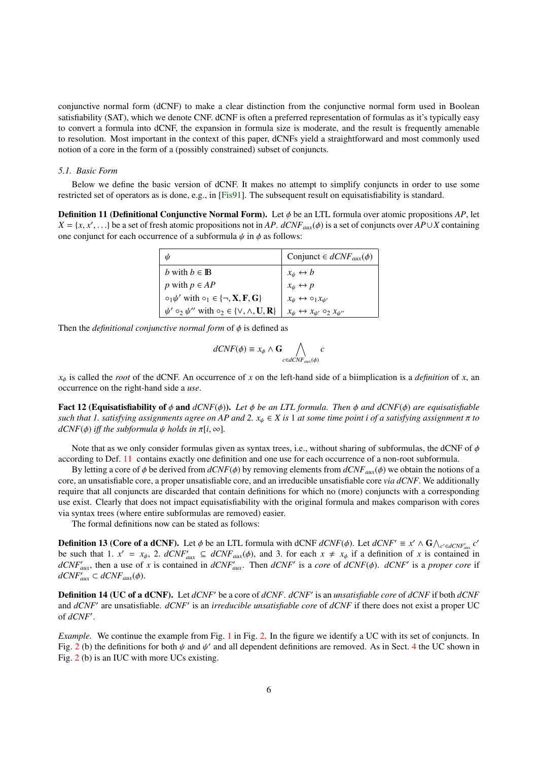conjunctive normal form (dCNF) to make a clear distinction from the conjunctive normal form used in Boolean satisfiability (SAT), which we denote CNF. dCNF is often a preferred representation of formulas as it's typically easy to convert a formula into dCNF, the expansion in formula size is moderate, and the result is frequently amenable to resolution. Most important in the context of this paper, dCNFs yield a straightforward and most commonly used notion of a core in the form of a (possibly constrained) subset of conjuncts.

### 5.1. Basic Form

Below we define the basic version of dCNF. It makes no attempt to simplify conjuncts in order to use some restricted set of operators as is done, e.g., in [Fis91]. The subsequent result on equisatisfiability is standard.

**Definition 11 (Definitional Conjunctive Normal Form).** Let $\phi$ be an LTL formula over atomic propositions $AP$, let $X = \{x, x', \ldots\}$ be a set of fresh atomic propositions not in $AP$. $dCNF_{aux}(\phi)$ is a set of conjuncts over $AP \cup X$ containing one conjunct for each occurrence of a subformula $\psi$ in $\phi$ as follows:

| $\psi$ | Conjunct $\in dCNF_{aux}(\phi)$ |
| --- | --- |
| $b$ with $b \in \mathbb{B}$ | $x_\psi \leftrightarrow b$ |
| $p$ with $p \in AP$ | $x_\psi \leftrightarrow p$ |
| $\circ_1 \psi'$ with $\circ_1 \in \{\neg, \mathbf{X}, \mathbf{F}, \mathbf{G}\}$ | $x_\psi \leftrightarrow \circ_1 x_{\psi'}$ |
| $\psi' \circ_2 \psi''$ with $\circ_2 \in \{\vee, \wedge, \mathbf{U}, \mathbf{R}\}$ | $x_\psi \leftrightarrow x_{\psi'} \circ_2 x_{\psi''}$ |

Then the *definitional conjunctive normal form* of $\phi$ is defined as

$$dCNF(\phi) \equiv x_\phi \wedge \mathbf{G} \bigwedge_{c \in dCNF_{aux}(\phi)} c$$

$x_\phi$ is called the *root* of the dCNF. An occurrence of $x$ on the left-hand side of a biimplication is a *definition* of $x$, an occurrence on the right-hand side a *use*.

**Fact 12 (Equisatisfiability of $\phi$ and $dCNF(\phi)$).** *Let $\phi$ be an LTL formula. Then $\phi$ and $dCNF(\phi)$ are equisatisfiable such that 1. satisfying assignments agree on AP and 2. $x_\psi \in X$ is 1 at some time point $i$ of a satisfying assignment $\pi$ to $dCNF(\phi)$ iff the subformula $\psi$ holds in $\pi[i, \infty]$.*

Note that as we only consider formulas given as syntax trees, i.e., without sharing of subformulas, the dCNF of $\phi$ according to Def. 11 contains exactly one definition and one use for each occurrence of a non-root subformula.

By letting a core of $\phi$ be derived from $dCNF(\phi)$ by removing elements from $dCNF_{aux}(\phi)$ we obtain the notions of a core, an unsatisfiable core, a proper unsatisfiable core, and an irreducible unsatisfiable core *via dCNF*. We additionally require that all conjuncts are discarded that contain definitions for which no (more) conjuncts with a corresponding use exist. Clearly that does not impact equisatisfiability with the original formula and makes comparison with cores via syntax trees (where entire subformulas are removed) easier.

The formal definitions now can be stated as follows:

**Definition 13 (Core of a dCNF).** Let $\phi$ be an LTL formula with dCNF $dCNF(\phi)$. Let $dCNF' \equiv x' \wedge \mathbf{G} \bigwedge_{c' \in dCNF'_{aux}} c'$ be such that 1. $x' = x_\phi$, 2. $dCNF'_{aux} \subseteq dCNF_{aux}(\phi)$, and 3. for each $x \neq x_\phi$ if a definition of $x$ is contained in $dCNF'_{aux}$, then a use of $x$ is contained in $dCNF'_{aux}$. Then $dCNF'$ is a *core* of $dCNF(\phi)$. $dCNF'$ is a *proper core* if $dCNF'_{aux} \subset dCNF_{aux}(\phi)$.

**Definition 14 (UC of a dCNF).** Let $dCNF'$ be a core of $dCNF$. $dCNF'$ is an *unsatisfiable core* of $dCNF$ if both $dCNF$ and $dCNF'$ are unsatisfiable. $dCNF'$ is an *irreducible unsatisfiable core* of $dCNF$ if there does not exist a proper UC of $dCNF'$.

*Example.* We continue the example from Fig. 1 in Fig. 2. In the figure we identify a UC with its set of conjuncts. In Fig. 2 (b) the definitions for both $\psi$ and $\psi'$ and all dependent definitions are removed. As in Sect. 4 the UC shown in Fig. 2 (b) is an IUC with more UCs existing.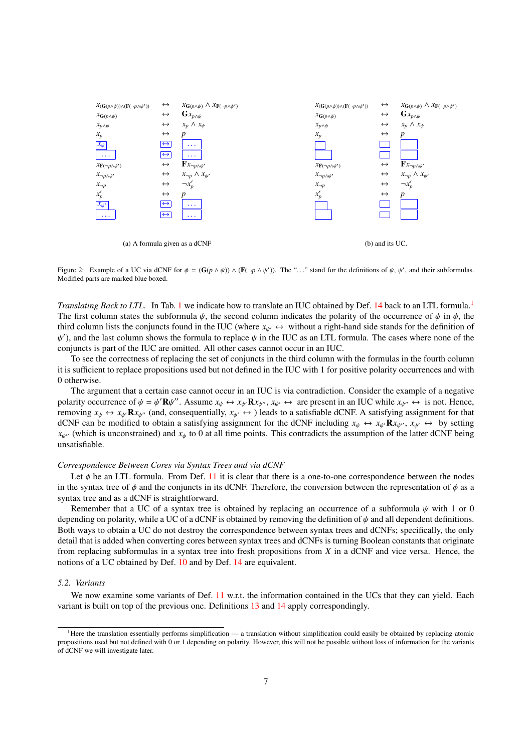| | | |
|---|---|---|
| $x_{(\mathbf{G}(p\wedge\psi))\wedge(\mathbf{F}(\neg p\wedge\psi'))}$ | $\leftrightarrow$ | $x_{\mathbf{G}(p\wedge\psi)} \wedge x_{\mathbf{F}(\neg p\wedge\psi')}$ |
| $x_{\mathbf{G}(p\wedge\psi)}$ | $\leftrightarrow$ | $\mathbf{G}x_{p\wedge\psi}$ |
| $x_{p\wedge\psi}$ | $\leftrightarrow$ | $x_p \wedge x_\psi$ |
| $x_p$ | $\leftrightarrow$ | $p$ |
| $x_\psi$ | $\leftrightarrow$ | ... |
| ... | $\leftrightarrow$ | ... |
| $x_{\mathbf{F}(\neg p\wedge\psi')}$ | $\leftrightarrow$ | $\mathbf{F}x_{\neg p\wedge\psi'}$ |
| $x_{\neg p\wedge\psi'}$ | $\leftrightarrow$ | $x_{\neg p} \wedge x_{\psi'}$ |
| $x_{\neg p}$ | $\leftrightarrow$ | $\neg x'_p$ |
| $x'_p$ | $\leftrightarrow$ | $p$ |
| $x_{\psi'}$ | $\leftrightarrow$ | ... |
| ... | $\leftrightarrow$ | ... |

(a) A formula given as a dCNF

| | | |
|---|---|---|
| $x_{(\mathbf{G}(p\wedge\psi))\wedge(\mathbf{F}(\neg p\wedge\psi'))}$ | $\leftrightarrow$ | $x_{\mathbf{G}(p\wedge\psi)} \wedge x_{\mathbf{F}(\neg p\wedge\psi')}$ |
| $x_{\mathbf{G}(p\wedge\psi)}$ | $\leftrightarrow$ | $\mathbf{G}x_{p\wedge\psi}$ |
| $x_{p\wedge\psi}$ | $\leftrightarrow$ | $x_p \wedge x_\psi$ |
| $x_p$ | $\leftrightarrow$ | $p$ |
| | | |
| | | |
| $x_{\mathbf{F}(\neg p\wedge\psi')}$ | $\leftrightarrow$ | $\mathbf{F}x_{\neg p\wedge\psi'}$ |
| $x_{\neg p\wedge\psi'}$ | $\leftrightarrow$ | $x_{\neg p} \wedge x_{\psi'}$ |
| $x_{\neg p}$ | $\leftrightarrow$ | $\neg x'_p$ |
| $x'_p$ | $\leftrightarrow$ | $p$ |
| | | |
| | | |

(b) and its UC.

Figure 2: Example of a UC via dCNF for $\phi = (\mathbf{G}(p \wedge \psi)) \wedge (\mathbf{F}(\neg p \wedge \psi'))$. The "..." stand for the definitions of $\psi$, $\psi'$, and their subformulas. Modified parts are marked blue boxed.

*Translating Back to LTL.* In Tab. 1 we indicate how to translate an IUC obtained by Def. 14 back to an LTL formula.[1] The first column states the subformula $\psi$, the second column indicates the polarity of the occurrence of $\psi$ in $\phi$, the third column lists the conjuncts found in the IUC (where $x_{\psi'} \leftrightarrow$ without a right-hand side stands for the definition of $\psi'$), and the last column shows the formula to replace $\psi$ in the IUC as an LTL formula. The cases where none of the conjuncts is part of the IUC are omitted. All other cases cannot occur in an IUC.

To see the correctness of replacing the set of conjuncts in the third column with the formulas in the fourth column it is sufficient to replace propositions used but not defined in the IUC with 1 for positive polarity occurrences and with 0 otherwise.

The argument that a certain case cannot occur in an IUC is via contradiction. Consider the example of a negative polarity occurrence of $\psi = \psi'\mathbf{R}\psi''$. Assume $x_\psi \leftrightarrow x_{\psi'}\mathbf{R}x_{\psi''}$, $x_{\psi'} \leftrightarrow$ are present in an IUC while $x_{\psi''} \leftrightarrow$ is not. Hence, removing $x_\psi \leftrightarrow x_{\psi'}\mathbf{R}x_{\psi''}$ (and, consequentially, $x_{\psi'} \leftrightarrow$) leads to a satisfiable dCNF. A satisfying assignment for that dCNF can be modified to obtain a satisfying assignment for the dCNF including $x_\psi \leftrightarrow x_{\psi'}\mathbf{R}x_{\psi''}$, $x_{\psi'} \leftrightarrow$ by setting $x_{\psi''}$ (which is unconstrained) and $x_\psi$ to 0 at all time points. This contradicts the assumption of the latter dCNF being unsatisfiable.

*Correspondence Between Cores via Syntax Trees and via dCNF*

Let $\phi$ be an LTL formula. From Def. 11 it is clear that there is a one-to-one correspondence between the nodes in the syntax tree of $\phi$ and the conjuncts in its dCNF. Therefore, the conversion between the representation of $\phi$ as a syntax tree and as a dCNF is straightforward.

Remember that a UC of a syntax tree is obtained by replacing an occurrence of a subformula $\psi$ with 1 or 0 depending on polarity, while a UC of a dCNF is obtained by removing the definition of $\psi$ and all dependent definitions. Both ways to obtain a UC do not destroy the correspondence between syntax trees and dCNFs; specifically, the only detail that is added when converting cores between syntax trees and dCNFs is turning Boolean constants that originate from replacing subformulas in a syntax tree into fresh propositions from $X$ in a dCNF and vice versa. Hence, the notions of a UC obtained by Def. 10 and by Def. 14 are equivalent.

### 5.2. Variants

We now examine some variants of Def. 11 w.r.t. the information contained in the UCs that they can yield. Each variant is built on top of the previous one. Definitions 13 and 14 apply correspondingly.

[1] Here the translation essentially performs simplification — a translation without simplification could easily be obtained by replacing atomic propositions used but not defined with 0 or 1 depending on polarity. However, this will not be possible without loss of information for the variants of dCNF we will investigate later.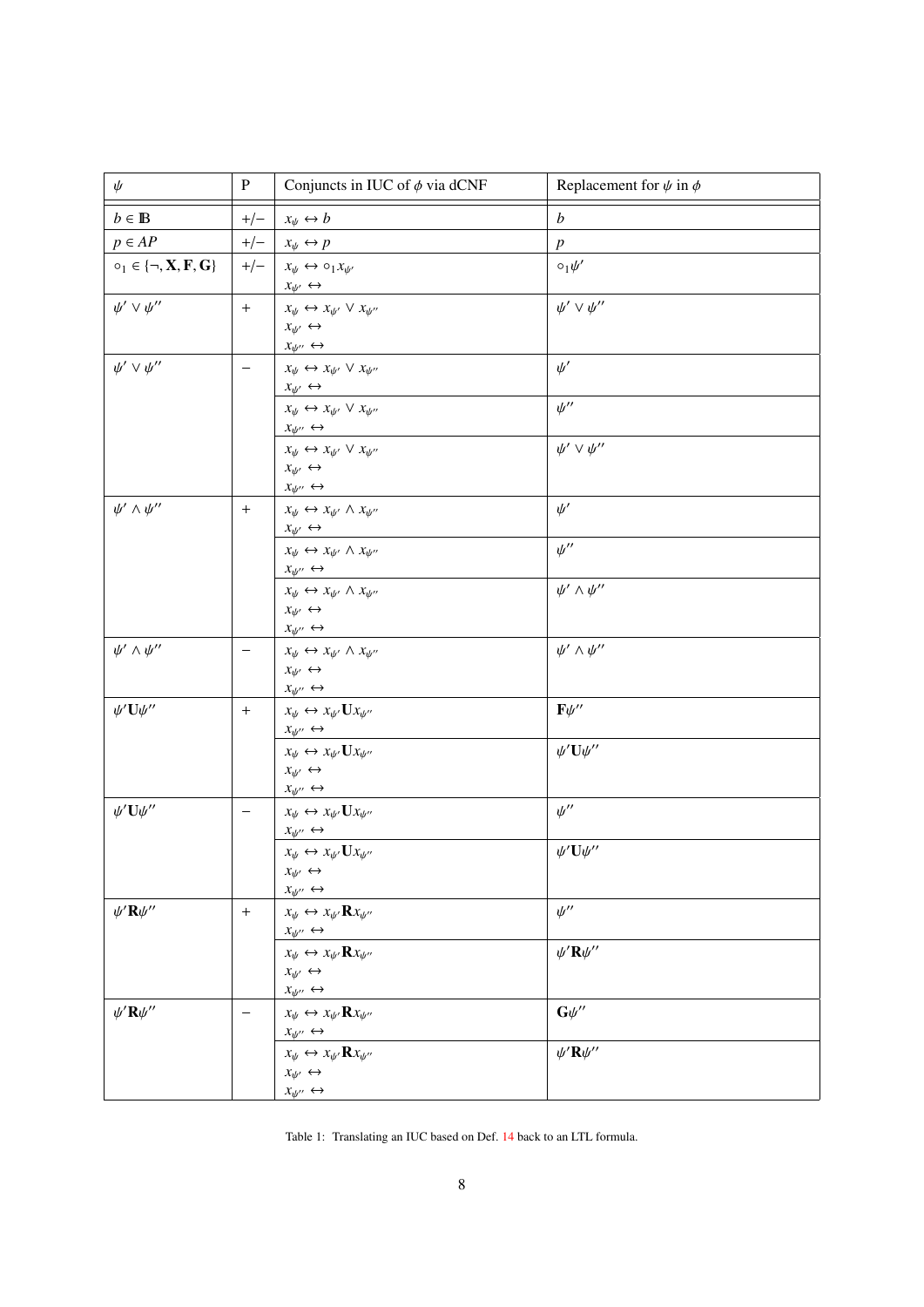| $\psi$ | P | Conjuncts in IUC of $\phi$ via dCNF | Replacement for $\psi$ in $\phi$ |
|---|---|---|---|
| $b \in \mathbb{B}$ | $+/-$ | $x_\psi \leftrightarrow b$ | $b$ |
| $p \in AP$ | $+/-$ | $x_\psi \leftrightarrow p$ | $p$ |
| $\circ_1 \in \{\neg, \mathbf{X}, \mathbf{F}, \mathbf{G}\}$ | $+/-$ | $x_\psi \leftrightarrow \circ_1 x_{\psi'}$<br>$x_{\psi'} \leftrightarrow$ | $\circ_1 \psi'$ |
| $\psi' \vee \psi''$ | $+$ | $x_\psi \leftrightarrow x_{\psi'} \vee x_{\psi''}$<br>$x_{\psi'} \leftrightarrow$<br>$x_{\psi''} \leftrightarrow$ | $\psi' \vee \psi''$ |
| $\psi' \vee \psi''$ | $-$ | $x_\psi \leftrightarrow x_{\psi'} \vee x_{\psi''}$<br>$x_{\psi'} \leftrightarrow$ | $\psi'$ |
| | | $x_\psi \leftrightarrow x_{\psi'} \vee x_{\psi''}$<br>$x_{\psi''} \leftrightarrow$ | $\psi''$ |
| | | $x_\psi \leftrightarrow x_{\psi'} \vee x_{\psi''}$<br>$x_{\psi'} \leftrightarrow$<br>$x_{\psi''} \leftrightarrow$ | $\psi' \vee \psi''$ |
| $\psi' \wedge \psi''$ | $+$ | $x_\psi \leftrightarrow x_{\psi'} \wedge x_{\psi''}$<br>$x_{\psi'} \leftrightarrow$ | $\psi'$ |
| | | $x_\psi \leftrightarrow x_{\psi'} \wedge x_{\psi''}$<br>$x_{\psi''} \leftrightarrow$ | $\psi''$ |
| | | $x_\psi \leftrightarrow x_{\psi'} \wedge x_{\psi''}$<br>$x_{\psi'} \leftrightarrow$<br>$x_{\psi''} \leftrightarrow$ | $\psi' \wedge \psi''$ |
| $\psi' \wedge \psi''$ | $-$ | $x_\psi \leftrightarrow x_{\psi'} \wedge x_{\psi''}$<br>$x_{\psi'} \leftrightarrow$<br>$x_{\psi''} \leftrightarrow$ | $\psi' \wedge \psi''$ |
| $\psi' \mathbf{U} \psi''$ | $+$ | $x_\psi \leftrightarrow x_{\psi'} \mathbf{U} x_{\psi''}$<br>$x_{\psi''} \leftrightarrow$ | $\mathbf{F}\psi''$ |
| | | $x_\psi \leftrightarrow x_{\psi'} \mathbf{U} x_{\psi''}$<br>$x_{\psi'} \leftrightarrow$<br>$x_{\psi''} \leftrightarrow$ | $\psi' \mathbf{U} \psi''$ |
| $\psi' \mathbf{U} \psi''$ | $-$ | $x_\psi \leftrightarrow x_{\psi'} \mathbf{U} x_{\psi''}$<br>$x_{\psi''} \leftrightarrow$ | $\psi''$ |
| | | $x_\psi \leftrightarrow x_{\psi'} \mathbf{U} x_{\psi''}$<br>$x_{\psi'} \leftrightarrow$<br>$x_{\psi''} \leftrightarrow$ | $\psi' \mathbf{U} \psi''$ |
| $\psi' \mathbf{R} \psi''$ | $+$ | $x_\psi \leftrightarrow x_{\psi'} \mathbf{R} x_{\psi''}$<br>$x_{\psi''} \leftrightarrow$ | $\psi''$ |
| | | $x_\psi \leftrightarrow x_{\psi'} \mathbf{R} x_{\psi''}$<br>$x_{\psi'} \leftrightarrow$<br>$x_{\psi''} \leftrightarrow$ | $\psi' \mathbf{R} \psi''$ |
| $\psi' \mathbf{R} \psi''$ | $-$ | $x_\psi \leftrightarrow x_{\psi'} \mathbf{R} x_{\psi''}$<br>$x_{\psi''} \leftrightarrow$ | $\mathbf{G}\psi''$ |
| | | $x_\psi \leftrightarrow x_{\psi'} \mathbf{R} x_{\psi''}$<br>$x_{\psi'} \leftrightarrow$<br>$x_{\psi''} \leftrightarrow$ | $\psi' \mathbf{R} \psi''$ |

Table 1: Translating an IUC based on Def. 14 back to an LTL formula.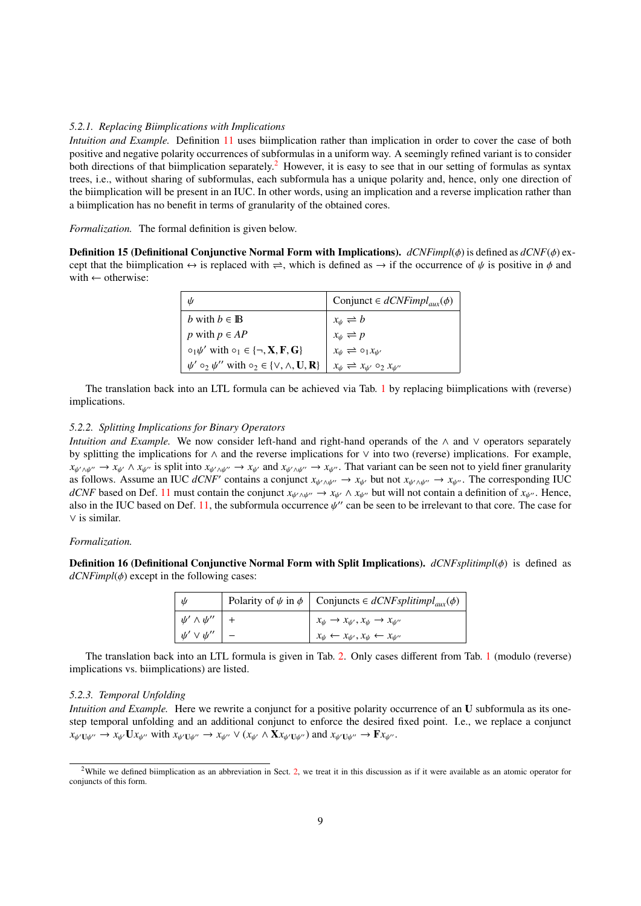#### 5.2.1. Replacing Biimplications with Implications

*Intuition and Example.* Definition 11 uses biimplication rather than implication in order to cover the case of both positive and negative polarity occurrences of subformulas in a uniform way. A seemingly refined variant is to consider both directions of that biimplication separately.[2] However, it is easy to see that in our setting of formulas as syntax trees, i.e., without sharing of subformulas, each subformula has a unique polarity and, hence, only one direction of the biimplication will be present in an IUC. In other words, using an implication and a reverse implication rather than a biimplication has no benefit in terms of granularity of the obtained cores.

*Formalization.* The formal definition is given below.

**Definition 15 (Definitional Conjunctive Normal Form with Implications).** $dCNFimpl(\phi)$ is defined as $dCNF(\phi)$ except that the biimplication $\leftrightarrow$ is replaced with $\rightleftharpoons$, which is defined as $\rightarrow$ if the occurrence of $\psi$ is positive in $\phi$ and with $\leftarrow$ otherwise:

| $\psi$ | Conjunct $\in dCNFimpl_{aux}(\phi)$ |
|---|---|
| $b$ with $b \in \mathbb{B}$ | $x_\psi \rightleftharpoons b$ |
| $p$ with $p \in AP$ | $x_\psi \rightleftharpoons p$ |
| $\circ_1 \psi'$ with $\circ_1 \in \{\neg, \mathbf{X}, \mathbf{F}, \mathbf{G}\}$ | $x_\psi \rightleftharpoons \circ_1 x_{\psi'}$ |
| $\psi' \circ_2 \psi''$ with $\circ_2 \in \{\vee, \wedge, \mathbf{U}, \mathbf{R}\}$ | $x_\psi \rightleftharpoons x_{\psi'} \circ_2 x_{\psi''}$ |

The translation back into an LTL formula can be achieved via Tab. 1 by replacing biimplications with (reverse) implications.

#### 5.2.2. Splitting Implications for Binary Operators

*Intuition and Example.* We now consider left-hand and right-hand operands of the $\wedge$ and $\vee$ operators separately by splitting the implications for $\wedge$ and the reverse implications for $\vee$ into two (reverse) implications. For example, $x_{\psi' \wedge \psi''} \rightarrow x_{\psi'} \wedge x_{\psi''}$ is split into $x_{\psi' \wedge \psi''} \rightarrow x_{\psi'}$ and $x_{\psi' \wedge \psi''} \rightarrow x_{\psi''}$. That variant can be seen not to yield finer granularity as follows. Assume an IUC $dCNF'$ contains a conjunct $x_{\psi' \wedge \psi''} \rightarrow x_{\psi'}$ but not $x_{\psi' \wedge \psi''} \rightarrow x_{\psi''}$. The corresponding IUC *dCNF* based on Def. 11 must contain the conjunct $x_{\psi' \wedge \psi''} \rightarrow x_{\psi'} \wedge x_{\psi''}$ but will not contain a definition of $x_{\psi''}$. Hence, also in the IUC based on Def. 11, the subformula occurrence $\psi''$ can be seen to be irrelevant to that core. The case for $\vee$ is similar.

*Formalization.*

**Definition 16 (Definitional Conjunctive Normal Form with Split Implications).** $dCNFsplitimpl(\phi)$ is defined as $dCNFimpl(\phi)$ except in the following cases:

| $\psi$ | Polarity of $\psi$ in $\phi$ | Conjuncts $\in dCNFsplitimpl_{aux}(\phi)$ |
|---|---|---|
| $\psi' \wedge \psi''$ | + | $x_\psi \rightarrow x_{\psi'}, x_\psi \rightarrow x_{\psi''}$ |
| $\psi' \vee \psi''$ | − | $x_\psi \leftarrow x_{\psi'}, x_\psi \leftarrow x_{\psi''}$ |

The translation back into an LTL formula is given in Tab. 2. Only cases different from Tab. 1 (modulo (reverse) implications vs. biimplications) are listed.

#### 5.2.3. Temporal Unfolding

*Intuition and Example.* Here we rewrite a conjunct for a positive polarity occurrence of an $\mathbf{U}$ subformula as its one-step temporal unfolding and an additional conjunct to enforce the desired fixed point. I.e., we replace a conjunct $x_{\psi' \mathbf{U} \psi''} \rightarrow x_{\psi'} \mathbf{U} x_{\psi''}$ with $x_{\psi' \mathbf{U} \psi''} \rightarrow x_{\psi''} \vee (x_{\psi'} \wedge \mathbf{X} x_{\psi' \mathbf{U} \psi''})$ and $x_{\psi' \mathbf{U} \psi''} \rightarrow \mathbf{F} x_{\psi''}$.

[2] While we defined biimplication as an abbreviation in Sect. 2, we treat it in this discussion as if it were available as an atomic operator for conjuncts of this form.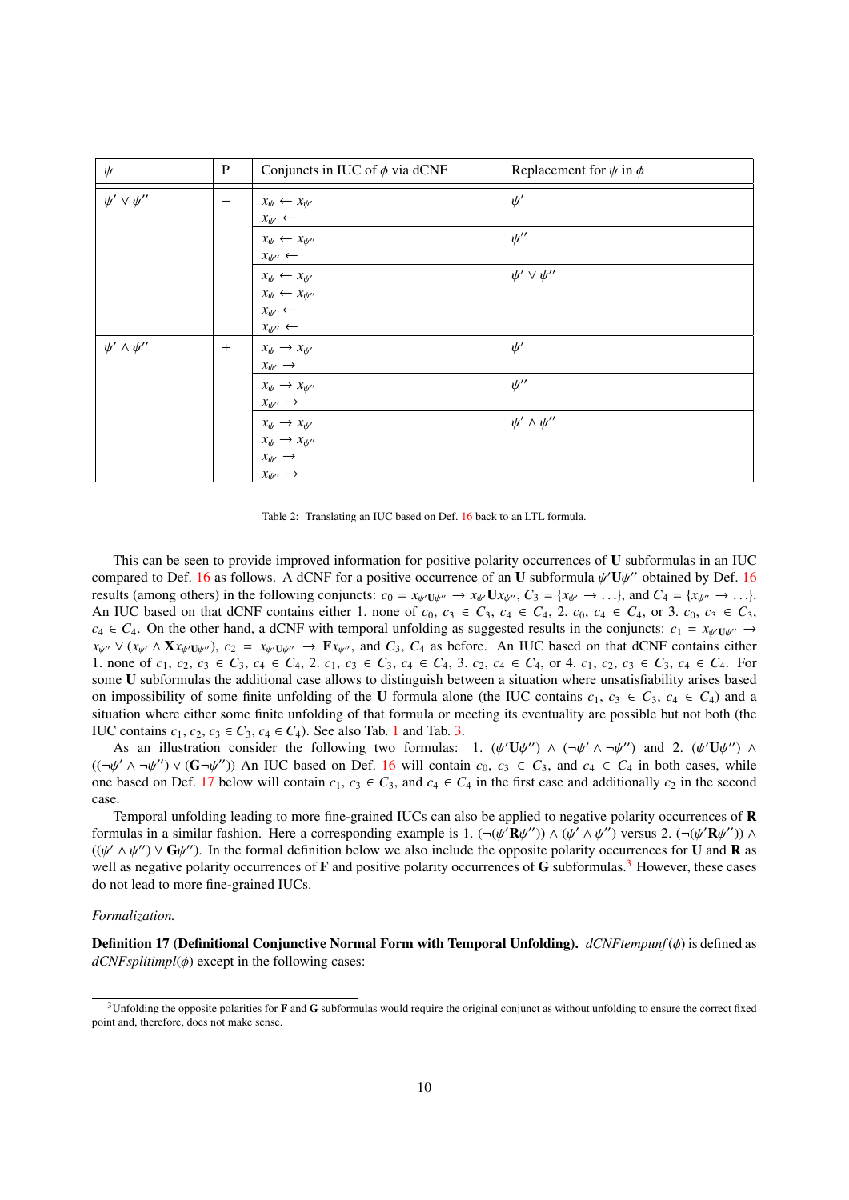| $\psi$ | P | Conjuncts in IUC of $\phi$ via dCNF | Replacement for $\psi$ in $\phi$ |
|---|---|---|---|
| $\psi' \vee \psi''$ | $-$ | $x_\psi \leftarrow x_{\psi'}$ <br> $x_{\psi'} \leftarrow$ | $\psi'$ |
| | | $x_\psi \leftarrow x_{\psi''}$ <br> $x_{\psi''} \leftarrow$ | $\psi''$ |
| | | $x_\psi \leftarrow x_{\psi'}$ <br> $x_\psi \leftarrow x_{\psi''}$ <br> $x_{\psi'} \leftarrow$ <br> $x_{\psi''} \leftarrow$ | $\psi' \vee \psi''$ |
| $\psi' \wedge \psi''$ | $+$ | $x_\psi \rightarrow x_{\psi'}$ <br> $x_{\psi'} \rightarrow$ | $\psi'$ |
| | | $x_\psi \rightarrow x_{\psi''}$ <br> $x_{\psi''} \rightarrow$ | $\psi''$ |
| | | $x_\psi \rightarrow x_{\psi'}$ <br> $x_\psi \rightarrow x_{\psi''}$ <br> $x_{\psi'} \rightarrow$ <br> $x_{\psi''} \rightarrow$ | $\psi' \wedge \psi''$ |

Table 2: Translating an IUC based on Def. 16 back to an LTL formula.

This can be seen to provide improved information for positive polarity occurrences of **U** subformulas in an IUC compared to Def. 16 as follows. A dCNF for a positive occurrence of an **U** subformula $\psi' \mathbf{U} \psi''$ obtained by Def. 16 results (among others) in the following conjuncts: $c_0 = x_{\psi' \mathbf{U} \psi''} \rightarrow x_{\psi'} \mathbf{U} x_{\psi''}$, $C_3 = \{x_{\psi'} \rightarrow \ldots\}$, and $C_4 = \{x_{\psi''} \rightarrow \ldots\}$. An IUC based on that dCNF contains either 1. none of $c_0$, $c_3 \in C_3$, $c_4 \in C_4$, 2. $c_0$, $c_4 \in C_4$, or 3. $c_0$, $c_3 \in C_3$, $c_4 \in C_4$. On the other hand, a dCNF with temporal unfolding as suggested results in the conjuncts: $c_1 = x_{\psi' \mathbf{U} \psi''} \rightarrow x_{\psi''} \vee (x_{\psi'} \wedge \mathbf{X} x_{\psi' \mathbf{U} \psi''})$, $c_2 = x_{\psi' \mathbf{U} \psi''} \rightarrow \mathbf{F} x_{\psi''}$, and $C_3$, $C_4$ as before. An IUC based on that dCNF contains either 1. none of $c_1$, $c_2$, $c_3 \in C_3$, $c_4 \in C_4$, 2. $c_1$, $c_3 \in C_3$, $c_4 \in C_4$, 3. $c_2$, $c_4 \in C_4$, or 4. $c_1$, $c_2$, $c_3 \in C_3$, $c_4 \in C_4$. For some **U** subformulas the additional case allows to distinguish between a situation where unsatisfiability arises based on impossibility of some finite unfolding of the **U** formula alone (the IUC contains $c_1$, $c_3 \in C_3$, $c_4 \in C_4$) and a situation where either some finite unfolding of that formula or meeting its eventuality are possible but not both (the IUC contains $c_1$, $c_2$, $c_3 \in C_3$, $c_4 \in C_4$). See also Tab. 1 and Tab. 3.

As an illustration consider the following two formulas: 1. $(\psi' \mathbf{U} \psi'') \wedge (\neg\psi' \wedge \neg\psi'')$ and 2. $(\psi' \mathbf{U} \psi'') \wedge ((\neg\psi' \wedge \neg\psi'') \vee (\mathbf{G} \neg\psi''))$ An IUC based on Def. 16 will contain $c_0$, $c_3 \in C_3$, and $c_4 \in C_4$ in both cases, while one based on Def. 17 below will contain $c_1$, $c_3 \in C_3$, and $c_4 \in C_4$ in the first case and additionally $c_2$ in the second case.

Temporal unfolding leading to more fine-grained IUCs can also be applied to negative polarity occurrences of **R** formulas in a similar fashion. Here a corresponding example is 1. $(\neg(\psi' \mathbf{R} \psi'')) \wedge (\psi' \wedge \psi'')$ versus 2. $(\neg(\psi' \mathbf{R} \psi'')) \wedge ((\psi' \wedge \psi'') \vee \mathbf{G} \psi'')$. In the formal definition below we also include the opposite polarity occurrences for **U** and **R** as well as negative polarity occurrences of **F** and positive polarity occurrences of **G** subformulas.[3] However, these cases do not lead to more fine-grained IUCs.

*Formalization.*

**Definition 17 (Definitional Conjunctive Normal Form with Temporal Unfolding).** *dCNFtempunf*$(\phi)$ is defined as *dCNFsplitimpl*$(\phi)$ except in the following cases:

[3] Unfolding the opposite polarities for **F** and **G** subformulas would require the original conjunct as without unfolding to ensure the correct fixed point and, therefore, does not make sense.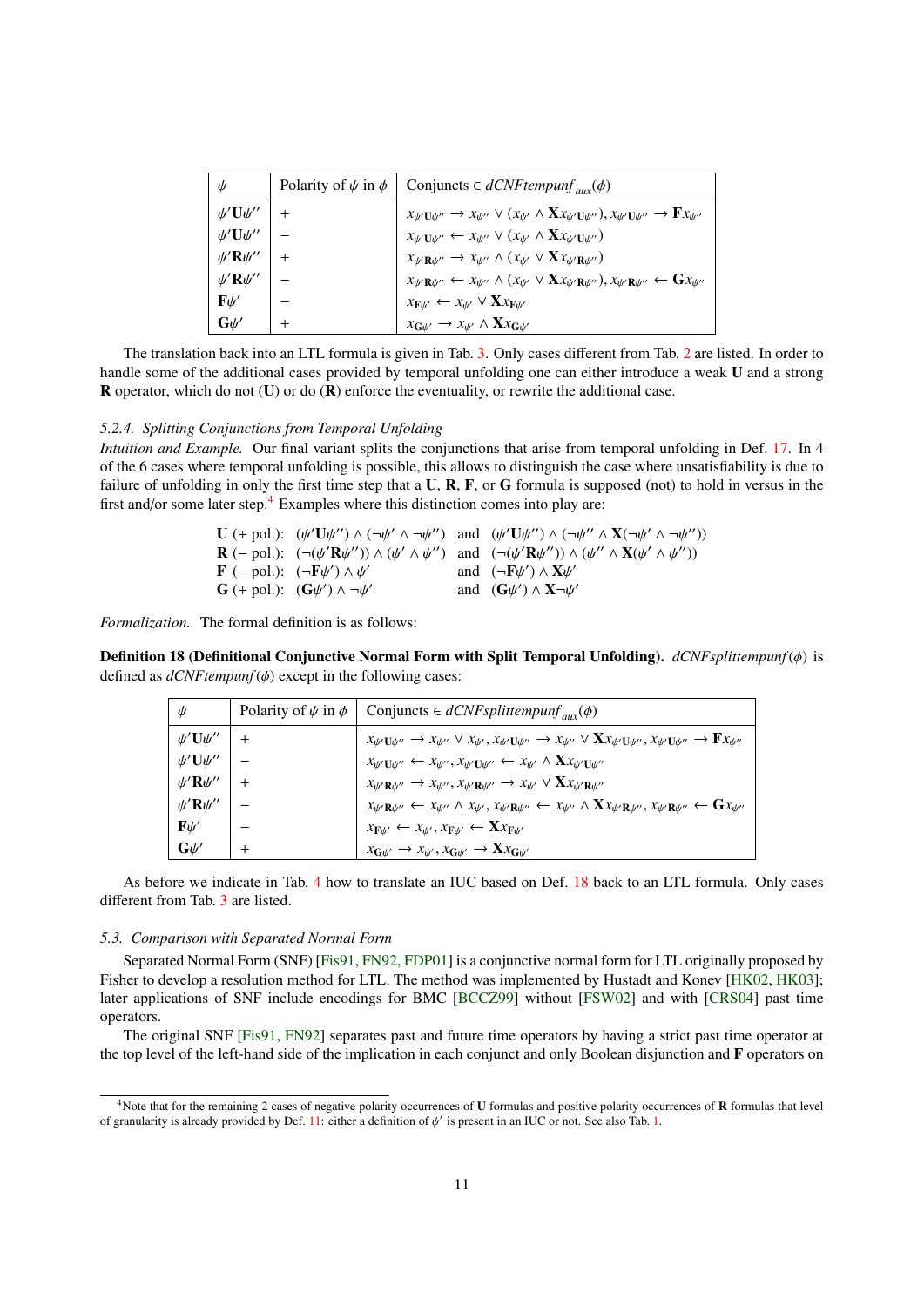| $\psi$ | Polarity of $\psi$ in $\phi$ | Conjuncts $\in$ *dCNFtempunf*$_{aux}(\phi)$ |
|---|---|---|
| $\psi'\mathbf{U}\psi''$ | $+$ | $x_{\psi'\mathbf{U}\psi''} \rightarrow x_{\psi''} \vee (x_{\psi'} \wedge \mathbf{X}x_{\psi'\mathbf{U}\psi''}), x_{\psi'\mathbf{U}\psi''} \rightarrow \mathbf{F}x_{\psi''}$ |
| $\psi'\mathbf{U}\psi''$ | $-$ | $x_{\psi'\mathbf{U}\psi''} \leftarrow x_{\psi''} \vee (x_{\psi'} \wedge \mathbf{X}x_{\psi'\mathbf{U}\psi''})$ |
| $\psi'\mathbf{R}\psi''$ | $+$ | $x_{\psi'\mathbf{R}\psi''} \rightarrow x_{\psi''} \wedge (x_{\psi'} \vee \mathbf{X}x_{\psi'\mathbf{R}\psi''})$ |
| $\psi'\mathbf{R}\psi''$ | $-$ | $x_{\psi'\mathbf{R}\psi''} \leftarrow x_{\psi''} \wedge (x_{\psi'} \vee \mathbf{X}x_{\psi'\mathbf{R}\psi''}), x_{\psi'\mathbf{R}\psi''} \leftarrow \mathbf{G}x_{\psi''}$ |
| $\mathbf{F}\psi'$ | $-$ | $x_{\mathbf{F}\psi'} \leftarrow x_{\psi'} \vee \mathbf{X}x_{\mathbf{F}\psi'}$ |
| $\mathbf{G}\psi'$ | $+$ | $x_{\mathbf{G}\psi'} \rightarrow x_{\psi'} \wedge \mathbf{X}x_{\mathbf{G}\psi'}$ |

The translation back into an LTL formula is given in Tab. 3. Only cases different from Tab. 2 are listed. In order to handle some of the additional cases provided by temporal unfolding one can either introduce a weak **U** and a strong **R** operator, which do not (**U**) or do (**R**) enforce the eventuality, or rewrite the additional case.

### 5.2.4. Splitting Conjunctions from Temporal Unfolding

*Intuition and Example.* Our final variant splits the conjunctions that arise from temporal unfolding in Def. 17. In 4 of the 6 cases where temporal unfolding is possible, this allows to distinguish the case where unsatisfiability is due to failure of unfolding in only the first time step that a **U**, **R**, **F**, or **G** formula is supposed (not) to hold in versus in the first and/or some later step.[4] Examples where this distinction comes into play are:

$$
\begin{array}{llll}
\mathbf{U}\ (+\text{ pol.}): & (\psi'\mathbf{U}\psi'') \wedge (\neg\psi' \wedge \neg\psi'') & \text{and} & (\psi'\mathbf{U}\psi'') \wedge (\neg\psi'' \wedge \mathbf{X}(\neg\psi' \wedge \neg\psi''))\\
\mathbf{R}\ (-\text{ pol.}): & (\neg(\psi'\mathbf{R}\psi'')) \wedge (\psi' \wedge \psi'') & \text{and} & (\neg(\psi'\mathbf{R}\psi'')) \wedge (\psi'' \wedge \mathbf{X}(\psi' \wedge \psi''))\\
\mathbf{F}\ (-\text{ pol.}): & (\neg\mathbf{F}\psi') \wedge \psi' & \text{and} & (\neg\mathbf{F}\psi') \wedge \mathbf{X}\psi'\\
\mathbf{G}\ (+\text{ pol.}): & (\mathbf{G}\psi') \wedge \neg\psi' & \text{and} & (\mathbf{G}\psi') \wedge \mathbf{X}\neg\psi'
\end{array}
$$

*Formalization.* The formal definition is as follows:

**Definition 18 (Definitional Conjunctive Normal Form with Split Temporal Unfolding).** *dCNFsplittempunf*$(\phi)$ is defined as *dCNFtempunf*$(\phi)$ except in the following cases:

| $\psi$ | Polarity of $\psi$ in $\phi$ | Conjuncts $\in$ *dCNFsplittempunf*$_{aux}(\phi)$ |
|---|---|---|
| $\psi'\mathbf{U}\psi''$ | $+$ | $x_{\psi'\mathbf{U}\psi''} \rightarrow x_{\psi''} \vee x_{\psi'}, x_{\psi'\mathbf{U}\psi''} \rightarrow x_{\psi''} \vee \mathbf{X}x_{\psi'\mathbf{U}\psi''}, x_{\psi'\mathbf{U}\psi''} \rightarrow \mathbf{F}x_{\psi''}$ |
| $\psi'\mathbf{U}\psi''$ | $-$ | $x_{\psi'\mathbf{U}\psi''} \leftarrow x_{\psi''}, x_{\psi'\mathbf{U}\psi''} \leftarrow x_{\psi'} \wedge \mathbf{X}x_{\psi'\mathbf{U}\psi''}$ |
| $\psi'\mathbf{R}\psi''$ | $+$ | $x_{\psi'\mathbf{R}\psi''} \rightarrow x_{\psi''}, x_{\psi'\mathbf{R}\psi''} \rightarrow x_{\psi'} \vee \mathbf{X}x_{\psi'\mathbf{R}\psi''}$ |
| $\psi'\mathbf{R}\psi''$ | $-$ | $x_{\psi'\mathbf{R}\psi''} \leftarrow x_{\psi''} \wedge x_{\psi'}, x_{\psi'\mathbf{R}\psi''} \leftarrow x_{\psi''} \wedge \mathbf{X}x_{\psi'\mathbf{R}\psi''}, x_{\psi'\mathbf{R}\psi''} \leftarrow \mathbf{G}x_{\psi''}$ |
| $\mathbf{F}\psi'$ | $-$ | $x_{\mathbf{F}\psi'} \leftarrow x_{\psi'}, x_{\mathbf{F}\psi'} \leftarrow \mathbf{X}x_{\mathbf{F}\psi'}$ |
| $\mathbf{G}\psi'$ | $+$ | $x_{\mathbf{G}\psi'} \rightarrow x_{\psi'}, x_{\mathbf{G}\psi'} \rightarrow \mathbf{X}x_{\mathbf{G}\psi'}$ |

As before we indicate in Tab. 4 how to translate an IUC based on Def. 18 back to an LTL formula. Only cases different from Tab. 3 are listed.

### 5.3. Comparison with Separated Normal Form

Separated Normal Form (SNF) [Fis91, FN92, FDP01] is a conjunctive normal form for LTL originally proposed by Fisher to develop a resolution method for LTL. The method was implemented by Hustadt and Konev [HK02, HK03]; later applications of SNF include encodings for BMC [BCCZ99] without [FSW02] and with [CRS04] past time operators.

The original SNF [Fis91, FN92] separates past and future time operators by having a strict past time operator at the top level of the left-hand side of the implication in each conjunct and only Boolean disjunction and **F** operators on

[4] Note that for the remaining 2 cases of negative polarity occurrences of **U** formulas and positive polarity occurrences of **R** formulas that level of granularity is already provided by Def. 11: either a definition of $\psi'$ is present in an IUC or not. See also Tab. 1.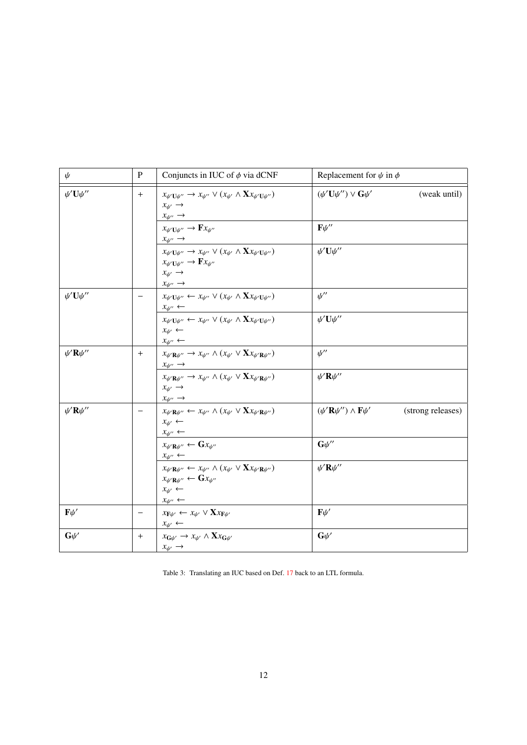| $\psi$ | P | Conjuncts in IUC of $\phi$ via dCNF | Replacement for $\psi$ in $\phi$ |
|---|---|---|---|
| $\psi'\mathbf{U}\psi''$ | $+$ | $x_{\psi'\mathbf{U}\psi''} \rightarrow x_{\psi''} \vee (x_{\psi'} \wedge \mathbf{X}x_{\psi'\mathbf{U}\psi''})$<br>$x_{\psi'} \rightarrow$<br>$x_{\psi''} \rightarrow$ | $(\psi'\mathbf{U}\psi'') \vee \mathbf{G}\psi'$ (weak until) |
| | | $x_{\psi'\mathbf{U}\psi''} \rightarrow \mathbf{F}x_{\psi''}$<br>$x_{\psi''} \rightarrow$ | $\mathbf{F}\psi''$ |
| | | $x_{\psi'\mathbf{U}\psi''} \rightarrow x_{\psi''} \vee (x_{\psi'} \wedge \mathbf{X}x_{\psi'\mathbf{U}\psi''})$<br>$x_{\psi'\mathbf{U}\psi''} \rightarrow \mathbf{F}x_{\psi''}$<br>$x_{\psi'} \rightarrow$<br>$x_{\psi''} \rightarrow$ | $\psi'\mathbf{U}\psi''$ |
| $\psi'\mathbf{U}\psi''$ | $-$ | $x_{\psi'\mathbf{U}\psi''} \leftarrow x_{\psi''} \vee (x_{\psi'} \wedge \mathbf{X}x_{\psi'\mathbf{U}\psi''})$<br>$x_{\psi''} \leftarrow$ | $\psi''$ |
| | | $x_{\psi'\mathbf{U}\psi''} \leftarrow x_{\psi''} \vee (x_{\psi'} \wedge \mathbf{X}x_{\psi'\mathbf{U}\psi''})$<br>$x_{\psi'} \leftarrow$<br>$x_{\psi''} \leftarrow$ | $\psi'\mathbf{U}\psi''$ |
| $\psi'\mathbf{R}\psi''$ | $+$ | $x_{\psi'\mathbf{R}\psi''} \rightarrow x_{\psi''} \wedge (x_{\psi'} \vee \mathbf{X}x_{\psi'\mathbf{R}\psi''})$<br>$x_{\psi''} \rightarrow$ | $\psi''$ |
| | | $x_{\psi'\mathbf{R}\psi''} \rightarrow x_{\psi''} \wedge (x_{\psi'} \vee \mathbf{X}x_{\psi'\mathbf{R}\psi''})$<br>$x_{\psi'} \rightarrow$<br>$x_{\psi''} \rightarrow$ | $\psi'\mathbf{R}\psi''$ |
| $\psi'\mathbf{R}\psi''$ | $-$ | $x_{\psi'\mathbf{R}\psi''} \leftarrow x_{\psi''} \wedge (x_{\psi'} \vee \mathbf{X}x_{\psi'\mathbf{R}\psi''})$<br>$x_{\psi'} \leftarrow$<br>$x_{\psi''} \leftarrow$ | $(\psi'\mathbf{R}\psi'') \wedge \mathbf{F}\psi'$ (strong releases) |
| | | $x_{\psi'\mathbf{R}\psi''} \leftarrow \mathbf{G}x_{\psi''}$<br>$x_{\psi''} \leftarrow$ | $\mathbf{G}\psi''$ |
| | | $x_{\psi'\mathbf{R}\psi''} \leftarrow x_{\psi''} \wedge (x_{\psi'} \vee \mathbf{X}x_{\psi'\mathbf{R}\psi''})$<br>$x_{\psi'\mathbf{R}\psi''} \leftarrow \mathbf{G}x_{\psi''}$<br>$x_{\psi'} \leftarrow$<br>$x_{\psi''} \leftarrow$ | $\psi'\mathbf{R}\psi''$ |
| $\mathbf{F}\psi'$ | $-$ | $x_{\mathbf{F}\psi'} \leftarrow x_{\psi'} \vee \mathbf{X}x_{\mathbf{F}\psi'}$<br>$x_{\psi'} \leftarrow$ | $\mathbf{F}\psi'$ |
| $\mathbf{G}\psi'$ | $+$ | $x_{\mathbf{G}\psi'} \rightarrow x_{\psi'} \wedge \mathbf{X}x_{\mathbf{G}\psi'}$<br>$x_{\psi'} \rightarrow$ | $\mathbf{G}\psi'$ |

Table 3: Translating an IUC based on Def. 17 back to an LTL formula.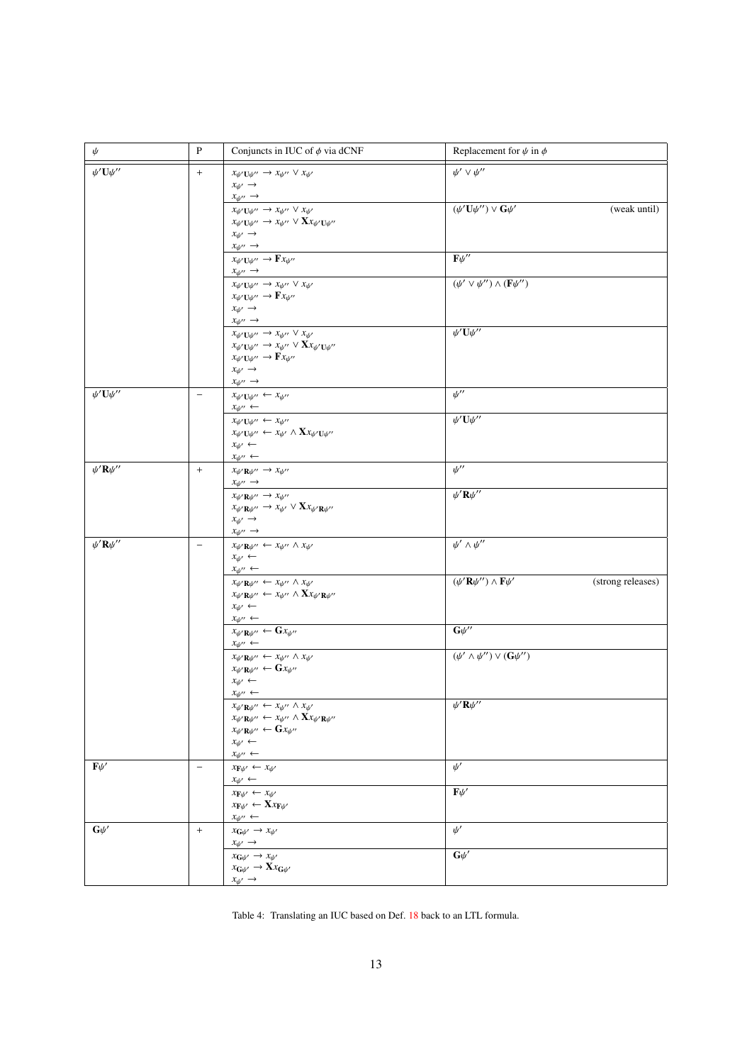| $\psi$ | P | Conjuncts in IUC of $\phi$ via dCNF | Replacement for $\psi$ in $\phi$ |
|---|---|---|---|
| $\psi'\mathbf{U}\psi''$ | $+$ | $x_{\psi'\mathbf{U}\psi''} \rightarrow x_{\psi''} \vee x_{\psi'}$<br>$x_{\psi'} \rightarrow$<br>$x_{\psi''} \rightarrow$ | $\psi' \vee \psi''$ |
| | | $x_{\psi'\mathbf{U}\psi''} \rightarrow x_{\psi''} \vee x_{\psi'}$<br>$x_{\psi'\mathbf{U}\psi''} \rightarrow x_{\psi''} \vee \mathbf{X}x_{\psi'\mathbf{U}\psi''}$<br>$x_{\psi'} \rightarrow$<br>$x_{\psi''} \rightarrow$ | $(\psi'\mathbf{U}\psi'') \vee \mathbf{G}\psi'$ (weak until) |
| | | $x_{\psi'\mathbf{U}\psi''} \rightarrow \mathbf{F}x_{\psi''}$<br>$x_{\psi''} \rightarrow$ | $\mathbf{F}\psi''$ |
| | | $x_{\psi'\mathbf{U}\psi''} \rightarrow x_{\psi''} \vee x_{\psi'}$<br>$x_{\psi'\mathbf{U}\psi''} \rightarrow \mathbf{F}x_{\psi''}$<br>$x_{\psi'} \rightarrow$<br>$x_{\psi''} \rightarrow$ | $(\psi' \vee \psi'') \wedge (\mathbf{F}\psi'')$ |
| | | $x_{\psi'\mathbf{U}\psi''} \rightarrow x_{\psi''} \vee x_{\psi'}$<br>$x_{\psi'\mathbf{U}\psi''} \rightarrow x_{\psi''} \vee \mathbf{X}x_{\psi'\mathbf{U}\psi''}$<br>$x_{\psi'\mathbf{U}\psi''} \rightarrow \mathbf{F}x_{\psi''}$<br>$x_{\psi'} \rightarrow$<br>$x_{\psi''} \rightarrow$ | $\psi'\mathbf{U}\psi''$ |
| $\psi'\mathbf{U}\psi''$ | $-$ | $x_{\psi'\mathbf{U}\psi''} \leftarrow x_{\psi''}$<br>$x_{\psi''} \leftarrow$ | $\psi''$ |
| | | $x_{\psi'\mathbf{U}\psi''} \leftarrow x_{\psi''}$<br>$x_{\psi'\mathbf{U}\psi''} \leftarrow x_{\psi'} \wedge \mathbf{X}x_{\psi'\mathbf{U}\psi''}$<br>$x_{\psi'} \leftarrow$<br>$x_{\psi''} \leftarrow$ | $\psi'\mathbf{U}\psi''$ |
| $\psi'\mathbf{R}\psi''$ | $+$ | $x_{\psi'\mathbf{R}\psi''} \rightarrow x_{\psi''}$<br>$x_{\psi''} \rightarrow$ | $\psi''$ |
| | | $x_{\psi'\mathbf{R}\psi''} \rightarrow x_{\psi''}$<br>$x_{\psi'\mathbf{R}\psi''} \rightarrow x_{\psi'} \vee \mathbf{X}x_{\psi'\mathbf{R}\psi''}$<br>$x_{\psi'} \rightarrow$<br>$x_{\psi''} \rightarrow$ | $\psi'\mathbf{R}\psi''$ |
| $\psi'\mathbf{R}\psi''$ | $-$ | $x_{\psi'\mathbf{R}\psi''} \leftarrow x_{\psi''} \wedge x_{\psi'}$<br>$x_{\psi'} \leftarrow$<br>$x_{\psi''} \leftarrow$ | $\psi' \wedge \psi''$ |
| | | $x_{\psi'\mathbf{R}\psi''} \leftarrow x_{\psi''} \wedge x_{\psi'}$<br>$x_{\psi'\mathbf{R}\psi''} \leftarrow x_{\psi''} \wedge \mathbf{X}x_{\psi'\mathbf{R}\psi''}$<br>$x_{\psi'} \leftarrow$<br>$x_{\psi''} \leftarrow$ | $(\psi'\mathbf{R}\psi'') \wedge \mathbf{F}\psi'$ (strong releases) |
| | | $x_{\psi'\mathbf{R}\psi''} \leftarrow \mathbf{G}x_{\psi''}$<br>$x_{\psi''} \leftarrow$ | $\mathbf{G}\psi''$ |
| | | $x_{\psi'\mathbf{R}\psi''} \leftarrow x_{\psi''} \wedge x_{\psi'}$<br>$x_{\psi'\mathbf{R}\psi''} \leftarrow \mathbf{G}x_{\psi''}$<br>$x_{\psi'} \leftarrow$<br>$x_{\psi''} \leftarrow$ | $(\psi' \wedge \psi'') \vee (\mathbf{G}\psi'')$ |
| | | $x_{\psi'\mathbf{R}\psi''} \leftarrow x_{\psi''} \wedge x_{\psi'}$<br>$x_{\psi'\mathbf{R}\psi''} \leftarrow x_{\psi''} \wedge \mathbf{X}x_{\psi'\mathbf{R}\psi''}$<br>$x_{\psi'\mathbf{R}\psi''} \leftarrow \mathbf{G}x_{\psi''}$<br>$x_{\psi'} \leftarrow$<br>$x_{\psi''} \leftarrow$ | $\psi'\mathbf{R}\psi''$ |
| $\mathbf{F}\psi'$ | $-$ | $x_{\mathbf{F}\psi'} \leftarrow x_{\psi'}$<br>$x_{\psi'} \leftarrow$ | $\psi'$ |
| | | $x_{\mathbf{F}\psi'} \leftarrow x_{\psi'}$<br>$x_{\mathbf{F}\psi'} \leftarrow \mathbf{X}x_{\mathbf{F}\psi'}$<br>$x_{\psi''} \leftarrow$ | $\mathbf{F}\psi'$ |
| $\mathbf{G}\psi'$ | $+$ | $x_{\mathbf{G}\psi'} \rightarrow x_{\psi'}$<br>$x_{\psi'} \rightarrow$ | $\psi'$ |
| | | $x_{\mathbf{G}\psi'} \rightarrow x_{\psi'}$<br>$x_{\mathbf{G}\psi'} \rightarrow \mathbf{X}x_{\mathbf{G}\psi'}$<br>$x_{\psi'} \rightarrow$ | $\mathbf{G}\psi'$ |

Table 4: Translating an IUC based on Def. 18 back to an LTL formula.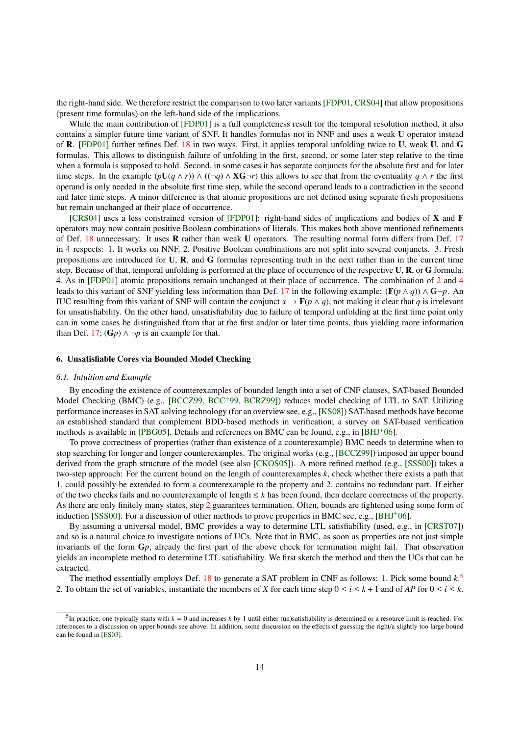the right-hand side. We therefore restrict the comparison to two later variants [FDP01, CRS04] that allow propositions (present time formulas) on the left-hand side of the implications.

While the main contribution of [FDP01] is a full completeness result for the temporal resolution method, it also contains a simpler future time variant of SNF. It handles formulas not in NNF and uses a weak **U** operator instead of **R**. [FDP01] further refines Def. 18 in two ways. First, it applies temporal unfolding twice to **U**, weak **U**, and **G** formulas. This allows to distinguish failure of unfolding in the first, second, or some later step relative to the time when a formula is supposed to hold. Second, in some cases it has separate conjuncts for the absolute first and for later time steps. In the example $(p\mathbf{U}(q \wedge r)) \wedge ((\neg q) \wedge \mathbf{XG}\neg r)$ this allows to see that from the eventuality $q \wedge r$ the first operand is only needed in the absolute first time step, while the second operand leads to a contradiction in the second and later time steps. A minor difference is that atomic propositions are not defined using separate fresh propositions but remain unchanged at their place of occurrence.

[CRS04] uses a less constrained version of [FDP01]: right-hand sides of implications and bodies of **X** and **F** operators may now contain positive Boolean combinations of literals. This makes both above mentioned refinements of Def. 18 unnecessary. It uses **R** rather than weak **U** operators. The resulting normal form differs from Def. 17 in 4 respects: 1. It works on NNF. 2. Positive Boolean combinations are not split into several conjuncts. 3. Fresh propositions are introduced for **U**, **R**, and **G** formulas representing truth in the next rather than in the current time step. Because of that, temporal unfolding is performed at the place of occurrence of the respective **U**, **R**, or **G** formula. 4. As in [FDP01] atomic propositions remain unchanged at their place of occurrence. The combination of 2 and 4 leads to this variant of SNF yielding less information than Def. 17 in the following example: $(\mathbf{F}(p \wedge q)) \wedge \mathbf{G}\neg p$. An IUC resulting from this variant of SNF will contain the conjunct $x \rightarrow \mathbf{F}(p \wedge q)$, not making it clear that $q$ is irrelevant for unsatisfiability. On the other hand, unsatisfiability due to failure of temporal unfolding at the first time point only can in some cases be distinguished from that at the first and/or or later time points, thus yielding more information than Def. 17; $(\mathbf{G}p) \wedge \neg p$ is an example for that.

## 6. Unsatisfiable Cores via Bounded Model Checking

### *6.1. Intuition and Example*

By encoding the existence of counterexamples of bounded length into a set of CNF clauses, SAT-based Bounded Model Checking (BMC) (e.g., [BCCZ99, BCC+99, BCRZ99]) reduces model checking of LTL to SAT. Utilizing performance increases in SAT solving technology (for an overview see, e.g., [KS08]) SAT-based methods have become an established standard that complement BDD-based methods in verification; a survey on SAT-based verification methods is available in [PBG05]. Details and references on BMC can be found, e.g., in [BHJ+06].

To prove correctness of properties (rather than existence of a counterexample) BMC needs to determine when to stop searching for longer and longer counterexamples. The original works (e.g., [BCCZ99]) imposed an upper bound derived from the graph structure of the model (see also [CKOS05]). A more refined method (e.g., [SSS00]) takes a two-step approach: For the current bound on the length of counterexamples $k$, check whether there exists a path that 1. could possibly be extended to form a counterexample to the property and 2. contains no redundant part. If either of the two checks fails and no counterexample of length $\leq k$ has been found, then declare correctness of the property. As there are only finitely many states, step 2 guarantees termination. Often, bounds are tightened using some form of induction [SSS00]. For a discussion of other methods to prove properties in BMC see, e.g., [BHJ+06].

By assuming a universal model, BMC provides a way to determine LTL satisfiability (used, e.g., in [CRST07]) and so is a natural choice to investigate notions of UCs. Note that in BMC, as soon as properties are not just simple invariants of the form $\mathbf{G}p$, already the first part of the above check for termination might fail. That observation yields an incomplete method to determine LTL satisfiability. We first sketch the method and then the UCs that can be extracted.

The method essentially employs Def. 18 to generate a SAT problem in CNF as follows: 1. Pick some bound $k$.[5] 2. To obtain the set of variables, instantiate the members of $X$ for each time step $0 \leq i \leq k+1$ and of $AP$ for $0 \leq i \leq k$.

[5] In practice, one typically starts with $k = 0$ and increases $k$ by 1 until either (un)satisfiability is determined or a resource limit is reached. For references to a discussion on upper bounds see above. In addition, some discussion on the effects of guessing the right/a slightly too large bound can be found in [ES03].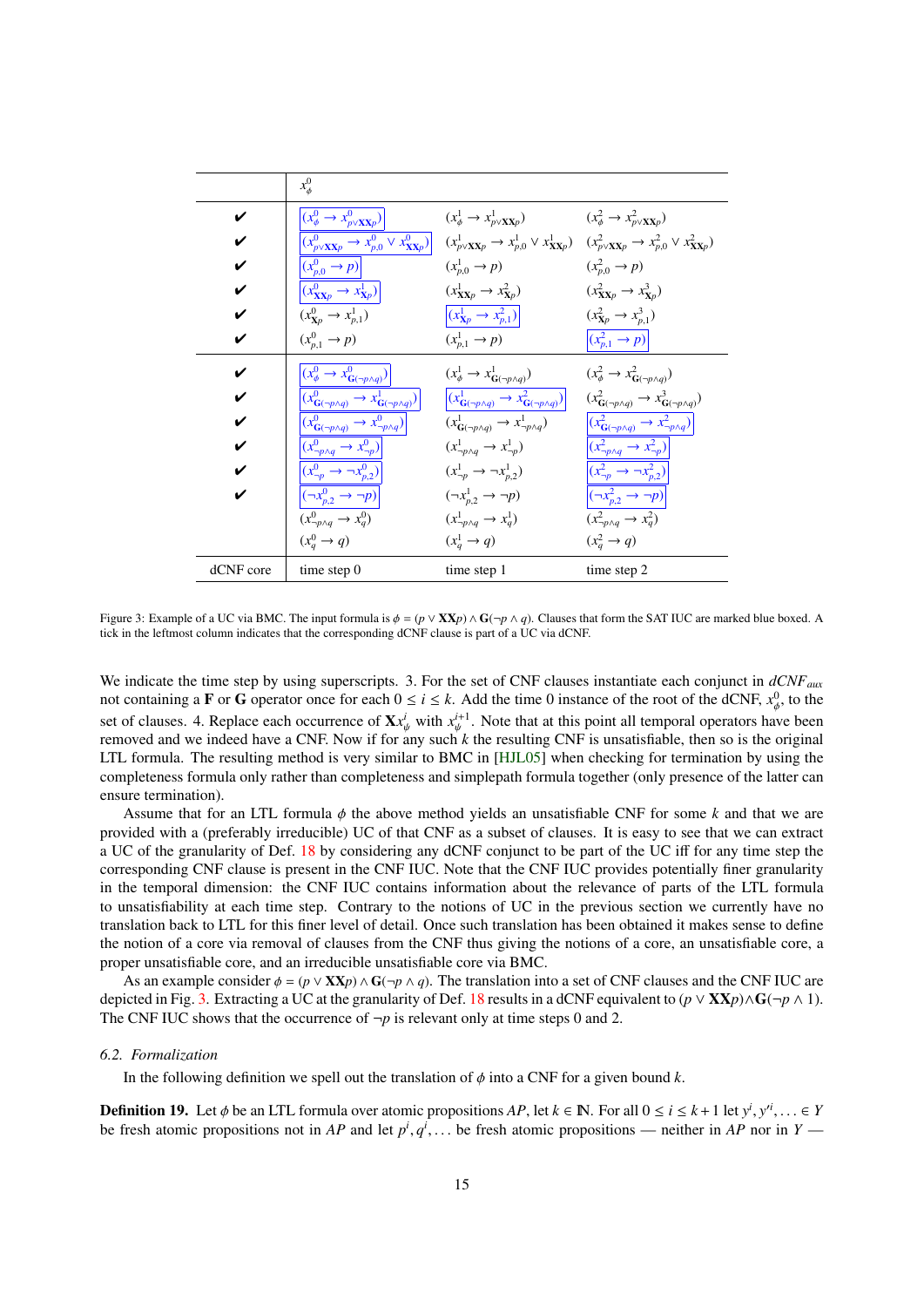| | $x_\phi^0$ | | |
|---|---|---|---|
| ✔ | $(x_\phi^0 \rightarrow x_{p\vee \mathbf{XX}p}^0)$ | $(x_\phi^1 \rightarrow x_{p\vee \mathbf{XX}p}^1)$ | $(x_\phi^2 \rightarrow x_{p\vee \mathbf{XX}p}^2)$ |
| ✔ | $(x_{p\vee \mathbf{XX}p}^0 \rightarrow x_{p,0}^0 \vee x_{\mathbf{XX}p}^0)$ | $(x_{p\vee \mathbf{XX}p}^1 \rightarrow x_{p,0}^1 \vee x_{\mathbf{XX}p}^1)$ | $(x_{p\vee \mathbf{XX}p}^2 \rightarrow x_{p,0}^2 \vee x_{\mathbf{XX}p}^2)$ |
| ✔ | $(x_{p,0}^0 \rightarrow p)$ | $(x_{p,0}^1 \rightarrow p)$ | $(x_{p,0}^2 \rightarrow p)$ |
| ✔ | $(x_{\mathbf{XX}p}^0 \rightarrow x_{\mathbf{X}p}^1)$ | $(x_{\mathbf{XX}p}^1 \rightarrow x_{\mathbf{X}p}^2)$ | $(x_{\mathbf{XX}p}^2 \rightarrow x_{\mathbf{X}p}^3)$ |
| ✔ | $(x_{\mathbf{X}p}^0 \rightarrow x_{p,1}^1)$ | $(x_{\mathbf{X}p}^1 \rightarrow x_{p,1}^2)$ | $(x_{\mathbf{X}p}^2 \rightarrow x_{p,1}^3)$ |
| ✔ | $(x_{p,1}^0 \rightarrow p)$ | $(x_{p,1}^1 \rightarrow p)$ | $(x_{p,1}^2 \rightarrow p)$ |
| ✔ | $(x_\phi^0 \rightarrow x_{\mathbf{G}(\neg p\wedge q)}^0)$ | $(x_\phi^1 \rightarrow x_{\mathbf{G}(\neg p\wedge q)}^1)$ | $(x_\phi^2 \rightarrow x_{\mathbf{G}(\neg p\wedge q)}^2)$ |
| ✔ | $(x_{\mathbf{G}(\neg p\wedge q)}^0 \rightarrow x_{\mathbf{G}(\neg p\wedge q)}^1)$ | $(x_{\mathbf{G}(\neg p\wedge q)}^1 \rightarrow x_{\mathbf{G}(\neg p\wedge q)}^2)$ | $(x_{\mathbf{G}(\neg p\wedge q)}^2 \rightarrow x_{\mathbf{G}(\neg p\wedge q)}^3)$ |
| ✔ | $(x_{\mathbf{G}(\neg p\wedge q)}^0 \rightarrow x_{\neg p\wedge q}^0)$ | $(x_{\mathbf{G}(\neg p\wedge q)}^1 \rightarrow x_{\neg p\wedge q}^1)$ | $(x_{\mathbf{G}(\neg p\wedge q)}^2 \rightarrow x_{\neg p\wedge q}^2)$ |
| ✔ | $(x_{\neg p\wedge q}^0 \rightarrow x_{\neg p}^0)$ | $(x_{\neg p\wedge q}^1 \rightarrow x_{\neg p}^1)$ | $(x_{\neg p\wedge q}^2 \rightarrow x_{\neg p}^2)$ |
| ✔ | $(x_{\neg p}^0 \rightarrow \neg x_{p,2}^0)$ | $(x_{\neg p}^1 \rightarrow \neg x_{p,2}^1)$ | $(x_{\neg p}^2 \rightarrow \neg x_{p,2}^2)$ |
| ✔ | $(\neg x_{p,2}^0 \rightarrow \neg p)$ | $(\neg x_{p,2}^1 \rightarrow \neg p)$ | $(\neg x_{p,2}^2 \rightarrow \neg p)$ |
| | $(x_{\neg p\wedge q}^0 \rightarrow x_q^0)$ | $(x_{\neg p\wedge q}^1 \rightarrow x_q^1)$ | $(x_{\neg p\wedge q}^2 \rightarrow x_q^2)$ |
| | $(x_q^0 \rightarrow q)$ | $(x_q^1 \rightarrow q)$ | $(x_q^2 \rightarrow q)$ |
| dCNF core | time step 0 | time step 1 | time step 2 |

Figure 3: Example of a UC via BMC. The input formula is $\phi = (p \vee \mathbf{XX}p) \wedge \mathbf{G}(\neg p \wedge q)$. Clauses that form the SAT IUC are marked blue boxed. A tick in the leftmost column indicates that the corresponding dCNF clause is part of a UC via dCNF.

We indicate the time step by using superscripts. 3. For the set of CNF clauses instantiate each conjunct in $dCNF_{aux}$ not containing a $\mathbf{F}$ or $\mathbf{G}$ operator once for each $0 \leq i \leq k$. Add the time 0 instance of the root of the dCNF, $x_\phi^0$, to the set of clauses. 4. Replace each occurrence of $\mathbf{X}x_\psi^i$ with $x_\psi^{i+1}$. Note that at this point all temporal operators have been removed and we indeed have a CNF. Now if for any such $k$ the resulting CNF is unsatisfiable, then so is the original LTL formula. The resulting method is very similar to BMC in [HJL05] when checking for termination by using the completeness formula only rather than completeness and simplepath formula together (only presence of the latter can ensure termination).

Assume that for an LTL formula $\phi$ the above method yields an unsatisfiable CNF for some $k$ and that we are provided with a (preferably irreducible) UC of that CNF as a subset of clauses. It is easy to see that we can extract a UC of the granularity of Def. 18 by considering any dCNF conjunct to be part of the UC iff for any time step the corresponding CNF clause is present in the CNF IUC. Note that the CNF IUC provides potentially finer granularity in the temporal dimension: the CNF IUC contains information about the relevance of parts of the LTL formula to unsatisfiability at each time step. Contrary to the notions of UC in the previous section we currently have no translation back to LTL for this finer level of detail. Once such translation has been obtained it makes sense to define the notion of a core via removal of clauses from the CNF thus giving the notions of a core, an unsatisfiable core, a proper unsatisfiable core, and an irreducible unsatisfiable core via BMC.

As an example consider $\phi = (p \vee \mathbf{XX}p) \wedge \mathbf{G}(\neg p \wedge q)$. The translation into a set of CNF clauses and the CNF IUC are depicted in Fig. 3. Extracting a UC at the granularity of Def. 18 results in a dCNF equivalent to $(p \vee \mathbf{XX}p) \wedge \mathbf{G}(\neg p \wedge 1)$. The CNF IUC shows that the occurrence of $\neg p$ is relevant only at time steps 0 and 2.

### 6.2. Formalization

In the following definition we spell out the translation of $\phi$ into a CNF for a given bound $k$.

**Definition 19.** Let $\phi$ be an LTL formula over atomic propositions $AP$, let $k \in \mathbb{N}$. For all $0 \leq i \leq k+1$ let $y^i, y'^i, \ldots \in Y$ be fresh atomic propositions not in $AP$ and let $p^i, q^i, \ldots$ be fresh atomic propositions — neither in $AP$ nor in $Y$ —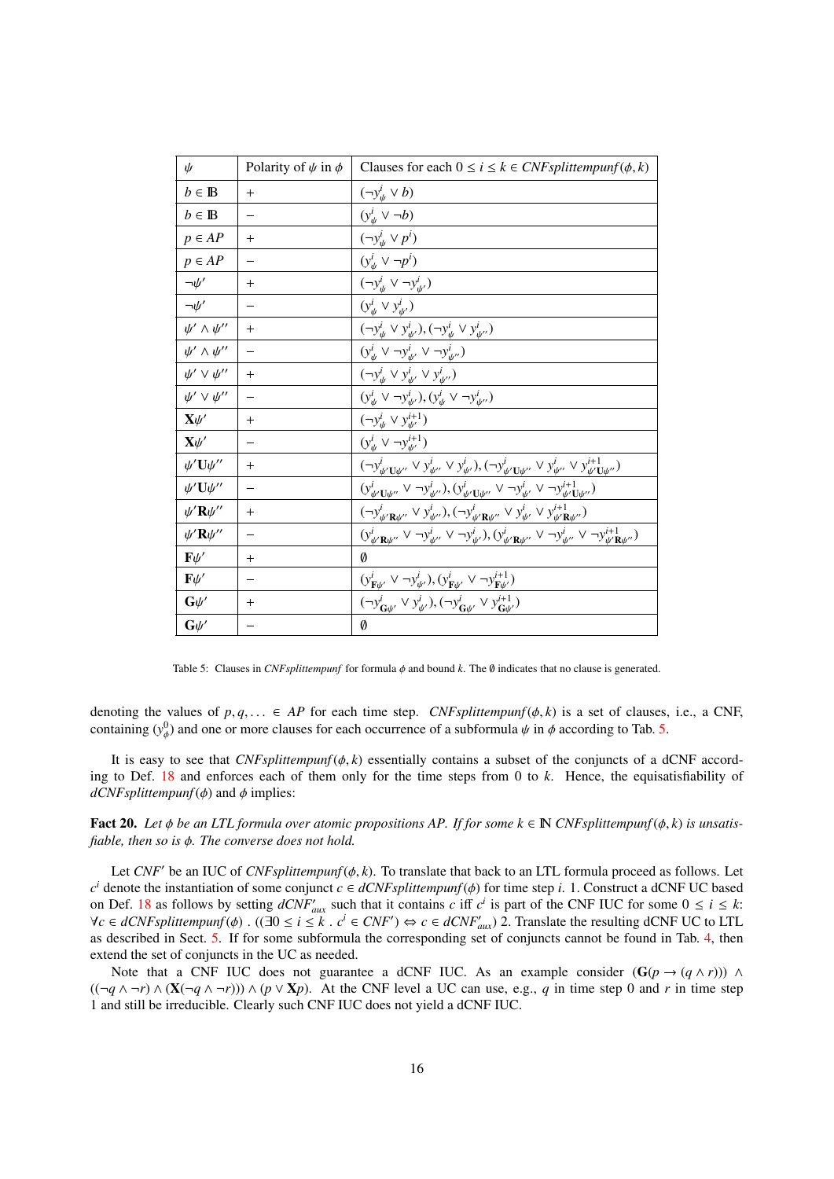| $\psi$ | Polarity of $\psi$ in $\phi$ | Clauses for each $0 \le i \le k \in \mathit{CNFsplittempunf}(\phi, k)$ |
|---|---|---|
| $b \in \mathbb{B}$ | $+$ | $(\neg y^i_\psi \vee b)$ |
| $b \in \mathbb{B}$ | $-$ | $(y^i_\psi \vee \neg b)$ |
| $p \in AP$ | $+$ | $(\neg y^i_\psi \vee p^i)$ |
| $p \in AP$ | $-$ | $(y^i_\psi \vee \neg p^i)$ |
| $\neg\psi'$ | $+$ | $(\neg y^i_\psi \vee \neg y^i_{\psi'})$ |
| $\neg\psi'$ | $-$ | $(y^i_\psi \vee y^i_{\psi'})$ |
| $\psi' \wedge \psi''$ | $+$ | $(\neg y^i_\psi \vee y^i_{\psi'}), (\neg y^i_\psi \vee y^i_{\psi''})$ |
| $\psi' \wedge \psi''$ | $-$ | $(y^i_\psi \vee \neg y^i_{\psi'} \vee \neg y^i_{\psi''})$ |
| $\psi' \vee \psi''$ | $+$ | $(\neg y^i_\psi \vee y^i_{\psi'} \vee y^i_{\psi''})$ |
| $\psi' \vee \psi''$ | $-$ | $(y^i_\psi \vee \neg y^i_{\psi'}), (y^i_\psi \vee \neg y^i_{\psi''})$ |
| $\mathbf{X}\psi'$ | $+$ | $(\neg y^i_\psi \vee y^{i+1}_{\psi'})$ |
| $\mathbf{X}\psi'$ | $-$ | $(y^i_\psi \vee \neg y^{i+1}_{\psi'})$ |
| $\psi'\mathbf{U}\psi''$ | $+$ | $(\neg y^i_{\psi'\mathbf{U}\psi''} \vee y^i_{\psi''} \vee y^i_{\psi'}), (\neg y^i_{\psi'\mathbf{U}\psi''} \vee y^i_{\psi''} \vee y^{i+1}_{\psi'\mathbf{U}\psi''})$ |
| $\psi'\mathbf{U}\psi''$ | $-$ | $(y^i_{\psi'\mathbf{U}\psi''} \vee \neg y^i_{\psi''}), (y^i_{\psi'\mathbf{U}\psi''} \vee \neg y^i_{\psi'} \vee \neg y^{i+1}_{\psi'\mathbf{U}\psi''})$ |
| $\psi'\mathbf{R}\psi''$ | $+$ | $(\neg y^i_{\psi'\mathbf{R}\psi''} \vee y^i_{\psi''}), (\neg y^i_{\psi'\mathbf{R}\psi''} \vee y^i_{\psi'} \vee y^{i+1}_{\psi'\mathbf{R}\psi''})$ |
| $\psi'\mathbf{R}\psi''$ | $-$ | $(y^i_{\psi'\mathbf{R}\psi''} \vee \neg y^i_{\psi''} \vee \neg y^i_{\psi'}), (y^i_{\psi'\mathbf{R}\psi''} \vee \neg y^i_{\psi''} \vee \neg y^{i+1}_{\psi'\mathbf{R}\psi''})$ |
| $\mathbf{F}\psi'$ | $+$ | $\emptyset$ |
| $\mathbf{F}\psi'$ | $-$ | $(y^i_{\mathbf{F}\psi'} \vee \neg y^i_{\psi'}), (y^i_{\mathbf{F}\psi'} \vee \neg y^{i+1}_{\mathbf{F}\psi'})$ |
| $\mathbf{G}\psi'$ | $+$ | $(\neg y^i_{\mathbf{G}\psi'} \vee y^i_{\psi'}), (\neg y^i_{\mathbf{G}\psi'} \vee y^{i+1}_{\mathbf{G}\psi'})$ |
| $\mathbf{G}\psi'$ | $-$ | $\emptyset$ |

Table 5: Clauses in *CNFsplittempunf* for formula $\phi$ and bound $k$. The $\emptyset$ indicates that no clause is generated.

denoting the values of $p, q, \ldots \in AP$ for each time step. $\mathit{CNFsplittempunf}(\phi, k)$ is a set of clauses, i.e., a CNF, containing $(y^0_\phi)$ and one or more clauses for each occurrence of a subformula $\psi$ in $\phi$ according to Tab. 5.

It is easy to see that $\mathit{CNFsplittempunf}(\phi, k)$ essentially contains a subset of the conjuncts of a dCNF according to Def. 18 and enforces each of them only for the time steps from 0 to $k$. Hence, the equisatisfiability of $\mathit{dCNFsplittempunf}(\phi)$ and $\phi$ implies:

**Fact 20.** *Let $\phi$ be an LTL formula over atomic propositions AP. If for some $k \in \mathbb{N}$ $\mathit{CNFsplittempunf}(\phi, k)$ is unsatisfiable, then so is $\phi$. The converse does not hold.*

Let $CNF'$ be an IUC of $\mathit{CNFsplittempunf}(\phi, k)$. To translate that back to an LTL formula proceed as follows. Let $c^i$ denote the instantiation of some conjunct $c \in \mathit{dCNFsplittempunf}(\phi)$ for time step $i$. 1. Construct a dCNF UC based on Def. 18 as follows by setting $\mathit{dCNF}'_{aux}$ such that it contains $c$ iff $c^i$ is part of the CNF IUC for some $0 \le i \le k$: $\forall c \in \mathit{dCNFsplittempunf}(\phi)\ .\ ((\exists 0 \le i \le k\ .\ c^i \in CNF') \Leftrightarrow c \in \mathit{dCNF}'_{aux})$ 2. Translate the resulting dCNF UC to LTL as described in Sect. 5. If for some subformula the corresponding set of conjuncts cannot be found in Tab. 4, then extend the set of conjuncts in the UC as needed.

Note that a CNF IUC does not guarantee a dCNF IUC. As an example consider $(\mathbf{G}(p \to (q \wedge r))) \wedge ((\neg q \wedge \neg r) \wedge (\mathbf{X}(\neg q \wedge \neg r))) \wedge (p \vee \mathbf{X}p)$. At the CNF level a UC can use, e.g., $q$ in time step 0 and $r$ in time step 1 and still be irreducible. Clearly such CNF IUC does not yield a dCNF IUC.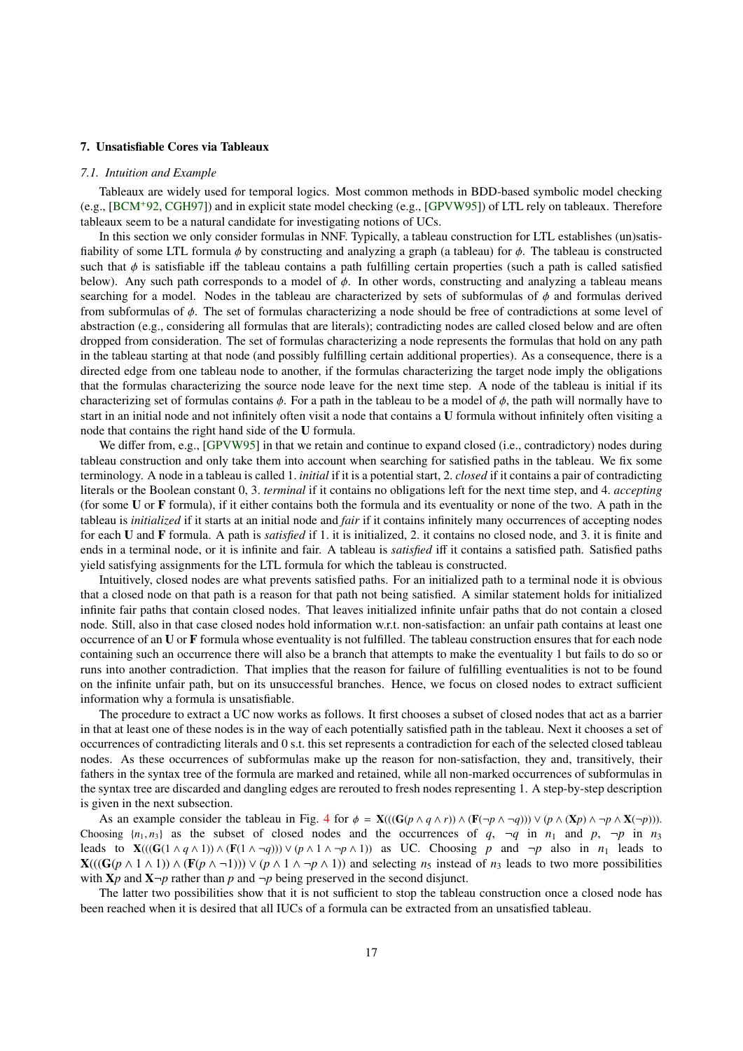## 7. Unsatisfiable Cores via Tableaux

### 7.1. Intuition and Example

Tableaux are widely used for temporal logics. Most common methods in BDD-based symbolic model checking (e.g., [BCM+92, CGH97]) and in explicit state model checking (e.g., [GPVW95]) of LTL rely on tableaux. Therefore tableaux seem to be a natural candidate for investigating notions of UCs.

In this section we only consider formulas in NNF. Typically, a tableau construction for LTL establishes (un)satisfiability of some LTL formula $\phi$ by constructing and analyzing a graph (a tableau) for $\phi$. The tableau is constructed such that $\phi$ is satisfiable iff the tableau contains a path fulfilling certain properties (such a path is called satisfied below). Any such path corresponds to a model of $\phi$. In other words, constructing and analyzing a tableau means searching for a model. Nodes in the tableau are characterized by sets of subformulas of $\phi$ and formulas derived from subformulas of $\phi$. The set of formulas characterizing a node should be free of contradictions at some level of abstraction (e.g., considering all formulas that are literals); contradicting nodes are called closed below and are often dropped from consideration. The set of formulas characterizing a node represents the formulas that hold on any path in the tableau starting at that node (and possibly fulfilling certain additional properties). As a consequence, there is a directed edge from one tableau node to another, if the formulas characterizing the target node imply the obligations that the formulas characterizing the source node leave for the next time step. A node of the tableau is initial if its characterizing set of formulas contains $\phi$. For a path in the tableau to be a model of $\phi$, the path will normally have to start in an initial node and not infinitely often visit a node that contains a **U** formula without infinitely often visiting a node that contains the right hand side of the **U** formula.

We differ from, e.g., [GPVW95] in that we retain and continue to expand closed (i.e., contradictory) nodes during tableau construction and only take them into account when searching for satisfied paths in the tableau. We fix some terminology. A node in a tableau is called 1. *initial* if it is a potential start, 2. *closed* if it contains a pair of contradicting literals or the Boolean constant 0, 3. *terminal* if it contains no obligations left for the next time step, and 4. *accepting* (for some **U** or **F** formula), if it either contains both the formula and its eventuality or none of the two. A path in the tableau is *initialized* if it starts at an initial node and *fair* if it contains infinitely many occurrences of accepting nodes for each **U** and **F** formula. A path is *satisfied* if 1. it is initialized, 2. it contains no closed node, and 3. it is finite and ends in a terminal node, or it is infinite and fair. A tableau is *satisfied* iff it contains a satisfied path. Satisfied paths yield satisfying assignments for the LTL formula for which the tableau is constructed.

Intuitively, closed nodes are what prevents satisfied paths. For an initialized path to a terminal node it is obvious that a closed node on that path is a reason for that path not being satisfied. A similar statement holds for initialized infinite fair paths that contain closed nodes. That leaves initialized infinite unfair paths that do not contain a closed node. Still, also in that case closed nodes hold information w.r.t. non-satisfaction: an unfair path contains at least one occurrence of an **U** or **F** formula whose eventuality is not fulfilled. The tableau construction ensures that for each node containing such an occurrence there will also be a branch that attempts to make the eventuality 1 but fails to do so or runs into another contradiction. That implies that the reason for failure of fulfilling eventualities is not to be found on the infinite unfair path, but on its unsuccessful branches. Hence, we focus on closed nodes to extract sufficient information why a formula is unsatisfiable.

The procedure to extract a UC now works as follows. It first chooses a subset of closed nodes that act as a barrier in that at least one of these nodes is in the way of each potentially satisfied path in the tableau. Next it chooses a set of occurrences of contradicting literals and 0 s.t. this set represents a contradiction for each of the selected closed tableau nodes. As these occurrences of subformulas make up the reason for non-satisfaction, they and, transitively, their fathers in the syntax tree of the formula are marked and retained, while all non-marked occurrences of subformulas in the syntax tree are discarded and dangling edges are rerouted to fresh nodes representing 1. A step-by-step description is given in the next subsection.

As an example consider the tableau in Fig. 4 for $\phi = \mathbf{X}(((\mathbf{G}(p \wedge q \wedge r)) \wedge (\mathbf{F}(\neg p \wedge \neg q))) \vee (p \wedge (\mathbf{X}p) \wedge \neg p \wedge \mathbf{X}(\neg p)))$. Choosing $\{n_1, n_3\}$ as the subset of closed nodes and the occurrences of $q$, $\neg q$ in $n_1$ and $p$, $\neg p$ in $n_3$ leads to $\mathbf{X}(((\mathbf{G}(1 \wedge q \wedge 1)) \wedge (\mathbf{F}(1 \wedge \neg q))) \vee (p \wedge 1 \wedge \neg p \wedge 1))$ as UC. Choosing $p$ and $\neg p$ also in $n_1$ leads to $\mathbf{X}(((\mathbf{G}(p \wedge 1 \wedge 1)) \wedge (\mathbf{F}(p \wedge \neg 1))) \vee (p \wedge 1 \wedge \neg p \wedge 1))$ and selecting $n_5$ instead of $n_3$ leads to two more possibilities with $\mathbf{X}p$ and $\mathbf{X}\neg p$ rather than $p$ and $\neg p$ being preserved in the second disjunct.

The latter two possibilities show that it is not sufficient to stop the tableau construction once a closed node has been reached when it is desired that all IUCs of a formula can be extracted from an unsatisfied tableau.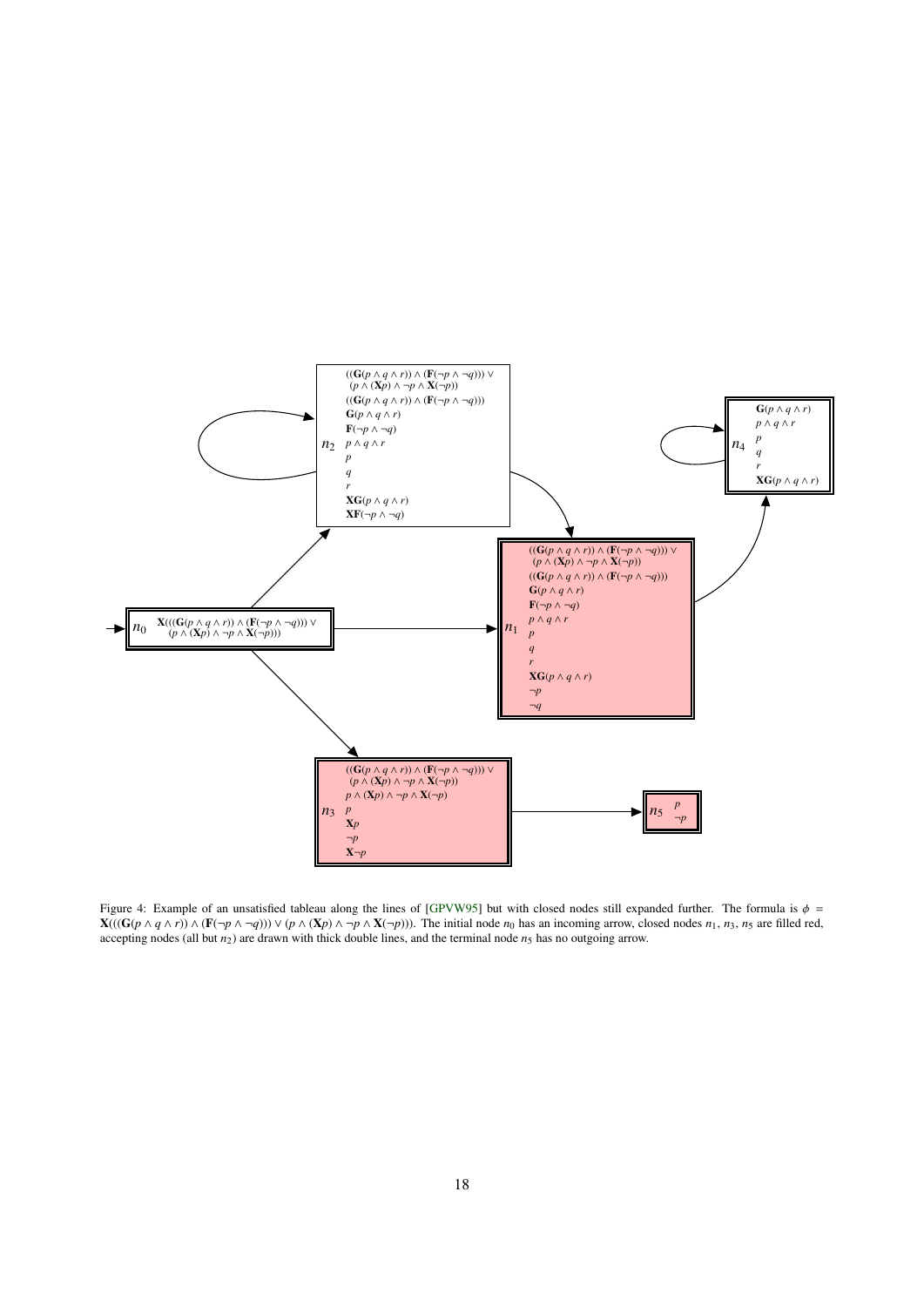Figure 4: Example of an unsatisfied tableau along the lines of [GPVW95] but with closed nodes still expanded further. The formula is $\phi = \mathbf{X}(((\mathbf{G}(p \wedge q \wedge r)) \wedge (\mathbf{F}(\neg p \wedge \neg q))) \vee (p \wedge (\mathbf{X}p) \wedge \neg p \wedge \mathbf{X}(\neg p)))$. The initial node $n_0$ has an incoming arrow, closed nodes $n_1$, $n_3$, $n_5$ are filled red, accepting nodes (all but $n_2$) are drawn with thick double lines, and the terminal node $n_5$ has no outgoing arrow.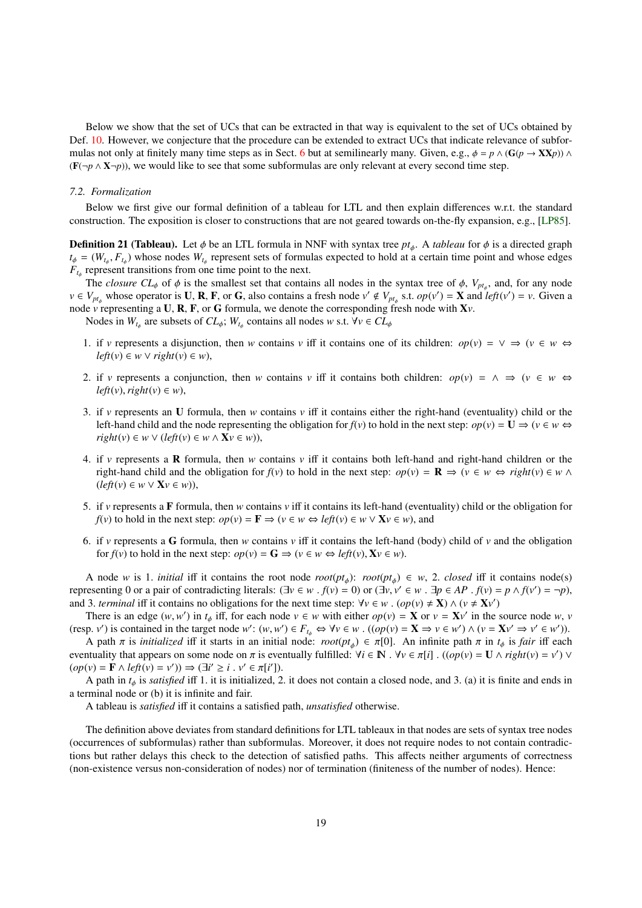Below we show that the set of UCs that can be extracted in that way is equivalent to the set of UCs obtained by Def. 10. However, we conjecture that the procedure can be extended to extract UCs that indicate relevance of subformulas not only at finitely many time steps as in Sect. 6 but at semilinearly many. Given, e.g., $\phi = p \wedge (\mathbf{G}(p \rightarrow \mathbf{XX}p)) \wedge (\mathbf{F}(\neg p \wedge \mathbf{X}\neg p))$, we would like to see that some subformulas are only relevant at every second time step.

### *7.2. Formalization*

Below we first give our formal definition of a tableau for LTL and then explain differences w.r.t. the standard construction. The exposition is closer to constructions that are not geared towards on-the-fly expansion, e.g., [LP85].

**Definition 21 (Tableau).** Let $\phi$ be an LTL formula in NNF with syntax tree $pt_\phi$. A *tableau* for $\phi$ is a directed graph $t_\phi = (W_{t_\phi}, F_{t_\phi})$ whose nodes $W_{t_\phi}$ represent sets of formulas expected to hold at a certain time point and whose edges $F_{t_\phi}$ represent transitions from one time point to the next.

The *closure* $CL_\phi$ of $\phi$ is the smallest set that contains all nodes in the syntax tree of $\phi$, $V_{pt_\phi}$, and, for any node $v \in V_{pt_\phi}$ whose operator is **U**, **R**, **F**, or **G**, also contains a fresh node $v' \notin V_{pt_\phi}$ s.t. $op(v') = \mathbf{X}$ and $left(v') = v$. Given a node $v$ representing a **U**, **R**, **F**, or **G** formula, we denote the corresponding fresh node with $\mathbf{X}v$.

Nodes in $W_{t_\phi}$ are subsets of $CL_\phi$; $W_{t_\phi}$ contains all nodes $w$ s.t. $\forall v \in CL_\phi$

1. if $v$ represents a disjunction, then $w$ contains $v$ iff it contains one of its children: $op(v) = \vee \Rightarrow (v \in w \Leftrightarrow left(v) \in w \vee right(v) \in w)$,
2. if $v$ represents a conjunction, then $w$ contains $v$ iff it contains both children: $op(v) = \wedge \Rightarrow (v \in w \Leftrightarrow left(v), right(v) \in w)$,
3. if $v$ represents an **U** formula, then $w$ contains $v$ iff it contains either the right-hand (eventuality) child or the left-hand child and the node representing the obligation for $f(v)$ to hold in the next step: $op(v) = \mathbf{U} \Rightarrow (v \in w \Leftrightarrow right(v) \in w \vee (left(v) \in w \wedge \mathbf{X}v \in w))$,
4. if $v$ represents a **R** formula, then $w$ contains $v$ iff it contains both left-hand and right-hand children or the right-hand child and the obligation for $f(v)$ to hold in the next step: $op(v) = \mathbf{R} \Rightarrow (v \in w \Leftrightarrow right(v) \in w \wedge (left(v) \in w \vee \mathbf{X}v \in w))$,
5. if $v$ represents a **F** formula, then $w$ contains $v$ iff it contains its left-hand (eventuality) child or the obligation for $f(v)$ to hold in the next step: $op(v) = \mathbf{F} \Rightarrow (v \in w \Leftrightarrow left(v) \in w \vee \mathbf{X}v \in w)$, and
6. if $v$ represents a **G** formula, then $w$ contains $v$ iff it contains the left-hand (body) child of $v$ and the obligation for $f(v)$ to hold in the next step: $op(v) = \mathbf{G} \Rightarrow (v \in w \Leftrightarrow left(v), \mathbf{X}v \in w)$.

A node $w$ is 1. *initial* iff it contains the root node $root(pt_\phi)$: $root(pt_\phi) \in w$, 2. *closed* iff it contains node(s) representing 0 or a pair of contradicting literals: $(\exists v \in w \,.\, f(v) = 0)$ or $(\exists v, v' \in w \,.\, \exists p \in AP \,.\, f(v) = p \wedge f(v') = \neg p)$, and 3. *terminal* iff it contains no obligations for the next time step: $\forall v \in w \,.\, (op(v) \neq \mathbf{X}) \wedge (v \neq \mathbf{X}v')$

There is an edge $(w, w')$ in $t_\phi$ iff, for each node $v \in w$ with either $op(v) = \mathbf{X}$ or $v = \mathbf{X}v'$ in the source node $w$, $v$ (resp. $v'$) is contained in the target node $w'$: $(w, w') \in F_{t_\phi} \Leftrightarrow \forall v \in w \,.\, ((op(v) = \mathbf{X} \Rightarrow v \in w') \wedge (v = \mathbf{X}v' \Rightarrow v' \in w'))$.

A path $\pi$ is *initialized* iff it starts in an initial node: $root(pt_\phi) \in \pi[0]$. An infinite path $\pi$ in $t_\phi$ is *fair* iff each eventuality that appears on some node on $\pi$ is eventually fulfilled: $\forall i \in \mathbb{N} \,.\, \forall v \in \pi[i] \,.\, ((op(v) = \mathbf{U} \wedge right(v) = v') \vee (op(v) = \mathbf{F} \wedge left(v) = v')) \Rightarrow (\exists i' \geq i \,.\, v' \in \pi[i'])$.

A path in $t_\phi$ is *satisfied* iff 1. it is initialized, 2. it does not contain a closed node, and 3. (a) it is finite and ends in a terminal node or (b) it is infinite and fair.

A tableau is *satisfied* iff it contains a satisfied path, *unsatisfied* otherwise.

The definition above deviates from standard definitions for LTL tableaux in that nodes are sets of syntax tree nodes (occurrences of subformulas) rather than subformulas. Moreover, it does not require nodes to not contain contradictions but rather delays this check to the detection of satisfied paths. This affects neither arguments of correctness (non-existence versus non-consideration of nodes) nor of termination (finiteness of the number of nodes). Hence: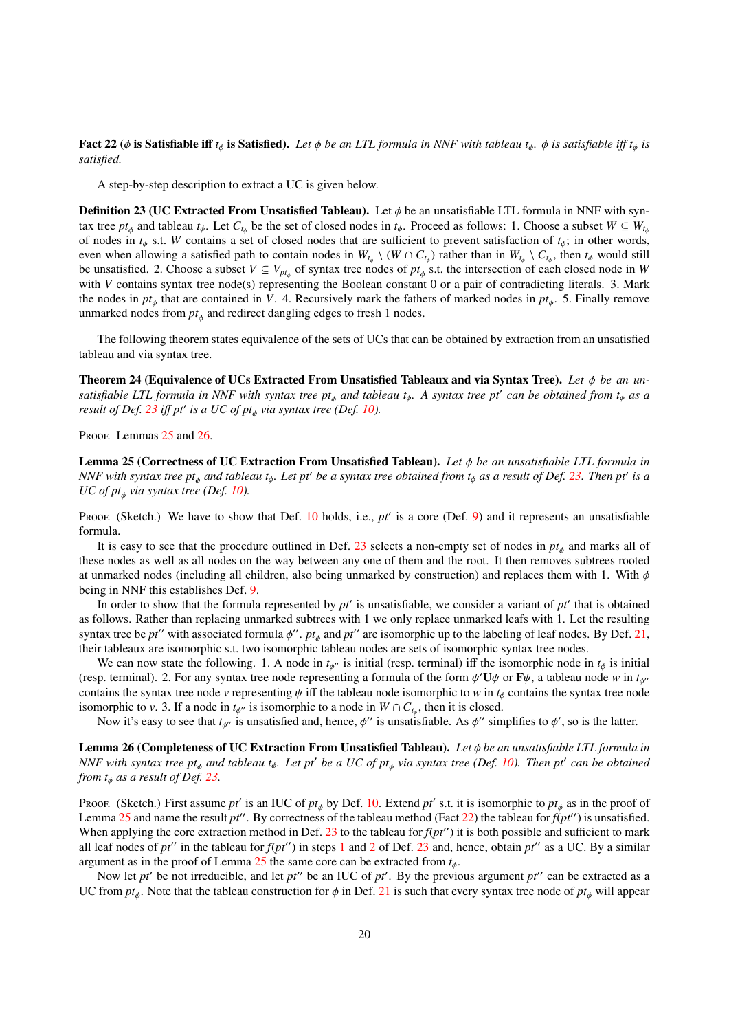**Fact 22 ($\phi$ is Satisfiable iff $t_\phi$ is Satisfied).** *Let $\phi$ be an LTL formula in NNF with tableau $t_\phi$. $\phi$ is satisfiable iff $t_\phi$ is satisfied.*

A step-by-step description to extract a UC is given below.

**Definition 23 (UC Extracted From Unsatisfied Tableau).** Let $\phi$ be an unsatisfiable LTL formula in NNF with syntax tree $pt_\phi$ and tableau $t_\phi$. Let $C_{t_\phi}$ be the set of closed nodes in $t_\phi$. Proceed as follows: 1. Choose a subset $W \subseteq W_{t_\phi}$ of nodes in $t_\phi$ s.t. $W$ contains a set of closed nodes that are sufficient to prevent satisfaction of $t_\phi$; in other words, even when allowing a satisfied path to contain nodes in $W_{t_\phi} \setminus (W \cap C_{t_\phi})$ rather than in $W_{t_\phi} \setminus C_{t_\phi}$, then $t_\phi$ would still be unsatisfied. 2. Choose a subset $V \subseteq V_{pt_\phi}$ of syntax tree nodes of $pt_\phi$ s.t. the intersection of each closed node in $W$ with $V$ contains syntax tree node(s) representing the Boolean constant 0 or a pair of contradicting literals. 3. Mark the nodes in $pt_\phi$ that are contained in $V$. 4. Recursively mark the fathers of marked nodes in $pt_\phi$. 5. Finally remove unmarked nodes from $pt_\phi$ and redirect dangling edges to fresh 1 nodes.

The following theorem states equivalence of the sets of UCs that can be obtained by extraction from an unsatisfied tableau and via syntax tree.

**Theorem 24 (Equivalence of UCs Extracted From Unsatisfied Tableaux and via Syntax Tree).** *Let $\phi$ be an unsatisfiable LTL formula in NNF with syntax tree $pt_\phi$ and tableau $t_\phi$. A syntax tree $pt'$ can be obtained from $t_\phi$ as a result of Def. 23 iff $pt'$ is a UC of $pt_\phi$ via syntax tree (Def. 10).*

Proof. Lemmas 25 and 26.

**Lemma 25 (Correctness of UC Extraction From Unsatisfied Tableau).** *Let $\phi$ be an unsatisfiable LTL formula in NNF with syntax tree $pt_\phi$ and tableau $t_\phi$. Let $pt'$ be a syntax tree obtained from $t_\phi$ as a result of Def. 23. Then $pt'$ is a UC of $pt_\phi$ via syntax tree (Def. 10).*

Proof. (Sketch.) We have to show that Def. 10 holds, i.e., $pt'$ is a core (Def. 9) and it represents an unsatisfiable formula.

It is easy to see that the procedure outlined in Def. 23 selects a non-empty set of nodes in $pt_\phi$ and marks all of these nodes as well as all nodes on the way between any one of them and the root. It then removes subtrees rooted at unmarked nodes (including all children, also being unmarked by construction) and replaces them with 1. With $\phi$ being in NNF this establishes Def. 9.

In order to show that the formula represented by $pt'$ is unsatisfiable, we consider a variant of $pt'$ that is obtained as follows. Rather than replacing unmarked subtrees with 1 we only replace unmarked leafs with 1. Let the resulting syntax tree be $pt''$ with associated formula $\phi''$. $pt_\phi$ and $pt''$ are isomorphic up to the labeling of leaf nodes. By Def. 21, their tableaux are isomorphic s.t. two isomorphic tableau nodes are sets of isomorphic syntax tree nodes.

We can now state the following. 1. A node in $t_{\phi''}$ is initial (resp. terminal) iff the isomorphic node in $t_\phi$ is initial (resp. terminal). 2. For any syntax tree node representing a formula of the form $\psi'\mathbf{U}\psi$ or $\mathbf{F}\psi$, a tableau node $w$ in $t_{\phi''}$ contains the syntax tree node $v$ representing $\psi$ iff the tableau node isomorphic to $w$ in $t_\phi$ contains the syntax tree node isomorphic to $v$. 3. If a node in $t_{\phi''}$ is isomorphic to a node in $W \cap C_{t_\phi}$, then it is closed.

Now it's easy to see that $t_{\phi''}$ is unsatisfied and, hence, $\phi''$ is unsatisfiable. As $\phi''$ simplifies to $\phi'$, so is the latter.

**Lemma 26 (Completeness of UC Extraction From Unsatisfied Tableau).** *Let $\phi$ be an unsatisfiable LTL formula in NNF with syntax tree $pt_\phi$ and tableau $t_\phi$. Let $pt'$ be a UC of $pt_\phi$ via syntax tree (Def. 10). Then $pt'$ can be obtained from $t_\phi$ as a result of Def. 23.*

Proof. (Sketch.) First assume $pt'$ is an IUC of $pt_\phi$ by Def. 10. Extend $pt'$ s.t. it is isomorphic to $pt_\phi$ as in the proof of Lemma 25 and name the result $pt''$. By correctness of the tableau method (Fact 22) the tableau for $f(pt'')$ is unsatisfied. When applying the core extraction method in Def. 23 to the tableau for $f(pt'')$ it is both possible and sufficient to mark all leaf nodes of $pt''$ in the tableau for $f(pt'')$ in steps 1 and 2 of Def. 23 and, hence, obtain $pt''$ as a UC. By a similar argument as in the proof of Lemma 25 the same core can be extracted from $t_\phi$.

Now let $pt'$ be not irreducible, and let $pt''$ be an IUC of $pt'$. By the previous argument $pt''$ can be extracted as a UC from $pt_\phi$. Note that the tableau construction for $\phi$ in Def. 21 is such that every syntax tree node of $pt_\phi$ will appear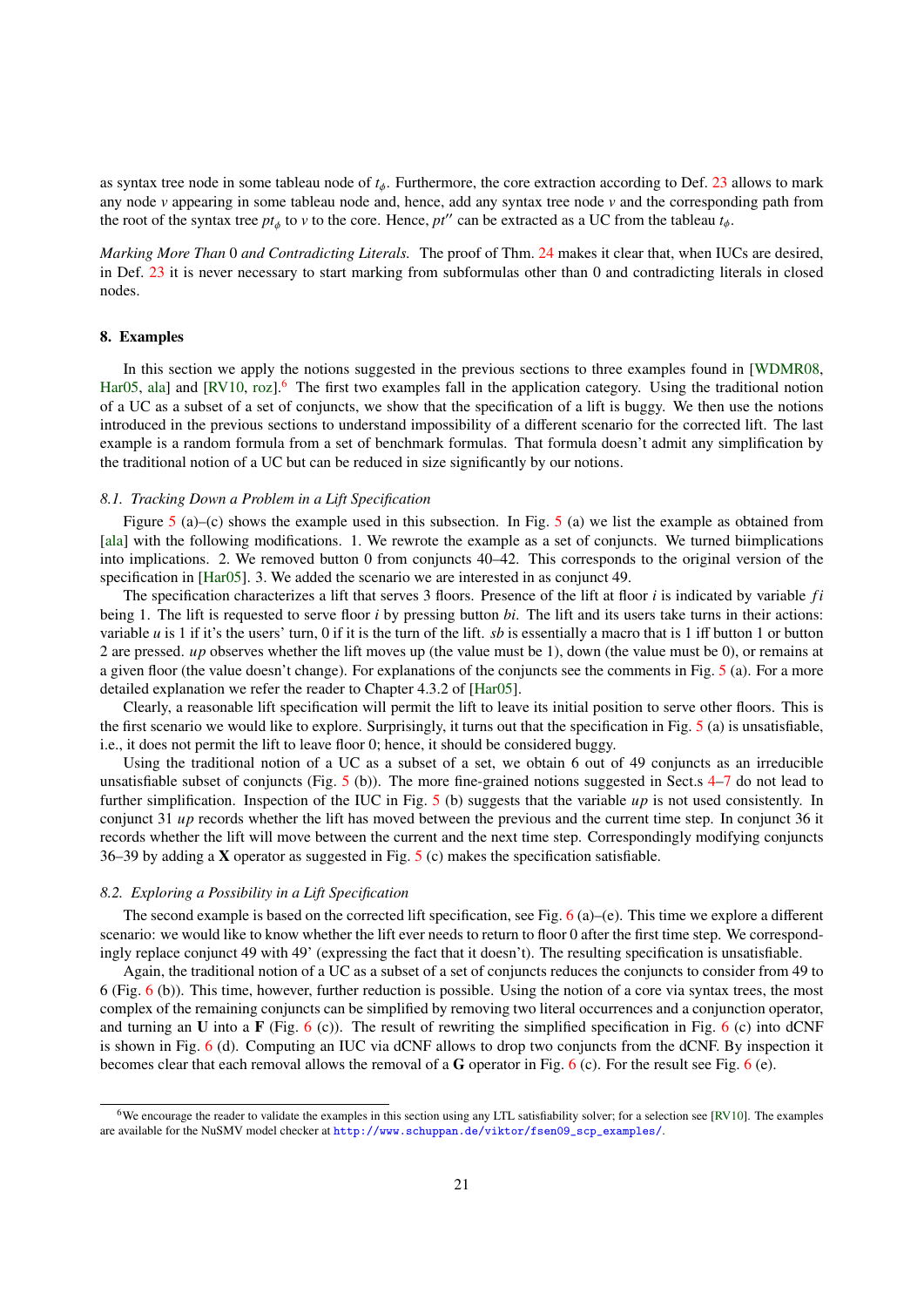as syntax tree node in some tableau node of $t_\phi$. Furthermore, the core extraction according to Def. 23 allows to mark any node $v$ appearing in some tableau node and, hence, add any syntax tree node $v$ and the corresponding path from the root of the syntax tree $pt_\phi$ to $v$ to the core. Hence, $pt''$ can be extracted as a UC from the tableau $t_\phi$.

*Marking More Than* 0 *and Contradicting Literals.* The proof of Thm. 24 makes it clear that, when IUCs are desired, in Def. 23 it is never necessary to start marking from subformulas other than 0 and contradicting literals in closed nodes.

## 8. Examples

In this section we apply the notions suggested in the previous sections to three examples found in [WDMR08, Har05, ala] and [RV10, roz].[6] The first two examples fall in the application category. Using the traditional notion of a UC as a subset of a set of conjuncts, we show that the specification of a lift is buggy. We then use the notions introduced in the previous sections to understand impossibility of a different scenario for the corrected lift. The last example is a random formula from a set of benchmark formulas. That formula doesn't admit any simplification by the traditional notion of a UC but can be reduced in size significantly by our notions.

### 8.1. Tracking Down a Problem in a Lift Specification

Figure 5 (a)–(c) shows the example used in this subsection. In Fig. 5 (a) we list the example as obtained from [ala] with the following modifications. 1. We rewrote the example as a set of conjuncts. We turned biimplications into implications. 2. We removed button 0 from conjuncts 40–42. This corresponds to the original version of the specification in [Har05]. 3. We added the scenario we are interested in as conjunct 49.

The specification characterizes a lift that serves 3 floors. Presence of the lift at floor $i$ is indicated by variable $fi$ being 1. The lift is requested to serve floor $i$ by pressing button $bi$. The lift and its users take turns in their actions: variable $u$ is 1 if it's the users' turn, 0 if it is the turn of the lift. $sb$ is essentially a macro that is 1 iff button 1 or button 2 are pressed. $up$ observes whether the lift moves up (the value must be 1), down (the value must be 0), or remains at a given floor (the value doesn't change). For explanations of the conjuncts see the comments in Fig. 5 (a). For a more detailed explanation we refer the reader to Chapter 4.3.2 of [Har05].

Clearly, a reasonable lift specification will permit the lift to leave its initial position to serve other floors. This is the first scenario we would like to explore. Surprisingly, it turns out that the specification in Fig. 5 (a) is unsatisfiable, i.e., it does not permit the lift to leave floor 0; hence, it should be considered buggy.

Using the traditional notion of a UC as a subset of a set, we obtain 6 out of 49 conjuncts as an irreducible unsatisfiable subset of conjuncts (Fig. 5 (b)). The more fine-grained notions suggested in Sect.s 4–7 do not lead to further simplification. Inspection of the IUC in Fig. 5 (b) suggests that the variable $up$ is not used consistently. In conjunct 31 $up$ records whether the lift has moved between the previous and the current time step. In conjunct 36 it records whether the lift will move between the current and the next time step. Correspondingly modifying conjuncts 36–39 by adding a **X** operator as suggested in Fig. 5 (c) makes the specification satisfiable.

### 8.2. Exploring a Possibility in a Lift Specification

The second example is based on the corrected lift specification, see Fig. 6 (a)–(e). This time we explore a different scenario: we would like to know whether the lift ever needs to return to floor 0 after the first time step. We correspondingly replace conjunct 49 with 49' (expressing the fact that it doesn't). The resulting specification is unsatisfiable.

Again, the traditional notion of a UC as a subset of a set of conjuncts reduces the conjuncts to consider from 49 to 6 (Fig. 6 (b)). This time, however, further reduction is possible. Using the notion of a core via syntax trees, the most complex of the remaining conjuncts can be simplified by removing two literal occurrences and a conjunction operator, and turning an **U** into a **F** (Fig. 6 (c)). The result of rewriting the simplified specification in Fig. 6 (c) into dCNF is shown in Fig. 6 (d). Computing an IUC via dCNF allows to drop two conjuncts from the dCNF. By inspection it becomes clear that each removal allows the removal of a **G** operator in Fig. 6 (c). For the result see Fig. 6 (e).

---

[6] We encourage the reader to validate the examples in this section using any LTL satisfiability solver; for a selection see [RV10]. The examples are available for the NuSMV model checker at http://www.schuppan.de/viktor/fsen09_scp_examples/.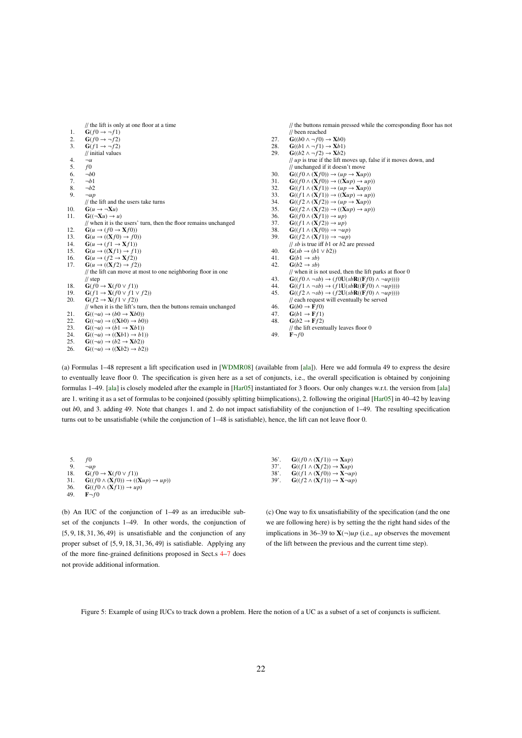// the lift is only at one floor at a time

1. $\mathbf{G}(f0 \rightarrow \neg f1)$
2. $\mathbf{G}(f0 \rightarrow \neg f2)$
3. $\mathbf{G}(f1 \rightarrow \neg f2)$

// initial values

4. $\neg u$
5. $f0$
6. $\neg b0$
7. $\neg b1$
8. $\neg b2$
9. $\neg up$

// the lift and the users take turns

10. $\mathbf{G}(u \rightarrow \neg \mathbf{X} u)$
11. $\mathbf{G}((\neg \mathbf{X} u) \rightarrow u)$

// when it is the users' turn, then the floor remains unchanged

12. $\mathbf{G}(u \rightarrow (f0 \rightarrow \mathbf{X} f0))$
13. $\mathbf{G}(u \rightarrow ((\mathbf{X} f0) \rightarrow f0))$
14. $\mathbf{G}(u \rightarrow (f1 \rightarrow \mathbf{X} f1))$
15. $\mathbf{G}(u \rightarrow ((\mathbf{X} f1) \rightarrow f1))$
16. $\mathbf{G}(u \rightarrow (f2 \rightarrow \mathbf{X} f2))$
17. $\mathbf{G}(u \rightarrow ((\mathbf{X} f2) \rightarrow f2))$

// the lift can move at most to one neighboring floor in one
// step

18. $\mathbf{G}(f0 \rightarrow \mathbf{X}(f0 \vee f1))$
19. $\mathbf{G}(f1 \rightarrow \mathbf{X}(f0 \vee f1 \vee f2))$
20. $\mathbf{G}(f2 \rightarrow \mathbf{X}(f1 \vee f2))$

// when it is the lift's turn, then the buttons remain unchanged

21. $\mathbf{G}((\neg u) \rightarrow (b0 \rightarrow \mathbf{X} b0))$
22. $\mathbf{G}((\neg u) \rightarrow ((\mathbf{X} b0) \rightarrow b0))$
23. $\mathbf{G}((\neg u) \rightarrow (b1 \rightarrow \mathbf{X} b1))$
24. $\mathbf{G}((\neg u) \rightarrow ((\mathbf{X} b1) \rightarrow b1))$
25. $\mathbf{G}((\neg u) \rightarrow (b2 \rightarrow \mathbf{X} b2))$
26. $\mathbf{G}((\neg u) \rightarrow ((\mathbf{X} b2) \rightarrow b2))$

// the buttons remain pressed while the corresponding floor has not
// been reached

27. $\mathbf{G}((b0 \wedge \neg f0) \rightarrow \mathbf{X} b0)$
28. $\mathbf{G}((b1 \wedge \neg f1) \rightarrow \mathbf{X} b1)$
29. $\mathbf{G}((b2 \wedge \neg f2) \rightarrow \mathbf{X} b2)$

// *up* is true if the lift moves up, false if it moves down, and
// unchanged if it doesn't move

30. $\mathbf{G}((f0 \wedge (\mathbf{X} f0)) \rightarrow (up \rightarrow \mathbf{X} up))$
31. $\mathbf{G}((f0 \wedge (\mathbf{X} f0)) \rightarrow ((\mathbf{X} up) \rightarrow up))$
32. $\mathbf{G}((f1 \wedge (\mathbf{X} f1)) \rightarrow (up \rightarrow \mathbf{X} up))$
33. $\mathbf{G}((f1 \wedge (\mathbf{X} f1)) \rightarrow ((\mathbf{X} up) \rightarrow up))$
34. $\mathbf{G}((f2 \wedge (\mathbf{X} f2)) \rightarrow (up \rightarrow \mathbf{X} up))$
35. $\mathbf{G}((f2 \wedge (\mathbf{X} f2)) \rightarrow ((\mathbf{X} up) \rightarrow up))$
36. $\mathbf{G}((f0 \wedge (\mathbf{X} f1)) \rightarrow up)$
37. $\mathbf{G}((f1 \wedge (\mathbf{X} f2)) \rightarrow up)$
38. $\mathbf{G}((f1 \wedge (\mathbf{X} f0)) \rightarrow \neg up)$
39. $\mathbf{G}((f2 \wedge (\mathbf{X} f1)) \rightarrow \neg up)$

// *sb* is true iff *b*1 or *b*2 are pressed

40. $\mathbf{G}(sb \rightarrow (b1 \vee b2))$
41. $\mathbf{G}(b1 \rightarrow sb)$
42. $\mathbf{G}(b2 \rightarrow sb)$

// when it is not used, then the lift parks at floor 0

43. $\mathbf{G}((f0 \wedge \neg sb) \rightarrow (f0 \mathbf{U}(sb \mathbf{R}((\mathbf{F} f0) \wedge \neg up))))$
44. $\mathbf{G}((f1 \wedge \neg sb) \rightarrow (f1 \mathbf{U}(sb \mathbf{R}((\mathbf{F} f0) \wedge \neg up))))$
45. $\mathbf{G}((f2 \wedge \neg sb) \rightarrow (f2 \mathbf{U}(sb \mathbf{R}((\mathbf{F} f0) \wedge \neg up))))$

// each request will eventually be served

46. $\mathbf{G}(b0 \rightarrow \mathbf{F} f0)$
47. $\mathbf{G}(b1 \rightarrow \mathbf{F} f1)$
48. $\mathbf{G}(b2 \rightarrow \mathbf{F} f2)$

// the lift eventually leaves floor 0

49. $\mathbf{F} \neg f0$

(a) Formulas 1–48 represent a lift specification used in [WDMR08] (available from [ala]). Here we add formula 49 to express the desire to eventually leave floor 0. The specification is given here as a set of conjuncts, i.e., the overall specification is obtained by conjoining formulas 1–49. [ala] is closely modeled after the example in [Har05] instantiated for 3 floors. Our only changes w.r.t. the version from [ala] are 1. writing it as a set of formulas to be conjoined (possibly splitting biimplications), 2. following the original [Har05] in 40–42 by leaving out *b*0, and 3. adding 49. Note that changes 1. and 2. do not impact satisfiability of the conjunction of 1–49. The resulting specification turns out to be unsatisfiable (while the conjunction of 1–48 is satisfiable), hence, the lift can not leave floor 0.

5. $f0$
9. $\neg up$
18. $\mathbf{G}(f0 \rightarrow \mathbf{X}(f0 \vee f1))$
31. $\mathbf{G}((f0 \wedge (\mathbf{X} f0)) \rightarrow ((\mathbf{X} up) \rightarrow up))$
36. $\mathbf{G}((f0 \wedge (\mathbf{X} f1)) \rightarrow up)$
49. $\mathbf{F} \neg f0$

(b) An IUC of the conjunction of 1–49 as an irreducible subset of the conjuncts 1–49. In other words, the conjunction of $\{5, 9, 18, 31, 36, 49\}$ is unsatisfiable and the conjunction of any proper subset of $\{5, 9, 18, 31, 36, 49\}$ is satisfiable. Applying any of the more fine-grained definitions proposed in Sect.s 4–7 does not provide additional information.

36'. $\mathbf{G}((f0 \wedge (\mathbf{X} f1)) \rightarrow \mathbf{X} up)$
37'. $\mathbf{G}((f1 \wedge (\mathbf{X} f2)) \rightarrow \mathbf{X} up)$
38'. $\mathbf{G}((f1 \wedge (\mathbf{X} f0)) \rightarrow \mathbf{X} \neg up)$
39'. $\mathbf{G}((f2 \wedge (\mathbf{X} f1)) \rightarrow \mathbf{X} \neg up)$

(c) One way to fix unsatisfiability of the specification (and the one we are following here) is by setting the the right hand sides of the implications in 36–39 to $\mathbf{X}(\neg)up$ (i.e., *up* observes the movement of the lift between the previous and the current time step).

Figure 5: Example of using IUCs to track down a problem. Here the notion of a UC as a subset of a set of conjuncts is sufficient.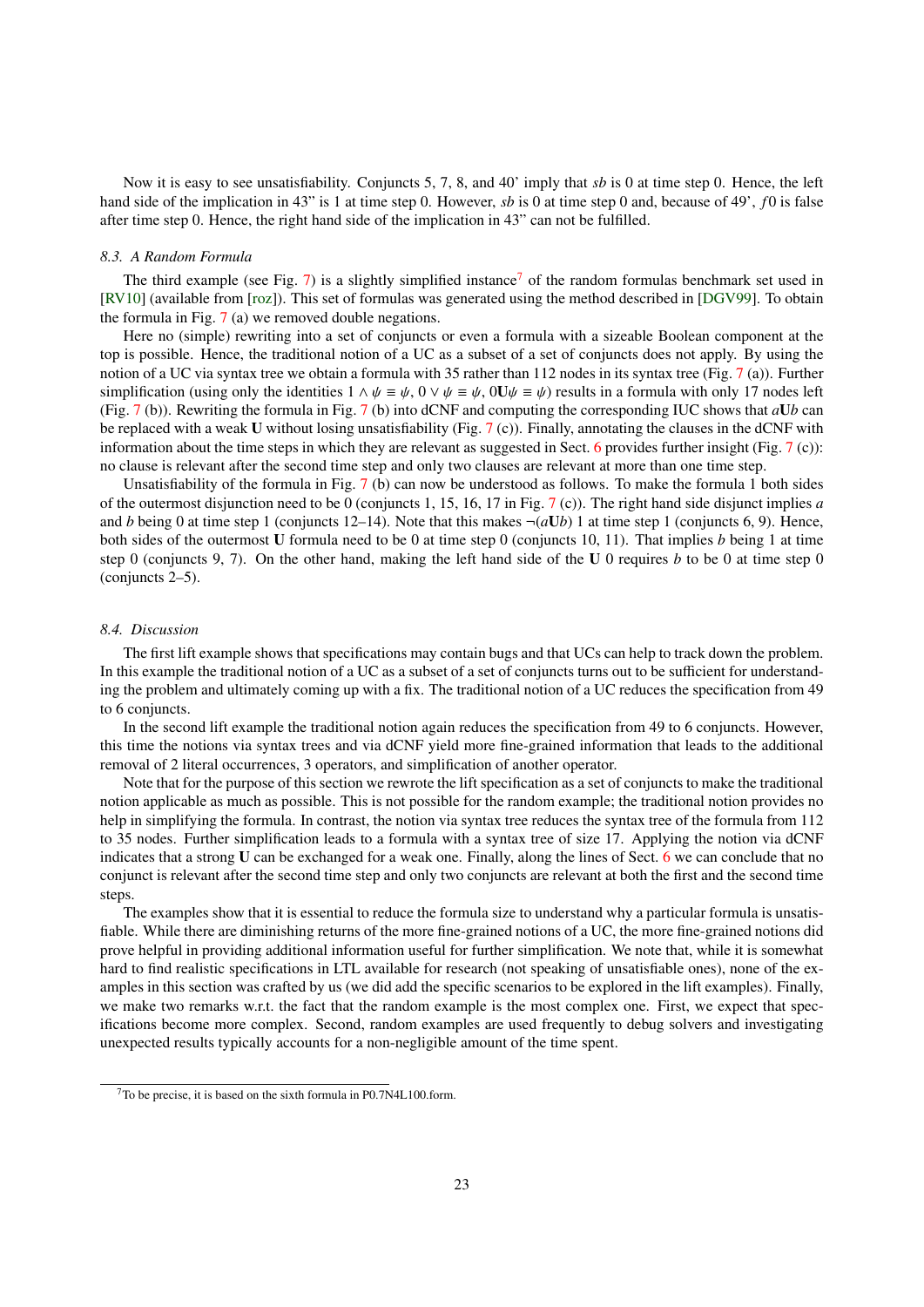Now it is easy to see unsatisfiability. Conjuncts 5, 7, 8, and 40' imply that *sb* is 0 at time step 0. Hence, the left hand side of the implication in 43" is 1 at time step 0. However, *sb* is 0 at time step 0 and, because of 49', $f0$ is false after time step 0. Hence, the right hand side of the implication in 43" can not be fulfilled.

### *8.3. A Random Formula*

The third example (see Fig. 7) is a slightly simplified instance[7] of the random formulas benchmark set used in [RV10] (available from [roz]). This set of formulas was generated using the method described in [DGV99]. To obtain the formula in Fig. 7 (a) we removed double negations.

Here no (simple) rewriting into a set of conjuncts or even a formula with a sizeable Boolean component at the top is possible. Hence, the traditional notion of a UC as a subset of a set of conjuncts does not apply. By using the notion of a UC via syntax tree we obtain a formula with 35 rather than 112 nodes in its syntax tree (Fig. 7 (a)). Further simplification (using only the identities $1 \wedge \psi \equiv \psi$, $0 \vee \psi \equiv \psi$, $0\mathbf{U}\psi \equiv \psi$) results in a formula with only 17 nodes left (Fig. 7 (b)). Rewriting the formula in Fig. 7 (b) into dCNF and computing the corresponding IUC shows that $a\mathbf{U}b$ can be replaced with a weak $\mathbf{U}$ without losing unsatisfiability (Fig. 7 (c)). Finally, annotating the clauses in the dCNF with information about the time steps in which they are relevant as suggested in Sect. 6 provides further insight (Fig. 7 (c)): no clause is relevant after the second time step and only two clauses are relevant at more than one time step.

Unsatisfiability of the formula in Fig. 7 (b) can now be understood as follows. To make the formula 1 both sides of the outermost disjunction need to be 0 (conjuncts 1, 15, 16, 17 in Fig. 7 (c)). The right hand side disjunct implies $a$ and $b$ being 0 at time step 1 (conjuncts 12–14). Note that this makes $\neg(a\mathbf{U}b)$ 1 at time step 1 (conjuncts 6, 9). Hence, both sides of the outermost $\mathbf{U}$ formula need to be 0 at time step 0 (conjuncts 10, 11). That implies $b$ being 1 at time step 0 (conjuncts 9, 7). On the other hand, making the left hand side of the $\mathbf{U}$ 0 requires $b$ to be 0 at time step 0 (conjuncts 2–5).

### *8.4. Discussion*

The first lift example shows that specifications may contain bugs and that UCs can help to track down the problem. In this example the traditional notion of a UC as a subset of a set of conjuncts turns out to be sufficient for understanding the problem and ultimately coming up with a fix. The traditional notion of a UC reduces the specification from 49 to 6 conjuncts.

In the second lift example the traditional notion again reduces the specification from 49 to 6 conjuncts. However, this time the notions via syntax trees and via dCNF yield more fine-grained information that leads to the additional removal of 2 literal occurrences, 3 operators, and simplification of another operator.

Note that for the purpose of this section we rewrote the lift specification as a set of conjuncts to make the traditional notion applicable as much as possible. This is not possible for the random example; the traditional notion provides no help in simplifying the formula. In contrast, the notion via syntax tree reduces the syntax tree of the formula from 112 to 35 nodes. Further simplification leads to a formula with a syntax tree of size 17. Applying the notion via dCNF indicates that a strong $\mathbf{U}$ can be exchanged for a weak one. Finally, along the lines of Sect. 6 we can conclude that no conjunct is relevant after the second time step and only two conjuncts are relevant at both the first and the second time steps.

The examples show that it is essential to reduce the formula size to understand why a particular formula is unsatisfiable. While there are diminishing returns of the more fine-grained notions of a UC, the more fine-grained notions did prove helpful in providing additional information useful for further simplification. We note that, while it is somewhat hard to find realistic specifications in LTL available for research (not speaking of unsatisfiable ones), none of the examples in this section was crafted by us (we did add the specific scenarios to be explored in the lift examples). Finally, we make two remarks w.r.t. the fact that the random example is the most complex one. First, we expect that specifications become more complex. Second, random examples are used frequently to debug solvers and investigating unexpected results typically accounts for a non-negligible amount of the time spent.

[7] To be precise, it is based on the sixth formula in P0.7N4L100.form.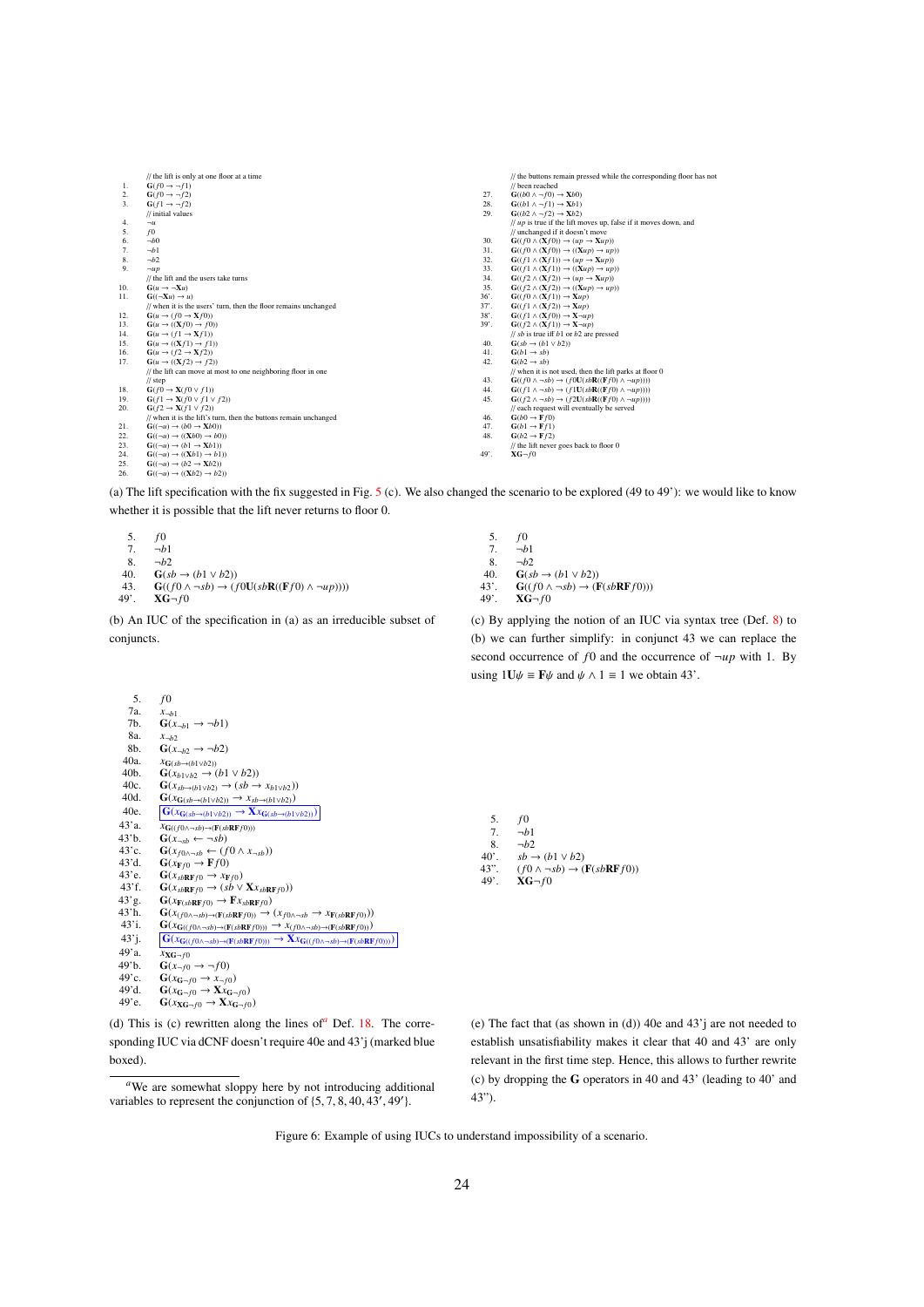// the lift is only at one floor at a time

| | |
|---|---|
| 1. | $\mathbf{G}(f0 \rightarrow \neg f1)$ |
| 2. | $\mathbf{G}(f0 \rightarrow \neg f2)$ |
| 3. | $\mathbf{G}(f1 \rightarrow \neg f2)$ |
| | // initial values |
| 4. | $\neg u$ |
| 5. | $f0$ |
| 6. | $\neg b0$ |
| 7. | $\neg b1$ |
| 8. | $\neg b2$ |
| 9. | $\neg up$ |
| | // the lift and the users take turns |
| 10. | $\mathbf{G}(u \rightarrow \neg \mathbf{X}u)$ |
| 11. | $\mathbf{G}((\neg \mathbf{X}u) \rightarrow u)$ |
| | // when it is the users' turn, then the floor remains unchanged |
| 12. | $\mathbf{G}(u \rightarrow (f0 \rightarrow \mathbf{X}f0))$ |
| 13. | $\mathbf{G}(u \rightarrow ((\mathbf{X}f0) \rightarrow f0))$ |
| 14. | $\mathbf{G}(u \rightarrow (f1 \rightarrow \mathbf{X}f1))$ |
| 15. | $\mathbf{G}(u \rightarrow ((\mathbf{X}f1) \rightarrow f1))$ |
| 16. | $\mathbf{G}(u \rightarrow (f2 \rightarrow \mathbf{X}f2))$ |
| 17. | $\mathbf{G}(u \rightarrow ((\mathbf{X}f2) \rightarrow f2))$ |
| | // the lift can move at most to one neighboring floor in one // step |
| 18. | $\mathbf{G}(f0 \rightarrow \mathbf{X}(f0 \vee f1))$ |
| 19. | $\mathbf{G}(f1 \rightarrow \mathbf{X}(f0 \vee f1 \vee f2))$ |
| 20. | $\mathbf{G}(f2 \rightarrow \mathbf{X}(f1 \vee f2))$ |
| | // when it is the lift's turn, then the buttons remain unchanged |
| 21. | $\mathbf{G}((\neg u) \rightarrow (b0 \rightarrow \mathbf{X}b0))$ |
| 22. | $\mathbf{G}((\neg u) \rightarrow ((\mathbf{X}b0) \rightarrow b0))$ |
| 23. | $\mathbf{G}((\neg u) \rightarrow (b1 \rightarrow \mathbf{X}b1))$ |
| 24. | $\mathbf{G}((\neg u) \rightarrow ((\mathbf{X}b1) \rightarrow b1))$ |
| 25. | $\mathbf{G}((\neg u) \rightarrow (b2 \rightarrow \mathbf{X}b2))$ |
| 26. | $\mathbf{G}((\neg u) \rightarrow ((\mathbf{X}b2) \rightarrow b2))$ |
| | // the buttons remain pressed while the corresponding floor has not // been reached |
| 27. | $\mathbf{G}((b0 \wedge \neg f0) \rightarrow \mathbf{X}b0)$ |
| 28. | $\mathbf{G}((b1 \wedge \neg f1) \rightarrow \mathbf{X}b1)$ |
| 29. | $\mathbf{G}((b2 \wedge \neg f2) \rightarrow \mathbf{X}b2)$ |
| | // $up$ is true if the lift moves up, false if it moves down, and // unchanged if it doesn't move |
| 30. | $\mathbf{G}((f0 \wedge (\mathbf{X}f0)) \rightarrow (up \rightarrow \mathbf{X}up))$ |
| 31. | $\mathbf{G}((f0 \wedge (\mathbf{X}f0)) \rightarrow ((\mathbf{X}up) \rightarrow up))$ |
| 32. | $\mathbf{G}((f1 \wedge (\mathbf{X}f1)) \rightarrow (up \rightarrow \mathbf{X}up))$ |
| 33. | $\mathbf{G}((f1 \wedge (\mathbf{X}f1)) \rightarrow ((\mathbf{X}up) \rightarrow up))$ |
| 34. | $\mathbf{G}((f2 \wedge (\mathbf{X}f2)) \rightarrow (up \rightarrow \mathbf{X}up))$ |
| 35. | $\mathbf{G}((f2 \wedge (\mathbf{X}f2)) \rightarrow ((\mathbf{X}up) \rightarrow up))$ |
| 36'. | $\mathbf{G}((f0 \wedge (\mathbf{X}f1)) \rightarrow \mathbf{X}up)$ |
| 37'. | $\mathbf{G}((f1 \wedge (\mathbf{X}f2)) \rightarrow \mathbf{X}up)$ |
| 38'. | $\mathbf{G}((f1 \wedge (\mathbf{X}f0)) \rightarrow \mathbf{X}\neg up)$ |
| 39'. | $\mathbf{G}((f2 \wedge (\mathbf{X}f1)) \rightarrow \mathbf{X}\neg up)$ |
| | // $sb$ is true iff $b1$ or $b2$ are pressed |
| 40. | $\mathbf{G}(sb \rightarrow (b1 \vee b2))$ |
| 41. | $\mathbf{G}(b1 \rightarrow sb)$ |
| 42. | $\mathbf{G}(b2 \rightarrow sb)$ |
| | // when it is not used, then the lift parks at floor 0 |
| 43. | $\mathbf{G}((f0 \wedge \neg sb) \rightarrow (f0\mathbf{U}(sb\mathbf{R}((\mathbf{F}f0) \wedge \neg up))))$ |
| 44. | $\mathbf{G}((f1 \wedge \neg sb) \rightarrow (f1\mathbf{U}(sb\mathbf{R}((\mathbf{F}f0) \wedge \neg up))))$ |
| 45. | $\mathbf{G}((f2 \wedge \neg sb) \rightarrow (f2\mathbf{U}(sb\mathbf{R}((\mathbf{F}f0) \wedge \neg up))))$ |
| | // each request will eventually be served |
| 46. | $\mathbf{G}(b0 \rightarrow \mathbf{F}f0)$ |
| 47. | $\mathbf{G}(b1 \rightarrow \mathbf{F}f1)$ |
| 48. | $\mathbf{G}(b2 \rightarrow \mathbf{F}f2)$ |
| | // the lift never goes back to floor 0 |
| 49'. | $\mathbf{XG}\neg f0$ |

(a) The lift specification with the fix suggested in Fig. 5 (c). We also changed the scenario to be explored (49 to 49'): we would like to know whether it is possible that the lift never returns to floor 0.

| | |
|---|---|
| 5. | $f0$ |
| 7. | $\neg b1$ |
| 8. | $\neg b2$ |
| 40. | $\mathbf{G}(sb \rightarrow (b1 \vee b2))$ |
| 43. | $\mathbf{G}((f0 \wedge \neg sb) \rightarrow (f0\mathbf{U}(sb\mathbf{R}((\mathbf{F}f0) \wedge \neg up))))$ |
| 49'. | $\mathbf{XG}\neg f0$ |

(b) An IUC of the specification in (a) as an irreducible subset of conjuncts.

| | |
|---|---|
| 5. | $f0$ |
| 7. | $\neg b1$ |
| 8. | $\neg b2$ |
| 40. | $\mathbf{G}(sb \rightarrow (b1 \vee b2))$ |
| 43'. | $\mathbf{G}((f0 \wedge \neg sb) \rightarrow (\mathbf{F}(sb\mathbf{R}\mathbf{F}f0)))$ |
| 49'. | $\mathbf{XG}\neg f0$ |

(c) By applying the notion of an IUC via syntax tree (Def. 8) to (b) we can further simplify: in conjunct 43 we can replace the second occurrence of $f0$ and the occurrence of $\neg up$ with 1. By using $1\mathbf{U}\psi \equiv \mathbf{F}\psi$ and $\psi \wedge 1 \equiv 1$ we obtain 43'.

| | |
|---|---|
| 5. | $f0$ |
| 7a. | $x_{\neg b1}$ |
| 7b. | $\mathbf{G}(x_{\neg b1} \rightarrow \neg b1)$ |
| 8a. | $x_{\neg b2}$ |
| 8b. | $\mathbf{G}(x_{\neg b2} \rightarrow \neg b2)$ |
| 40a. | $x_{\mathbf{G}(sb \rightarrow (b1 \vee b2))}$ |
| 40b. | $\mathbf{G}(x_{b1 \vee b2} \rightarrow (b1 \vee b2))$ |
| 40c. | $\mathbf{G}(x_{sb \rightarrow (b1 \vee b2)} \rightarrow (sb \rightarrow x_{b1 \vee b2}))$ |
| 40d. | $\mathbf{G}(x_{\mathbf{G}(sb \rightarrow (b1 \vee b2))} \rightarrow x_{sb \rightarrow (b1 \vee b2)})$ |
| 40e. | $\mathbf{G}(x_{\mathbf{G}(sb \rightarrow (b1 \vee b2))} \rightarrow \mathbf{X}x_{\mathbf{G}(sb \rightarrow (b1 \vee b2))})$ (blue boxed) |
| 43'a. | $x_{\mathbf{G}((f0 \wedge \neg sb) \rightarrow (\mathbf{F}(sb\mathbf{R}\mathbf{F}f0)))}$ |
| 43'b. | $\mathbf{G}(x_{\neg sb} \leftarrow \neg sb)$ |
| 43'c. | $\mathbf{G}(x_{f0 \wedge \neg sb} \leftarrow (f0 \wedge x_{\neg sb}))$ |
| 43'd. | $\mathbf{G}(x_{\mathbf{F}f0} \rightarrow \mathbf{F}f0)$ |
| 43'e. | $\mathbf{G}(x_{sb\mathbf{R}\mathbf{F}f0} \rightarrow x_{\mathbf{F}f0})$ |
| 43'f. | $\mathbf{G}(x_{sb\mathbf{R}\mathbf{F}f0} \rightarrow (sb \vee \mathbf{X}x_{sb\mathbf{R}\mathbf{F}f0}))$ |
| 43'g. | $\mathbf{G}(x_{\mathbf{F}(sb\mathbf{R}\mathbf{F}f0)} \rightarrow \mathbf{F}x_{sb\mathbf{R}\mathbf{F}f0})$ |
| 43'h. | $\mathbf{G}(x_{(f0 \wedge \neg sb) \rightarrow (\mathbf{F}(sb\mathbf{R}\mathbf{F}f0))} \rightarrow (x_{f0 \wedge \neg sb} \rightarrow x_{\mathbf{F}(sb\mathbf{R}\mathbf{F}f0)}))$ |
| 43'i. | $\mathbf{G}(x_{\mathbf{G}((f0 \wedge \neg sb) \rightarrow (\mathbf{F}(sb\mathbf{R}\mathbf{F}f0)))} \rightarrow x_{(f0 \wedge \neg sb) \rightarrow (\mathbf{F}(sb\mathbf{R}\mathbf{F}f0))})$ |
| 43'j. | $\mathbf{G}(x_{\mathbf{G}((f0 \wedge \neg sb) \rightarrow (\mathbf{F}(sb\mathbf{R}\mathbf{F}f0)))} \rightarrow \mathbf{X}x_{\mathbf{G}((f0 \wedge \neg sb) \rightarrow (\mathbf{F}(sb\mathbf{R}\mathbf{F}f0)))})$ (blue boxed) |
| 49'a. | $x_{\mathbf{XG}\neg f0}$ |
| 49'b. | $\mathbf{G}(x_{\neg f0} \rightarrow \neg f0)$ |
| 49'c. | $\mathbf{G}(x_{\mathbf{G}\neg f0} \rightarrow x_{\neg f0})$ |
| 49'd. | $\mathbf{G}(x_{\mathbf{G}\neg f0} \rightarrow \mathbf{X}x_{\mathbf{G}\neg f0})$ |
| 49'e. | $\mathbf{G}(x_{\mathbf{XG}\neg f0} \rightarrow \mathbf{X}x_{\mathbf{G}\neg f0})$ |

(d) This is (c) rewritten along the lines of[a] Def. 18. The corresponding IUC via dCNF doesn't require 40e and 43'j (marked blue boxed).

[a] We are somewhat sloppy here by not introducing additional variables to represent the conjunction of $\{5, 7, 8, 40, 43', 49'\}$.

| | |
|---|---|
| 5. | $f0$ |
| 7. | $\neg b1$ |
| 8. | $\neg b2$ |
| 40'. | $sb \rightarrow (b1 \vee b2)$ |
| 43". | $(f0 \wedge \neg sb) \rightarrow (\mathbf{F}(sb\mathbf{R}\mathbf{F}f0))$ |
| 49'. | $\mathbf{XG}\neg f0$ |

(e) The fact that (as shown in (d)) 40e and 43'j are not needed to establish unsatisfiability makes it clear that 40 and 43' are only relevant in the first time step. Hence, this allows to further rewrite (c) by dropping the $\mathbf{G}$ operators in 40 and 43' (leading to 40' and 43").

Figure 6: Example of using IUCs to understand impossibility of a scenario.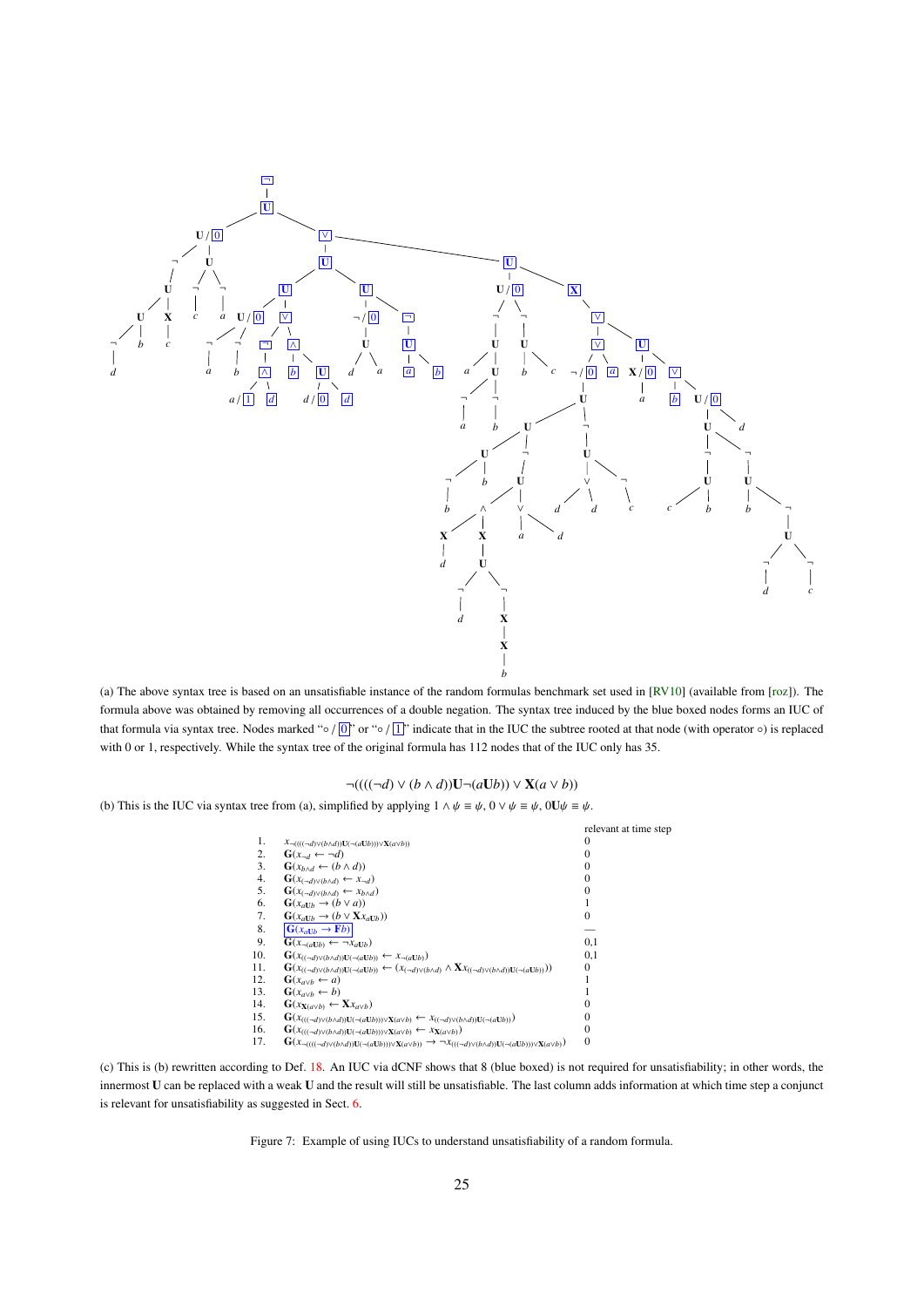(a) The above syntax tree is based on an unsatisfiable instance of the random formulas benchmark set used in [RV10] (available from [roz]). The formula above was obtained by removing all occurrences of a double negation. The syntax tree induced by the blue boxed nodes forms an IUC of that formula via syntax tree. Nodes marked "∘ / 0" or "∘ / 1" indicate that in the IUC the subtree rooted at that node (with operator ∘) is replaced with 0 or 1, respectively. While the syntax tree of the original formula has 112 nodes that of the IUC only has 35.

$$\neg((((\neg d) \vee (b \wedge d))\mathbf{U}\neg(a\mathbf{U}b)) \vee \mathbf{X}(a \vee b))$$

(b) This is the IUC via syntax tree from (a), simplified by applying $1 \wedge \psi \equiv \psi$, $0 \vee \psi \equiv \psi$, $0\mathbf{U}\psi \equiv \psi$.

| | | relevant at time step |
|---|---|---|
| 1. | $x_{\neg((((\neg d)\vee(b\wedge d))\mathbf{U}(\neg(a\mathbf{U}b)))\vee\mathbf{X}(a\vee b))}$ | 0 |
| 2. | $\mathbf{G}(x_{\neg d} \leftarrow \neg d)$ | 0 |
| 3. | $\mathbf{G}(x_{b\wedge d} \leftarrow (b \wedge d))$ | 0 |
| 4. | $\mathbf{G}(x_{(\neg d)\vee(b\wedge d)} \leftarrow x_{\neg d})$ | 0 |
| 5. | $\mathbf{G}(x_{(\neg d)\vee(b\wedge d)} \leftarrow x_{b\wedge d})$ | 0 |
| 6. | $\mathbf{G}(x_{a\mathbf{U}b} \rightarrow (b \vee a))$ | 1 |
| 7. | $\mathbf{G}(x_{a\mathbf{U}b} \rightarrow (b \vee \mathbf{X}x_{a\mathbf{U}b}))$ | 0 |
| 8. | $\mathbf{G}(x_{a\mathbf{U}b} \rightarrow \mathbf{F}b)$ | — |
| 9. | $\mathbf{G}(x_{\neg(a\mathbf{U}b)} \leftarrow \neg x_{a\mathbf{U}b})$ | 0,1 |
| 10. | $\mathbf{G}(x_{((\neg d)\vee(b\wedge d))\mathbf{U}(\neg(a\mathbf{U}b))} \leftarrow x_{\neg(a\mathbf{U}b)})$ | 0,1 |
| 11. | $\mathbf{G}(x_{((\neg d)\vee(b\wedge d))\mathbf{U}(\neg(a\mathbf{U}b))} \leftarrow (x_{(\neg d)\vee(b\wedge d)} \wedge \mathbf{X}x_{((\neg d)\vee(b\wedge d))\mathbf{U}(\neg(a\mathbf{U}b))}))$ | 0 |
| 12. | $\mathbf{G}(x_{a\vee b} \leftarrow a)$ | 1 |
| 13. | $\mathbf{G}(x_{a\vee b} \leftarrow b)$ | 1 |
| 14. | $\mathbf{G}(x_{\mathbf{X}(a\vee b)} \leftarrow \mathbf{X}x_{a\vee b})$ | 0 |
| 15. | $\mathbf{G}(x_{(((\neg d)\vee(b\wedge d))\mathbf{U}(\neg(a\mathbf{U}b)))\vee\mathbf{X}(a\vee b)} \leftarrow x_{((\neg d)\vee(b\wedge d))\mathbf{U}(\neg(a\mathbf{U}b))})$ | 0 |
| 16. | $\mathbf{G}(x_{(((\neg d)\vee(b\wedge d))\mathbf{U}(\neg(a\mathbf{U}b)))\vee\mathbf{X}(a\vee b)} \leftarrow x_{\mathbf{X}(a\vee b)})$ | 0 |
| 17. | $\mathbf{G}(x_{\neg((((\neg d)\vee(b\wedge d))\mathbf{U}(\neg(a\mathbf{U}b)))\vee\mathbf{X}(a\vee b))} \rightarrow \neg x_{(((\neg d)\vee(b\wedge d))\mathbf{U}(\neg(a\mathbf{U}b)))\vee\mathbf{X}(a\vee b)})$ | 0 |

(c) This is (b) rewritten according to Def. 18. An IUC via dCNF shows that 8 (blue boxed) is not required for unsatisfiability; in other words, the innermost **U** can be replaced with a weak **U** and the result will still be unsatisfiable. The last column adds information at which time step a conjunct is relevant for unsatisfiability as suggested in Sect. 6.

Figure 7: Example of using IUCs to understand unsatisfiability of a random formula.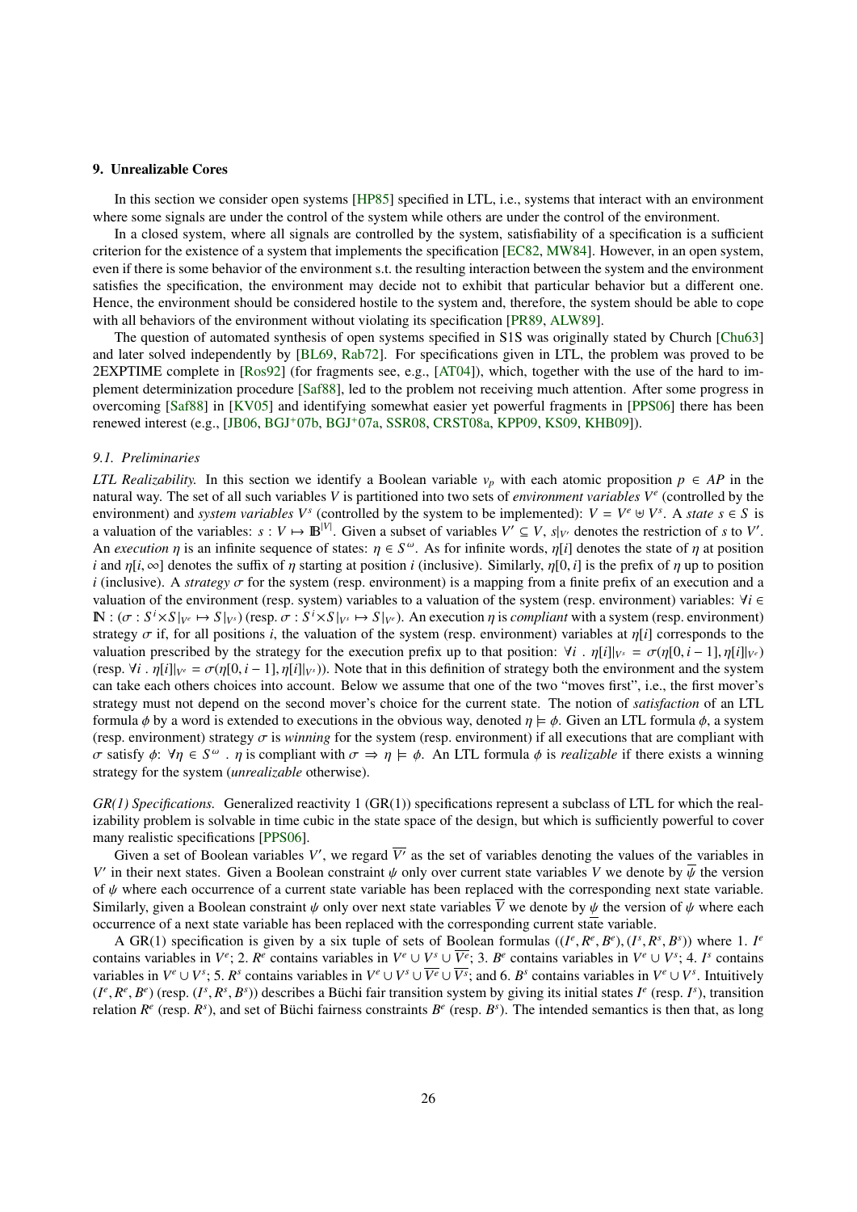## 9. Unrealizable Cores

In this section we consider open systems [HP85] specified in LTL, i.e., systems that interact with an environment where some signals are under the control of the system while others are under the control of the environment.

In a closed system, where all signals are controlled by the system, satisfiability of a specification is a sufficient criterion for the existence of a system that implements the specification [EC82, MW84]. However, in an open system, even if there is some behavior of the environment s.t. the resulting interaction between the system and the environment satisfies the specification, the environment may decide not to exhibit that particular behavior but a different one. Hence, the environment should be considered hostile to the system and, therefore, the system should be able to cope with all behaviors of the environment without violating its specification [PR89, ALW89].

The question of automated synthesis of open systems specified in S1S was originally stated by Church [Chu63] and later solved independently by [BL69, Rab72]. For specifications given in LTL, the problem was proved to be 2EXPTIME complete in [Ros92] (for fragments see, e.g., [AT04]), which, together with the use of the hard to implement determinization procedure [Saf88], led to the problem not receiving much attention. After some progress in overcoming [Saf88] in [KV05] and identifying somewhat easier yet powerful fragments in [PPS06] there has been renewed interest (e.g., [JB06, BGJ+07b, BGJ+07a, SSR08, CRST08a, KPP09, KS09, KHB09]).

### 9.1. Preliminaries

*LTL Realizability.* In this section we identify a Boolean variable $v_p$ with each atomic proposition $p \in AP$ in the natural way. The set of all such variables $V$ is partitioned into two sets of *environment variables* $V^e$ (controlled by the environment) and *system variables* $V^s$ (controlled by the system to be implemented): $V = V^e \uplus V^s$. A *state* $s \in S$ is a valuation of the variables: $s : V \mapsto \mathbb{B}^{|V|}$. Given a subset of variables $V' \subseteq V$, $s|_{V'}$ denotes the restriction of $s$ to $V'$. An *execution* $\eta$ is an infinite sequence of states: $\eta \in S^\omega$. As for infinite words, $\eta[i]$ denotes the state of $\eta$ at position $i$ and $\eta[i, \infty]$ denotes the suffix of $\eta$ starting at position $i$ (inclusive). Similarly, $\eta[0, i]$ is the prefix of $\eta$ up to position $i$ (inclusive). A *strategy* $\sigma$ for the system (resp. environment) is a mapping from a finite prefix of an execution and a valuation of the environment (resp. system) variables to a valuation of the system (resp. environment) variables: $\forall i \in \mathbb{N} : (\sigma : S^i \times S|_{V^e} \mapsto S|_{V^s})$ (resp. $\sigma : S^i \times S|_{V^s} \mapsto S|_{V^e}$). An execution $\eta$ is *compliant* with a system (resp. environment) strategy $\sigma$ if, for all positions $i$, the valuation of the system (resp. environment) variables at $\eta[i]$ corresponds to the valuation prescribed by the strategy for the execution prefix up to that position: $\forall i \,.\, \eta[i]|_{V^s} = \sigma(\eta[0, i-1], \eta[i]|_{V^e})$ (resp. $\forall i \,.\, \eta[i]|_{V^e} = \sigma(\eta[0, i-1], \eta[i]|_{V^s})$). Note that in this definition of strategy both the environment and the system can take each others choices into account. Below we assume that one of the two "moves first", i.e., the first mover's strategy must not depend on the second mover's choice for the current state. The notion of *satisfaction* of an LTL formula $\phi$ by a word is extended to executions in the obvious way, denoted $\eta \models \phi$. Given an LTL formula $\phi$, a system (resp. environment) strategy $\sigma$ is *winning* for the system (resp. environment) if all executions that are compliant with $\sigma$ satisfy $\phi$: $\forall \eta \in S^\omega \,.\, \eta$ is compliant with $\sigma \Rightarrow \eta \models \phi$. An LTL formula $\phi$ is *realizable* if there exists a winning strategy for the system (*unrealizable* otherwise).

*GR(1) Specifications.* Generalized reactivity 1 (GR(1)) specifications represent a subclass of LTL for which the realizability problem is solvable in time cubic in the state space of the design, but which is sufficiently powerful to cover many realistic specifications [PPS06].

Given a set of Boolean variables $V'$, we regard $\overline{V'}$ as the set of variables denoting the values of the variables in $V'$ in their next states. Given a Boolean constraint $\psi$ only over current state variables $V$ we denote by $\overline{\psi}$ the version of $\psi$ where each occurrence of a current state variable has been replaced with the corresponding next state variable. Similarly, given a Boolean constraint $\psi$ only over next state variables $\overline{V}$ we denote by $\underline{\psi}$ the version of $\psi$ where each occurrence of a next state variable has been replaced with the corresponding current state variable.

A GR(1) specification is given by a six tuple of sets of Boolean formulas $((I^e, R^e, B^e), (I^s, R^s, B^s))$ where 1. $I^e$ contains variables in $V^e$; 2. $R^e$ contains variables in $V^e \cup V^s \cup \overline{V^e}$; 3. $B^e$ contains variables in $V^e \cup V^s$; 4. $I^s$ contains variables in $V^e \cup V^s$; 5. $R^s$ contains variables in $V^e \cup V^s \cup \overline{V^e} \cup \overline{V^s}$; and 6. $B^s$ contains variables in $V^e \cup V^s$. Intuitively $(I^e, R^e, B^e)$ (resp. $(I^s, R^s, B^s)$) describes a Büchi fair transition system by giving its initial states $I^e$ (resp. $I^s$), transition relation $R^e$ (resp. $R^s$), and set of Büchi fairness constraints $B^e$ (resp. $B^s$). The intended semantics is then that, as long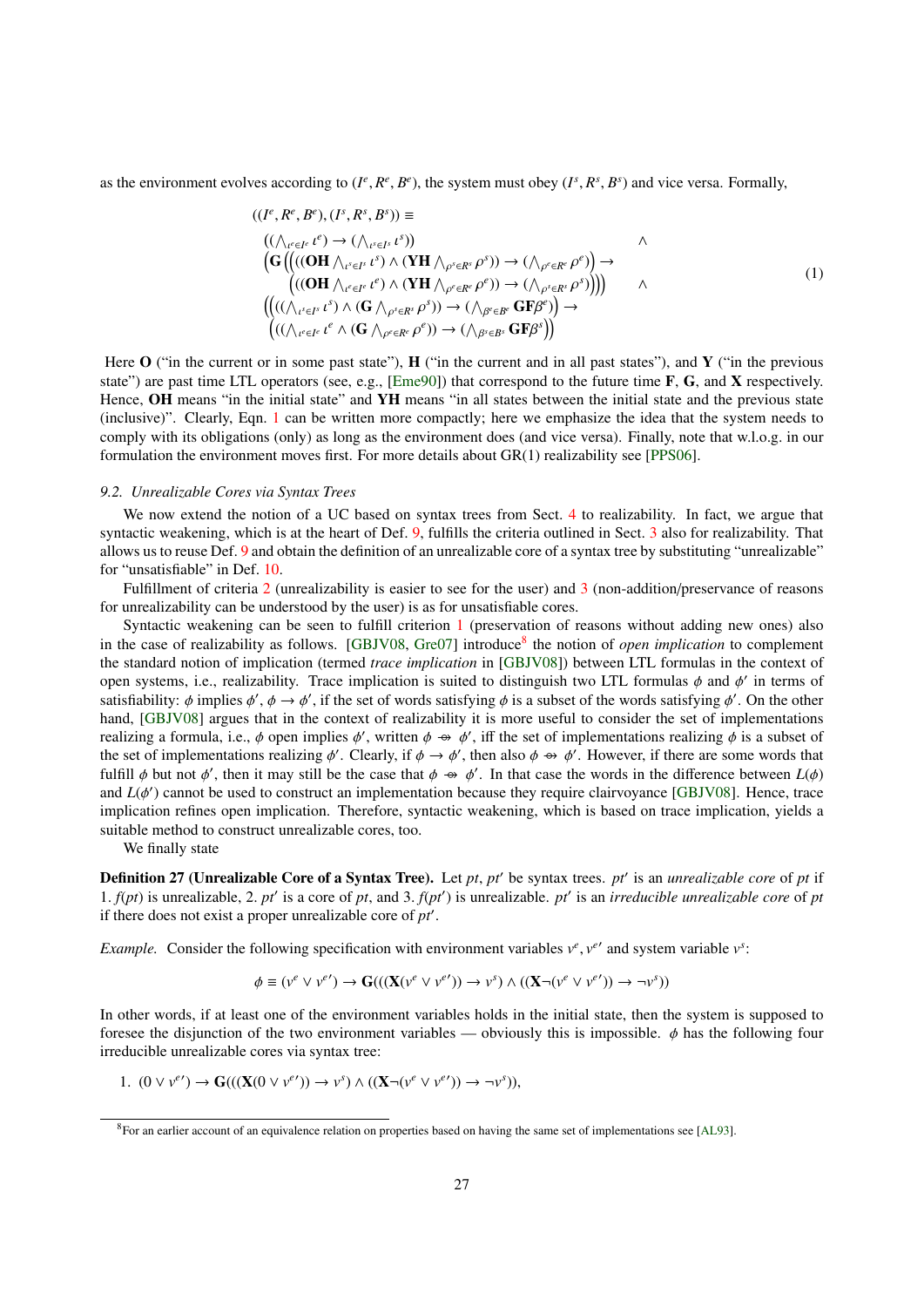as the environment evolves according to $(I^e, R^e, B^e)$, the system must obey $(I^s, R^s, B^s)$ and vice versa. Formally,

$$
\begin{array}{ll}
((I^e, R^e, B^e), (I^s, R^s, B^s)) \equiv & \\
\quad ((\bigwedge_{\iota^e \in I^e} \iota^e) \rightarrow (\bigwedge_{\iota^s \in I^s} \iota^s)) & \wedge \\
\quad \Big(\mathbf{G}\Big(\big(((\mathbf{OH} \bigwedge_{\iota^s \in I^s} \iota^s) \wedge (\mathbf{YH} \bigwedge_{\rho^s \in R^s} \rho^s)) \rightarrow (\bigwedge_{\rho^e \in R^e} \rho^e)\big) \rightarrow & \\
\qquad \big(((\mathbf{OH} \bigwedge_{\iota^e \in I^e} \iota^e) \wedge (\mathbf{YH} \bigwedge_{\rho^e \in R^e} \rho^e)) \rightarrow (\bigwedge_{\rho^s \in R^s} \rho^s)\big)\Big)\Big) & \wedge \\
\quad \Big(\big(((\bigwedge_{\iota^s \in I^s} \iota^s) \wedge (\mathbf{G} \bigwedge_{\rho^s \in R^s} \rho^s)) \rightarrow (\bigwedge_{\beta^e \in B^e} \mathbf{GF}\beta^e)\big) \rightarrow & \\
\qquad \big(((\bigwedge_{\iota^e \in I^e} \iota^e \wedge (\mathbf{G} \bigwedge_{\rho^e \in R^e} \rho^e)) \rightarrow (\bigwedge_{\beta^s \in B^s} \mathbf{GF}\beta^s)\big)\Big) &
\end{array}
\tag{1}
$$

Here **O** ("in the current or in some past state"), **H** ("in the current and in all past states"), and **Y** ("in the previous state") are past time LTL operators (see, e.g., [Eme90]) that correspond to the future time **F**, **G**, and **X** respectively. Hence, **OH** means "in the initial state" and **YH** means "in all states between the initial state and the previous state (inclusive)". Clearly, Eqn. 1 can be written more compactly; here we emphasize the idea that the system needs to comply with its obligations (only) as long as the environment does (and vice versa). Finally, note that w.l.o.g. in our formulation the environment moves first. For more details about GR(1) realizability see [PPS06].

### 9.2. Unrealizable Cores via Syntax Trees

We now extend the notion of a UC based on syntax trees from Sect. 4 to realizability. In fact, we argue that syntactic weakening, which is at the heart of Def. 9, fulfills the criteria outlined in Sect. 3 also for realizability. That allows us to reuse Def. 9 and obtain the definition of an unrealizable core of a syntax tree by substituting "unrealizable" for "unsatisfiable" in Def. 10.

Fulfillment of criteria 2 (unrealizability is easier to see for the user) and 3 (non-addition/preservance of reasons for unrealizability can be understood by the user) is as for unsatisfiable cores.

Syntactic weakening can be seen to fulfill criterion 1 (preservation of reasons without adding new ones) also in the case of realizability as follows. [GBJV08, Gre07] introduce[8] the notion of *open implication* to complement the standard notion of implication (termed *trace implication* in [GBJV08]) between LTL formulas in the context of open systems, i.e., realizability. Trace implication is suited to distinguish two LTL formulas $\phi$ and $\phi'$ in terms of satisfiability: $\phi$ implies $\phi'$, $\phi \rightarrow \phi'$, if the set of words satisfying $\phi$ is a subset of the words satisfying $\phi'$. On the other hand, [GBJV08] argues that in the context of realizability it is more useful to consider the set of implementations realizing a formula, i.e., $\phi$ open implies $\phi'$, written $\phi \twoheadrightarrow \phi'$, iff the set of implementations realizing $\phi$ is a subset of the set of implementations realizing $\phi'$. Clearly, if $\phi \rightarrow \phi'$, then also $\phi \twoheadrightarrow \phi'$. However, if there are some words that fulfill $\phi$ but not $\phi'$, then it may still be the case that $\phi \twoheadrightarrow \phi'$. In that case the words in the difference between $L(\phi)$ and $L(\phi')$ cannot be used to construct an implementation because they require clairvoyance [GBJV08]. Hence, trace implication refines open implication. Therefore, syntactic weakening, which is based on trace implication, yields a suitable method to construct unrealizable cores, too.

We finally state

**Definition 27 (Unrealizable Core of a Syntax Tree).** Let $pt$, $pt'$ be syntax trees. $pt'$ is an *unrealizable core* of $pt$ if 1. $f(pt)$ is unrealizable, 2. $pt'$ is a core of $pt$, and 3. $f(pt')$ is unrealizable. $pt'$ is an *irreducible unrealizable core* of $pt$ if there does not exist a proper unrealizable core of $pt'$.

*Example.* Consider the following specification with environment variables $v^e, v^{e\prime}$ and system variable $v^s$:

$$\phi \equiv (v^e \vee v^{e\prime}) \rightarrow \mathbf{G}(((\mathbf{X}(v^e \vee v^{e\prime})) \rightarrow v^s) \wedge ((\mathbf{X}\neg(v^e \vee v^{e\prime})) \rightarrow \neg v^s))$$

In other words, if at least one of the environment variables holds in the initial state, then the system is supposed to foresee the disjunction of the two environment variables — obviously this is impossible. $\phi$ has the following four irreducible unrealizable cores as syntax tree:

1. $(0 \vee v^{e\prime}) \rightarrow \mathbf{G}(((\mathbf{X}(0 \vee v^{e\prime})) \rightarrow v^s) \wedge ((\mathbf{X}\neg(v^e \vee v^{e\prime})) \rightarrow \neg v^s))$,

[8] For an earlier account of an equivalence relation on properties based on having the same set of implementations see [AL93].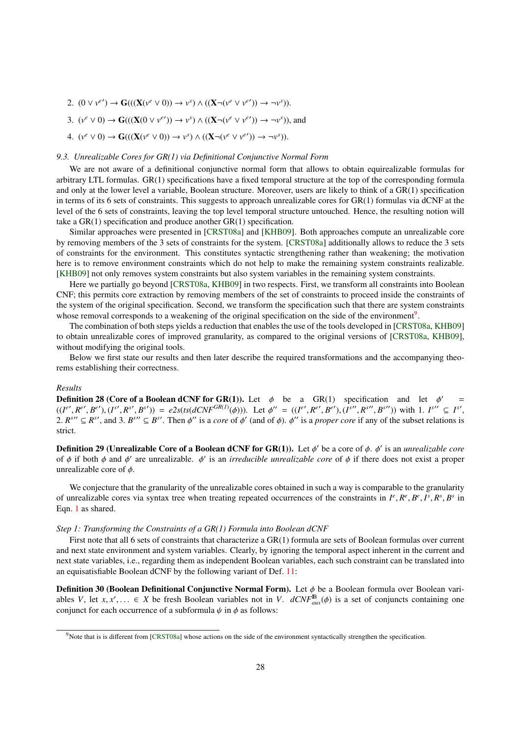2. $(0 \vee v^{e\prime}) \rightarrow \mathbf{G}(((\mathbf{X}(v^e \vee 0)) \rightarrow v^s) \wedge ((\mathbf{X}\neg(v^e \vee v^{e\prime})) \rightarrow \neg v^s))$.
3. $(v^e \vee 0) \rightarrow \mathbf{G}(((\mathbf{X}(0 \vee v^{e\prime})) \rightarrow v^s) \wedge ((\mathbf{X}\neg(v^e \vee v^{e\prime})) \rightarrow \neg v^s))$, and
4. $(v^e \vee 0) \rightarrow \mathbf{G}(((\mathbf{X}(v^e \vee 0)) \rightarrow v^s) \wedge ((\mathbf{X}\neg(v^e \vee v^{e\prime})) \rightarrow \neg v^s))$.

### 9.3. Unrealizable Cores for GR(1) via Definitional Conjunctive Normal Form

We are not aware of a definitional conjunctive normal form that allows to obtain equirealizable formulas for arbitrary LTL formulas. GR(1) specifications have a fixed temporal structure at the top of the corresponding formula and only at the lower level a variable, Boolean structure. Moreover, users are likely to think of a GR(1) specification in terms of its 6 sets of constraints. This suggests to approach unrealizable cores for GR(1) formulas via dCNF at the level of the 6 sets of constraints, leaving the top level temporal structure untouched. Hence, the resulting notion will take a GR(1) specification and produce another GR(1) specification.

Similar approaches were presented in [CRST08a] and [KHB09]. Both approaches compute an unrealizable core by removing members of the 3 sets of constraints for the system. [CRST08a] additionally allows to reduce the 3 sets of constraints for the environment. This constitutes syntactic strengthening rather than weakening; the motivation here is to remove environment constraints which do not help to make the remaining system constraints realizable. [KHB09] not only removes system constraints but also system variables in the remaining system constraints.

Here we partially go beyond [CRST08a, KHB09] in two respects. First, we transform all constraints into Boolean CNF; this permits core extraction by removing members of the set of constraints to proceed inside the constraints of the system of the original specification. Second, we transform the specification such that there are system constraints whose removal corresponds to a weakening of the original specification on the side of the environment[9].

The combination of both steps yields a reduction that enables the use of the tools developed in [CRST08a, KHB09] to obtain unrealizable cores of improved granularity, as compared to the original versions of [CRST08a, KHB09], without modifying the original tools.

Below we first state our results and then later describe the required transformations and the accompanying theorems establishing their correctness.

*Results*

**Definition 28 (Core of a Boolean dCNF for GR(1)).** Let $\phi$ be a GR(1) specification and let $\phi' = ((I^{e\prime}, R^{e\prime}, B^{e\prime}), (I^{s\prime}, R^{s\prime}, B^{s\prime})) = e2s(ts(dCNF^{GR(1)}(\phi)))$. Let $\phi'' = ((I^{e\prime}, R^{e\prime}, B^{e\prime}), (I^{s\prime\prime}, R^{s\prime\prime}, B^{s\prime\prime}))$ with 1. $I^{s\prime\prime} \subseteq I^{s\prime}$, 2. $R^{s\prime\prime} \subseteq R^{s\prime}$, and 3. $B^{s\prime\prime} \subseteq B^{s\prime}$. Then $\phi''$ is a *core* of $\phi'$ (and of $\phi$). $\phi''$ is a *proper core* if any of the subset relations is strict.

**Definition 29 (Unrealizable Core of a Boolean dCNF for GR(1)).** Let $\phi'$ be a core of $\phi$. $\phi'$ is an *unrealizable core* of $\phi$ if both $\phi$ and $\phi'$ are unrealizable. $\phi'$ is an *irreducible unrealizable core* of $\phi$ if there does not exist a proper unrealizable core of $\phi$.

We conjecture that the granularity of the unrealizable cores obtained in such a way is comparable to the granularity of unrealizable cores via syntax tree when treating repeated occurrences of the constraints in $I^e, R^e, B^e, I^s, R^s, B^s$ in Eqn. 1 as shared.

*Step 1: Transforming the Constraints of a GR(1) Formula into Boolean dCNF*

First note that all 6 sets of constraints that characterize a GR(1) formula are sets of Boolean formulas over current and next state environment and system variables. Clearly, by ignoring the temporal aspect inherent in the current and next state variables, i.e., regarding them as independent Boolean variables, each such constraint can be translated into an equisatisfiable Boolean dCNF by the following variant of Def. 11:

**Definition 30 (Boolean Definitional Conjunctive Normal Form).** Let $\phi$ be a Boolean formula over Boolean variables $V$, let $x, x', \ldots \in X$ be fresh Boolean variables not in $V$. $dCNF^{\mathbb{B}}_{aux}(\phi)$ is a set of conjuncts containing one conjunct for each occurrence of a subformula $\psi$ in $\phi$ as follows:

[9] Note that is is different from [CRST08a] whose actions on the side of the environment syntactically strengthen the specification.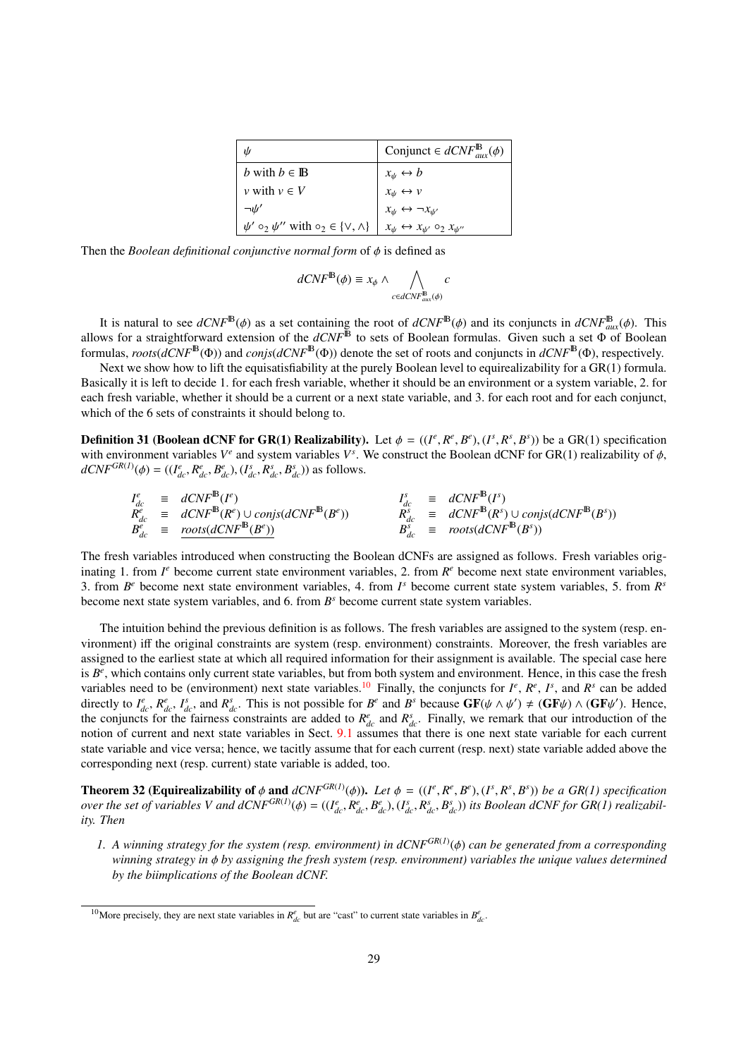| $\psi$ | Conjunct $\in dCNF^{\mathbb{B}}_{aux}(\phi)$ |
|---|---|
| $b$ with $b \in \mathbb{B}$ | $x_\psi \leftrightarrow b$ |
| $v$ with $v \in V$ | $x_\psi \leftrightarrow v$ |
| $\neg\psi'$ | $x_\psi \leftrightarrow \neg x_{\psi'}$ |
| $\psi' \circ_2 \psi''$ with $\circ_2 \in \{\vee, \wedge\}$ | $x_\psi \leftrightarrow x_{\psi'} \circ_2 x_{\psi''}$ |

Then the *Boolean definitional conjunctive normal form* of $\phi$ is defined as

$$dCNF^{\mathbb{B}}(\phi) \equiv x_\phi \wedge \bigwedge_{c \in dCNF^{\mathbb{B}}_{aux}(\phi)} c$$

It is natural to see $dCNF^{\mathbb{B}}(\phi)$ as a set containing the root of $dCNF^{\mathbb{B}}(\phi)$ and its conjuncts in $dCNF^{\mathbb{B}}_{aux}(\phi)$. This allows for a straightforward extension of the $dCNF^{\mathbb{B}}$ to sets of Boolean formulas. Given such a set $\Phi$ of Boolean formulas, $roots(dCNF^{\mathbb{B}}(\Phi))$ and $conjs(dCNF^{\mathbb{B}}(\Phi))$ denote the set of roots and conjuncts in $dCNF^{\mathbb{B}}(\Phi)$, respectively.

Next we show how to lift the equisatisfiability at the purely Boolean level to equirealizability for a GR(1) formula. Basically it is left to decide 1. for each fresh variable, whether it should be an environment or a system variable, 2. for each fresh variable, whether it should be a current or a next state variable, and 3. for each root and for each conjunct, which of the 6 sets of constraints it should belong to.

**Definition 31 (Boolean dCNF for GR(1) Realizability).** Let $\phi = ((I^e, R^e, B^e), (I^s, R^s, B^s))$ be a GR(1) specification with environment variables $V^e$ and system variables $V^s$. We construct the Boolean dCNF for GR(1) realizability of $\phi$, $dCNF^{GR(1)}(\phi) = ((I^e_{dc}, R^e_{dc}, B^e_{dc}), (I^s_{dc}, R^s_{dc}, B^s_{dc}))$ as follows.

$$\begin{aligned} I^e_{dc} &\equiv dCNF^{\mathbb{B}}(I^e) & \quad I^s_{dc} &\equiv dCNF^{\mathbb{B}}(I^s) \\ R^e_{dc} &\equiv dCNF^{\mathbb{B}}(R^e) \cup conjs(dCNF^{\mathbb{B}}(B^e)) & \quad R^s_{dc} &\equiv dCNF^{\mathbb{B}}(R^s) \cup conjs(dCNF^{\mathbb{B}}(B^s)) \\ B^e_{dc} &\equiv \underline{roots(dCNF^{\mathbb{B}}(B^e))} & \quad B^s_{dc} &\equiv roots(dCNF^{\mathbb{B}}(B^s)) \end{aligned}$$

The fresh variables introduced when constructing the Boolean dCNFs are assigned as follows. Fresh variables originating 1. from $I^e$ become current state environment variables, 2. from $R^e$ become next state environment variables, 3. from $B^e$ become next state environment variables, 4. from $I^s$ become current state system variables, 5. from $R^s$ become next state system variables, and 6. from $B^s$ become current state system variables.

The intuition behind the previous definition is as follows. The fresh variables are assigned to the system (resp. environment) iff the original constraints are system (resp. environment) constraints. Moreover, the fresh variables are assigned to the earliest state at which all required information for their assignment is available. The special case here is $B^e$, which contains only current state variables, but from both system and environment. Hence, in this case the fresh variables need to be (environment) next state variables.[10] Finally, the conjuncts for $I^e$, $R^e$, $I^s$, and $R^s$ can be added directly to $I^e_{dc}$, $R^e_{dc}$, $I^s_{dc}$, and $R^s_{dc}$. This is not possible for $B^e$ and $B^s$ because $\mathbf{GF}(\psi \wedge \psi') \neq (\mathbf{GF}\psi) \wedge (\mathbf{GF}\psi')$. Hence, the conjuncts for the fairness constraints are added to $R^e_{dc}$ and $R^s_{dc}$. Finally, we remark that our introduction of the notion of current and next state variables in Sect. 9.1 assumes that there is one next state variable for each current state variable and vice versa; hence, we tacitly assume that for each current (resp. next) state variable added above the corresponding next (resp. current) state variable is added, too.

**Theorem 32 (Equirealizability of $\phi$ and $dCNF^{GR(1)}(\phi)$).** *Let $\phi = ((I^e, R^e, B^e), (I^s, R^s, B^s))$ be a GR(1) specification over the set of variables $V$ and $dCNF^{GR(1)}(\phi) = ((I^e_{dc}, R^e_{dc}, B^e_{dc}), (I^s_{dc}, R^s_{dc}, B^s_{dc}))$ its Boolean dCNF for GR(1) realizability. Then*

1. *A winning strategy for the system (resp. environment) in $dCNF^{GR(1)}(\phi)$ can be generated from a corresponding winning strategy in $\phi$ by assigning the fresh system (resp. environment) variables the unique values determined by the biimplications of the Boolean dCNF.*

[10] More precisely, they are next state variables in $R^e_{dc}$ but are "cast" to current state variables in $B^e_{dc}$.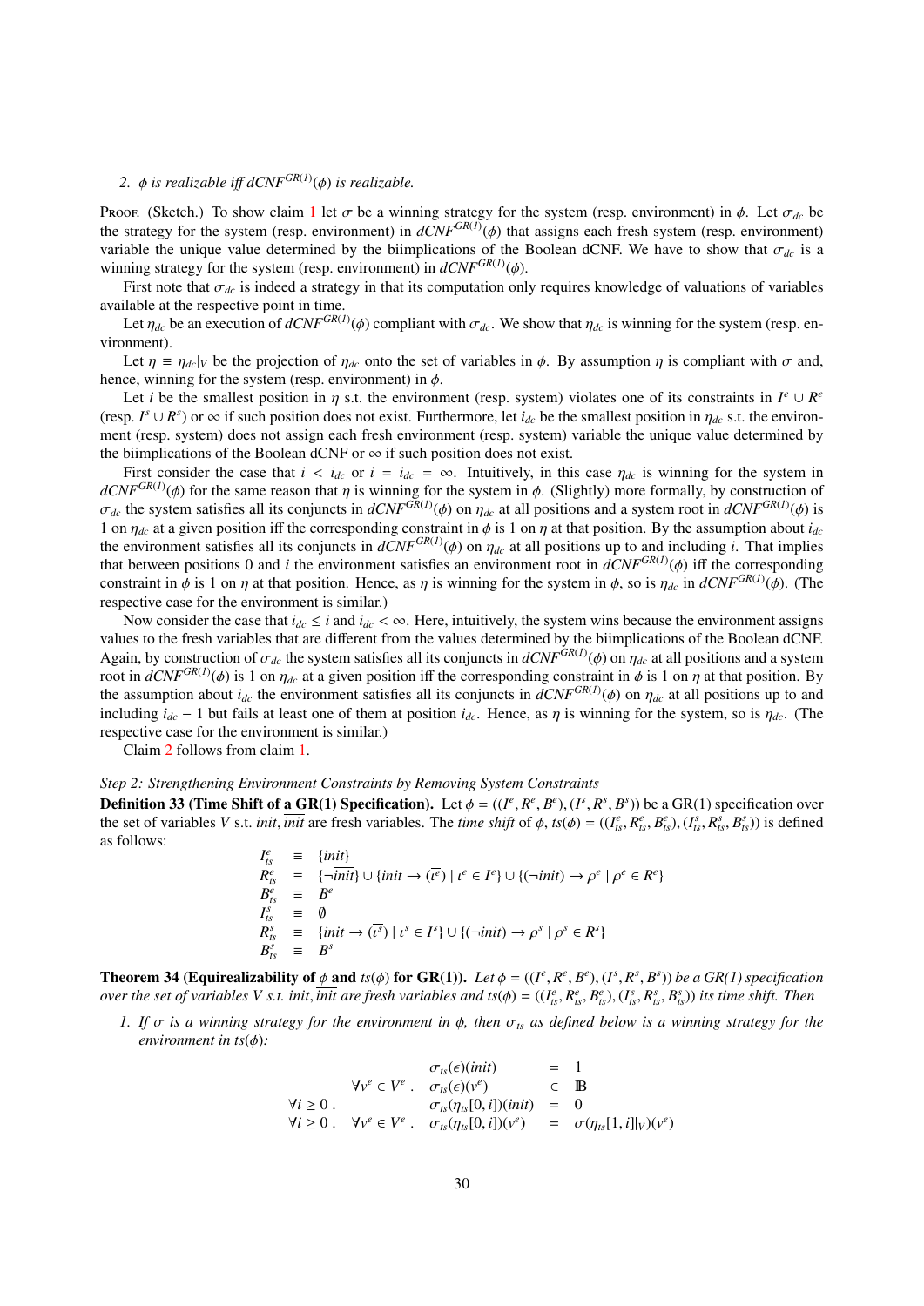2. $\phi$ *is realizable iff* $dCNF^{GR(1)}(\phi)$ *is realizable.*

Proof. (Sketch.) To show claim 1 let $\sigma$ be a winning strategy for the system (resp. environment) in $\phi$. Let $\sigma_{dc}$ be the strategy for the system (resp. environment) in $dCNF^{GR(1)}(\phi)$ that assigns each fresh system (resp. environment) variable the unique value determined by the biimplications of the Boolean dCNF. We have to show that $\sigma_{dc}$ is a winning strategy for the system (resp. environment) in $dCNF^{GR(1)}(\phi)$.

First note that $\sigma_{dc}$ is indeed a strategy in that its computation only requires knowledge of valuations of variables available at the respective point in time.

Let $\eta_{dc}$ be an execution of $dCNF^{GR(1)}(\phi)$ compliant with $\sigma_{dc}$. We show that $\eta_{dc}$ is winning for the system (resp. environment).

Let $\eta \equiv \eta_{dc}|_V$ be the projection of $\eta_{dc}$ onto the set of variables in $\phi$. By assumption $\eta$ is compliant with $\sigma$ and, hence, winning for the system (resp. environment) in $\phi$.

Let $i$ be the smallest position in $\eta$ s.t. the environment (resp. system) violates one of its constraints in $I^e \cup R^e$ (resp. $I^s \cup R^s$) or $\infty$ if such position does not exist. Furthermore, let $i_{dc}$ be the smallest position in $\eta_{dc}$ s.t. the environment (resp. system) does not assign each fresh environment (resp. system) variable the unique value determined by the biimplications of the Boolean dCNF or $\infty$ if such position does not exist.

First consider the case that $i < i_{dc}$ or $i = i_{dc} = \infty$. Intuitively, in this case $\eta_{dc}$ is winning for the system in $dCNF^{GR(1)}(\phi)$ for the same reason that $\eta$ is winning for the system in $\phi$. (Slightly) more formally, by construction of $\sigma_{dc}$ the system satisfies all its conjuncts in $dCNF^{GR(1)}(\phi)$ on $\eta_{dc}$ at all positions and a system root in $dCNF^{GR(1)}(\phi)$ is 1 on $\eta_{dc}$ at a given position iff the corresponding constraint in $\phi$ is 1 on $\eta$ at that position. By the assumption about $i_{dc}$ the environment satisfies all its conjuncts in $dCNF^{GR(1)}(\phi)$ on $\eta_{dc}$ at all positions up to and including $i$. That implies that between positions 0 and $i$ the environment satisfies an environment root in $dCNF^{GR(1)}(\phi)$ iff the corresponding constraint in $\phi$ is 1 on $\eta$ at that position. Hence, as $\eta$ is winning for the system in $\phi$, so is $\eta_{dc}$ in $dCNF^{GR(1)}(\phi)$. (The respective case for the environment is similar.)

Now consider the case that $i_{dc} \leq i$ and $i_{dc} < \infty$. Here, intuitively, the system wins because the environment assigns values to the fresh variables that are different from the values determined by the biimplications of the Boolean dCNF. Again, by construction of $\sigma_{dc}$ the system satisfies all its conjuncts in $dCNF^{GR(1)}(\phi)$ on $\eta_{dc}$ at all positions and a system root in $dCNF^{GR(1)}(\phi)$ is 1 on $\eta_{dc}$ at a given position iff the corresponding constraint in $\phi$ is 1 on $\eta$ at that position. By the assumption about $i_{dc}$ the environment satisfies all its conjuncts in $dCNF^{GR(1)}(\phi)$ on $\eta_{dc}$ at all positions up to and including $i_{dc} - 1$ but fails at least one of them at position $i_{dc}$. Hence, as $\eta$ is winning for the system, so is $\eta_{dc}$. (The respective case for the environment is similar.)

Claim 2 follows from claim 1.

*Step 2: Strengthening Environment Constraints by Removing System Constraints*

**Definition 33 (Time Shift of a GR(1) Specification).** Let $\phi = ((I^e, R^e, B^e), (I^s, R^s, B^s))$ be a GR(1) specification over the set of variables $V$ s.t. $init, \overline{init}$ are fresh variables. The *time shift* of $\phi$, $ts(\phi) = ((I^e_{ts}, R^e_{ts}, B^e_{ts}), (I^s_{ts}, R^s_{ts}, B^s_{ts}))$ is defined as follows:

$$
\begin{array}{lcl}
I^e_{ts} & \equiv & \{init\} \\
R^e_{ts} & \equiv & \{\neg\overline{init}\} \cup \{init \rightarrow (\overline{\iota^e}) \mid \iota^e \in I^e\} \cup \{(\neg init) \rightarrow \rho^e \mid \rho^e \in R^e\} \\
B^e_{ts} & \equiv & B^e \\
I^s_{ts} & \equiv & \emptyset \\
R^s_{ts} & \equiv & \{init \rightarrow (\overline{\iota^s}) \mid \iota^s \in I^s\} \cup \{(\neg init) \rightarrow \rho^s \mid \rho^s \in R^s\} \\
B^s_{ts} & \equiv & B^s
\end{array}
$$

**Theorem 34 (Equirealizability of $\phi$ and $ts(\phi)$ for GR(1)).** *Let $\phi = ((I^e, R^e, B^e), (I^s, R^s, B^s))$ be a GR(1) specification over the set of variables $V$ s.t. $init, \overline{init}$ are fresh variables and $ts(\phi) = ((I^e_{ts}, R^e_{ts}, B^e_{ts}), (I^s_{ts}, R^s_{ts}, B^s_{ts}))$ its time shift. Then*

1. *If $\sigma$ is a winning strategy for the environment in $\phi$, then $\sigma_{ts}$ as defined below is a winning strategy for the environment in $ts(\phi)$:*

$$
\begin{array}{lllcl}
 & & \sigma_{ts}(\epsilon)(init) & = & 1 \\
 & \forall v^e \in V^e \,. & \sigma_{ts}(\epsilon)(v^e) & \in & \mathbb{B} \\
\forall i \geq 0 \,. & & \sigma_{ts}(\eta_{ts}[0,i])(init) & = & 0 \\
\forall i \geq 0 \,. & \forall v^e \in V^e \,. & \sigma_{ts}(\eta_{ts}[0,i])(v^e) & = & \sigma(\eta_{ts}[1,i]|_V)(v^e)
\end{array}
$$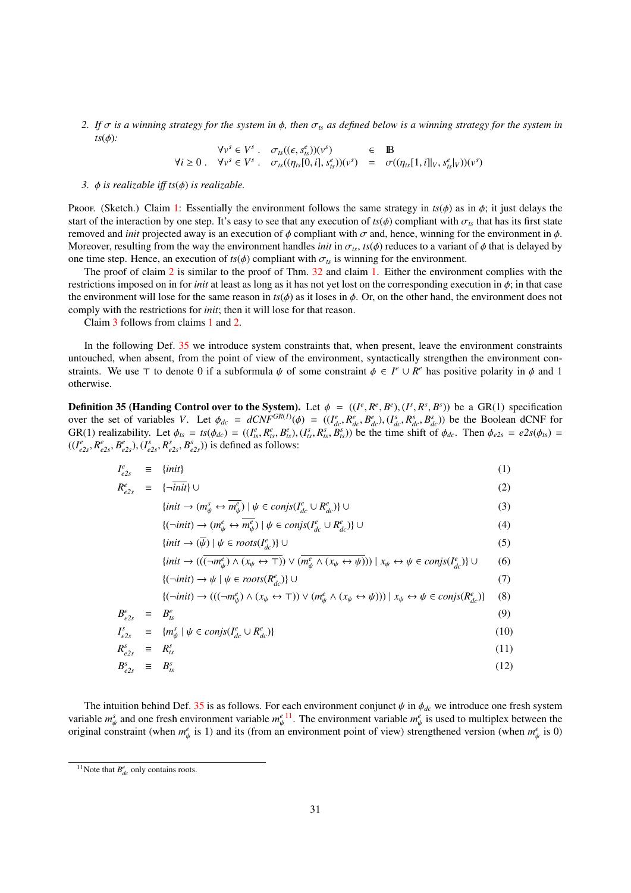2. *If $\sigma$ is a winning strategy for the system in $\phi$, then $\sigma_{ts}$ as defined below is a winning strategy for the system in $ts(\phi)$:*

$$\begin{array}{rrcl} & \forall v^s \in V^s . \quad \sigma_{ts}((\epsilon, s^e_{ts}))(v^s) & \in & \mathbb{B} \\ \forall i \geq 0 . & \forall v^s \in V^s . \quad \sigma_{ts}((\eta_{ts}[0,i], s^e_{ts}))(v^s) & = & \sigma((\eta_{ts}[1,i]|_V, s^e_{ts}|_V))(v^s) \end{array}$$

3. *$\phi$ is realizable iff $ts(\phi)$ is realizable.*

Proof. (Sketch.) Claim 1: Essentially the environment follows the same strategy in $ts(\phi)$ as in $\phi$; it just delays the start of the interaction by one step. It's easy to see that any execution of $ts(\phi)$ compliant with $\sigma_{ts}$ that has its first state removed and *init* projected away is an execution of $\phi$ compliant with $\sigma$ and, hence, winning for the environment in $\phi$. Moreover, resulting from the way the environment handles *init* in $\sigma_{ts}$, $ts(\phi)$ reduces to a variant of $\phi$ that is delayed by one time step. Hence, an execution of $ts(\phi)$ compliant with $\sigma_{ts}$ is winning for the environment.

The proof of claim 2 is similar to the proof of Thm. 32 and claim 1. Either the environment complies with the restrictions imposed on in for *init* at least as long as it has not yet lost on the corresponding execution in $\phi$; in that case the environment will lose for the same reason in $ts(\phi)$ as it loses in $\phi$. Or, on the other hand, the environment does not comply with the restrictions for *init*; then it will lose for that reason.

Claim 3 follows from claims 1 and 2.

In the following Def. 35 we introduce system constraints that, when present, leave the environment constraints untouched, when absent, from the point of view of the environment, syntactically strengthen the environment constraints. We use $\top$ to denote 0 if a subformula $\psi$ of some constraint $\phi \in I^e \cup R^e$ has positive polarity in $\phi$ and 1 otherwise.

**Definition 35 (Handing Control over to the System).** Let $\phi = ((I^e, R^e, B^e), (I^s, R^s, B^s))$ be a GR(1) specification over the set of variables $V$. Let $\phi_{dc} = dCNF^{GR(1)}(\phi) = ((I^e_{dc}, R^e_{dc}, B^e_{dc}), (I^s_{dc}, R^s_{dc}, B^s_{dc}))$ be the Boolean dCNF for GR(1) realizability. Let $\phi_{ts} = ts(\phi_{dc}) = ((I^e_{ts}, R^e_{ts}, B^e_{ts}), (I^s_{ts}, R^s_{ts}, B^s_{ts}))$ be the time shift of $\phi_{dc}$. Then $\phi_{e2s} = e2s(\phi_{ts}) = ((I^e_{e2s}, R^e_{e2s}, B^e_{e2s}), (I^s_{e2s}, R^s_{e2s}, B^s_{e2s}))$ is defined as follows:

$$\begin{array}{rcll}
I^e_{e2s} & \equiv & \{init\} & (1) \\
R^e_{e2s} & \equiv & \{\neg\overline{init}\} \cup & (2) \\
 & & \{init \rightarrow (m^s_\psi \leftrightarrow \overline{m^e_\psi}) \mid \psi \in conjs(I^e_{dc} \cup R^e_{dc})\} \cup & (3) \\
 & & \{(\neg init) \rightarrow (m^e_\psi \leftrightarrow \overline{m^e_\psi}) \mid \psi \in conjs(I^e_{dc} \cup R^e_{dc})\} \cup & (4) \\
 & & \{init \rightarrow (\overline{\psi}) \mid \psi \in roots(I^e_{dc})\} \cup & (5) \\
 & & \{init \rightarrow ((\overline{(\neg m^e_\psi) \wedge (x_\psi \leftrightarrow \top)}) \vee (\overline{m^e_\psi \wedge (x_\psi \leftrightarrow \psi)})) \mid x_\psi \leftrightarrow \psi \in conjs(I^e_{dc})\} \cup & (6) \\
 & & \{(\neg init) \rightarrow \psi \mid \psi \in roots(R^e_{dc})\} \cup & (7) \\
 & & \{(\neg init) \rightarrow (((\neg m^e_\psi) \wedge (x_\psi \leftrightarrow \top)) \vee (m^e_\psi \wedge (x_\psi \leftrightarrow \psi))) \mid x_\psi \leftrightarrow \psi \in conjs(R^e_{dc})\} & (8) \\
B^e_{e2s} & \equiv & B^e_{ts} & (9) \\
I^s_{e2s} & \equiv & \{m^s_\psi \mid \psi \in conjs(I^e_{dc} \cup R^e_{dc})\} & (10) \\
R^s_{e2s} & \equiv & R^s_{ts} & (11) \\
B^s_{e2s} & \equiv & B^s_{ts} & (12)
\end{array}$$

The intuition behind Def. 35 is as follows. For each environment conjunct $\psi$ in $\phi_{dc}$ we introduce one fresh system variable $m^s_\psi$ and one fresh environment variable $m^e_\psi$[11]. The environment variable $m^e_\psi$ is used to multiplex between the original constraint (when $m^e_\psi$ is 1) and its (from an environment point of view) strengthened version (when $m^e_\psi$ is 0)

[11] Note that $B^e_{dc}$ only contains roots.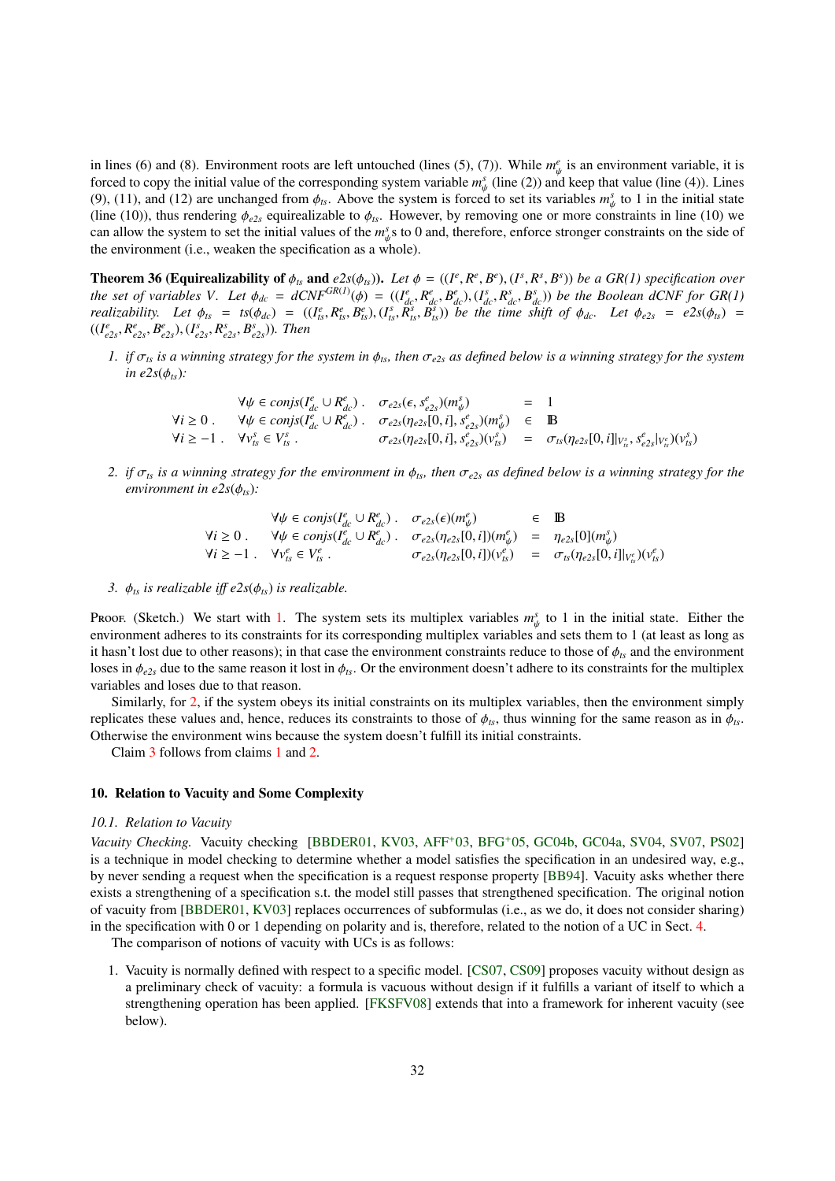in lines (6) and (8). Environment roots are left untouched (lines (5), (7)). While $m^e_\psi$ is an environment variable, it is forced to copy the initial value of the corresponding system variable $m^s_\psi$ (line (2)) and keep that value (line (4)). Lines (9), (11), and (12) are unchanged from $\phi_{ts}$. Above the system is forced to set its variables $m^s_\psi$ to 1 in the initial state (line (10)), thus rendering $\phi_{e2s}$ equirealizable to $\phi_{ts}$. However, by removing one or more constraints in line (10) we can allow the system to set the initial values of the $m^s_\psi$s to 0 and, therefore, enforce stronger constraints on the side of the environment (i.e., weaken the specification as a whole).

**Theorem 36 (Equirealizability of $\phi_{ts}$ and $e2s(\phi_{ts})$).** *Let $\phi = ((I^e, R^e, B^e), (I^s, R^s, B^s))$ be a GR(1) specification over the set of variables $V$. Let $\phi_{dc} = dCNF^{GR(1)}(\phi) = ((I^e_{dc}, R^e_{dc}, B^e_{dc}), (I^s_{dc}, R^s_{dc}, B^s_{dc}))$ be the Boolean dCNF for GR(1) realizability. Let $\phi_{ts} = ts(\phi_{dc}) = ((I^e_{ts}, R^e_{ts}, B^e_{ts}), (I^s_{ts}, R^s_{ts}, B^s_{ts}))$ be the time shift of $\phi_{dc}$. Let $\phi_{e2s} = e2s(\phi_{ts}) = ((I^e_{e2s}, R^e_{e2s}, B^e_{e2s}), (I^s_{e2s}, R^s_{e2s}, B^s_{e2s}))$. Then*

1. *if $\sigma_{ts}$ is a winning strategy for the system in $\phi_{ts}$, then $\sigma_{e2s}$ as defined below is a winning strategy for the system in $e2s(\phi_{ts})$:*

$$
\begin{array}{rlrcl}
 & \forall \psi \in conjs(I^e_{dc} \cup R^e_{dc}) \,. & \sigma_{e2s}(\epsilon, s^e_{e2s})(m^s_\psi) & = & 1 \\
\forall i \geq 0 \,. & \forall \psi \in conjs(I^e_{dc} \cup R^e_{dc}) \,. & \sigma_{e2s}(\eta_{e2s}[0,i], s^e_{e2s})(m^s_\psi) & \in & \mathbb{B} \\
\forall i \geq -1 \,. & \forall v^s_{ts} \in V^s_{ts} \,. & \sigma_{e2s}(\eta_{e2s}[0,i], s^e_{e2s})(v^s_{ts}) & = & \sigma_{ts}(\eta_{e2s}[0,i]|_{V^s_{ts}}, s^e_{e2s}|_{V^e_{ts}})(v^s_{ts})
\end{array}
$$

2. *if $\sigma_{ts}$ is a winning strategy for the environment in $\phi_{ts}$, then $\sigma_{e2s}$ as defined below is a winning strategy for the environment in $e2s(\phi_{ts})$:*

$$
\begin{array}{rlrcl}
 & \forall \psi \in conjs(I^e_{dc} \cup R^e_{dc}) \,. & \sigma_{e2s}(\epsilon)(m^e_\psi) & \in & \mathbb{B} \\
\forall i \geq 0 \,. & \forall \psi \in conjs(I^e_{dc} \cup R^e_{dc}) \,. & \sigma_{e2s}(\eta_{e2s}[0,i])(m^e_\psi) & = & \eta_{e2s}[0](m^s_\psi) \\
\forall i \geq -1 \,. & \forall v^e_{ts} \in V^e_{ts} \,. & \sigma_{e2s}(\eta_{e2s}[0,i])(v^e_{ts}) & = & \sigma_{ts}(\eta_{e2s}[0,i]|_{V^e_{ts}})(v^e_{ts})
\end{array}
$$

3. *$\phi_{ts}$ is realizable iff $e2s(\phi_{ts})$ is realizable.*

Proof. (Sketch.) We start with 1. The system sets its multiplex variables $m^s_\psi$ to 1 in the initial state. Either the environment adheres to its constraints for its corresponding multiplex variables and sets them to 1 (at least as long as it hasn't lost due to other reasons); in that case the environment constraints reduce to those of $\phi_{ts}$ and the environment loses in $\phi_{e2s}$ due to the same reason it lost in $\phi_{ts}$. Or the environment doesn't adhere to its constraints for the multiplex variables and loses due to that reason.

Similarly, for 2, if the system obeys its initial constraints on its multiplex variables, then the environment simply replicates these values and, hence, reduces its constraints to those of $\phi_{ts}$, thus winning for the same reason as in $\phi_{ts}$. Otherwise the environment wins because the system doesn't fulfill its initial constraints.

Claim 3 follows from claims 1 and 2.

## 10. Relation to Vacuity and Some Complexity

### 10.1. Relation to Vacuity

*Vacuity Checking.* Vacuity checking [BBDER01, KV03, AFF+03, BFG+05, GC04b, GC04a, SV04, SV07, PS02] is a technique in model checking to determine whether a model satisfies the specification in an undesired way, e.g., by never sending a request when the specification is a request response property [BB94]. Vacuity asks whether there exists a strengthening of a specification s.t. the model still passes that strengthened specification. The original notion of vacuity from [BBDER01, KV03] replaces occurrences of subformulas (i.e., as we do, it does not consider sharing) in the specification with 0 or 1 depending on polarity and is, therefore, related to the notion of a UC in Sect. 4.

The comparison of notions of vacuity with UCs is as follows:

1. Vacuity is normally defined with respect to a specific model. [CS07, CS09] proposes vacuity without design as a preliminary check of vacuity: a formula is vacuous without design if it fulfills a variant of itself to which a strengthening operation has been applied. [FKSFV08] extends that into a framework for inherent vacuity (see below).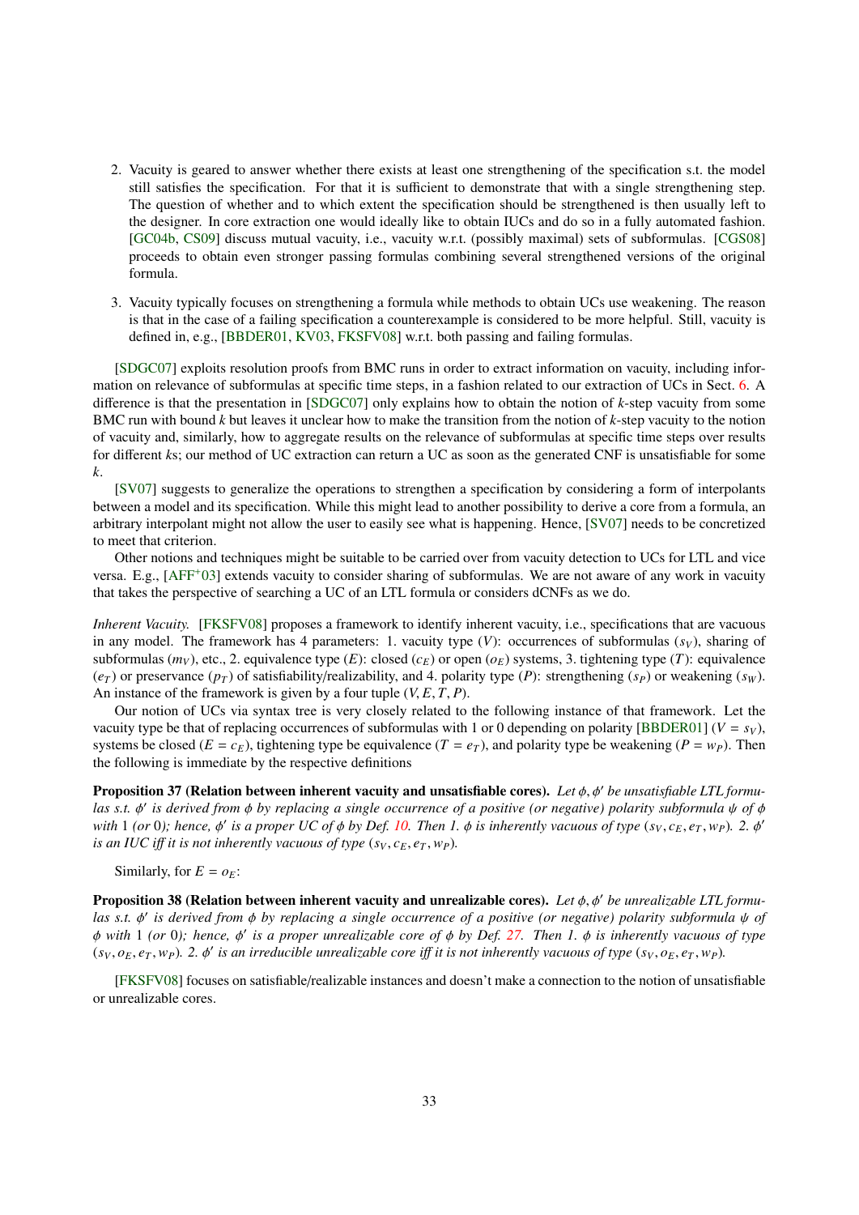2. Vacuity is geared to answer whether there exists at least one strengthening of the specification s.t. the model still satisfies the specification. For that it is sufficient to demonstrate that with a single strengthening step. The question of whether and to which extent the specification should be strengthened is then usually left to the designer. In core extraction one would ideally like to obtain IUCs and do so in a fully automated fashion. [GC04b, CS09] discuss mutual vacuity, i.e., vacuity w.r.t. (possibly maximal) sets of subformulas. [CGS08] proceeds to obtain even stronger passing formulas combining several strengthened versions of the original formula.

3. Vacuity typically focuses on strengthening a formula while methods to obtain UCs use weakening. The reason is that in the case of a failing specification a counterexample is considered to be more helpful. Still, vacuity is defined in, e.g., [BBDER01, KV03, FKSFV08] w.r.t. both passing and failing formulas.

[SDGC07] exploits resolution proofs from BMC runs in order to extract information on vacuity, including information on relevance of subformulas at specific time steps, in a fashion related to our extraction of UCs in Sect. 6. A difference is that the presentation in [SDGC07] only explains how to obtain the notion of $k$-step vacuity from some BMC run with bound $k$ but leaves it unclear how to make the transition from the notion of $k$-step vacuity to the notion of vacuity and, similarly, how to aggregate results on the relevance of subformulas at specific time steps over results for different $k$s; our method of UC extraction can return a UC as soon as the generated CNF is unsatisfiable for some $k$.

[SV07] suggests to generalize the operations to strengthen a specification by considering a form of interpolants between a model and its specification. While this might lead to another possibility to derive a core from a formula, an arbitrary interpolant might not allow the user to easily see what is happening. Hence, [SV07] needs to be concretized to meet that criterion.

Other notions and techniques might be suitable to be carried over from vacuity detection to UCs for LTL and vice versa. E.g., [AFF+03] extends vacuity to consider sharing of subformulas. We are not aware of any work in vacuity that takes the perspective of searching a UC of an LTL formula or considers dCNFs as we do.

*Inherent Vacuity.* [FKSFV08] proposes a framework to identify inherent vacuity, i.e., specifications that are vacuous in any model. The framework has 4 parameters: 1. vacuity type ($V$): occurrences of subformulas ($s_V$), sharing of subformulas ($m_V$), etc., 2. equivalence type ($E$): closed ($c_E$) or open ($o_E$) systems, 3. tightening type ($T$): equivalence ($e_T$) or preservance ($p_T$) of satisfiability/realizability, and 4. polarity type ($P$): strengthening ($s_P$) or weakening ($s_W$). An instance of the framework is given by a four tuple $(V, E, T, P)$.

Our notion of UCs via syntax tree is very closely related to the following instance of that framework. Let the vacuity type be that of replacing occurrences of subformulas with 1 or 0 depending on polarity [BBDER01] ($V = s_V$), systems be closed ($E = c_E$), tightening type be equivalence ($T = e_T$), and polarity type be weakening ($P = w_P$). Then the following is immediate by the respective definitions

**Proposition 37 (Relation between inherent vacuity and unsatisfiable cores).** *Let $\phi, \phi'$ be unsatisfiable LTL formulas s.t. $\phi'$ is derived from $\phi$ by replacing a single occurrence of a positive (or negative) polarity subformula $\psi$ of $\phi$ with 1 (or 0); hence, $\phi'$ is a proper UC of $\phi$ by Def. 10. Then 1. $\phi$ is inherently vacuous of type $(s_V, c_E, e_T, w_P)$. 2. $\phi'$ is an IUC iff it is not inherently vacuous of type $(s_V, c_E, e_T, w_P)$.*

Similarly, for $E = o_E$:

**Proposition 38 (Relation between inherent vacuity and unrealizable cores).** *Let $\phi, \phi'$ be unrealizable LTL formulas s.t. $\phi'$ is derived from $\phi$ by replacing a single occurrence of a positive (or negative) polarity subformula $\psi$ of $\phi$ with 1 (or 0); hence, $\phi'$ is a proper unrealizable core of $\phi$ by Def. 27. Then 1. $\phi$ is inherently vacuous of type $(s_V, o_E, e_T, w_P)$. 2. $\phi'$ is an irreducible unrealizable core iff it is not inherently vacuous of type $(s_V, o_E, e_T, w_P)$.*

[FKSFV08] focuses on satisfiable/realizable instances and doesn't make a connection to the notion of unsatisfiable or unrealizable cores.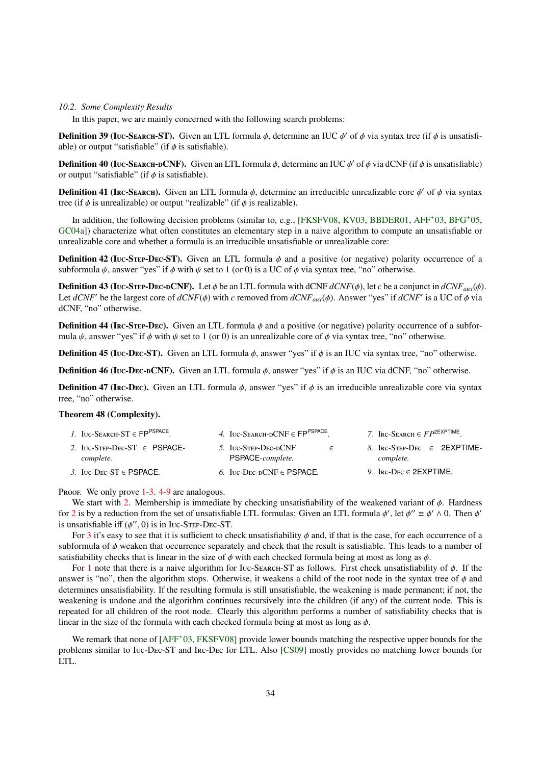*10.2. Some Complexity Results*

In this paper, we are mainly concerned with the following search problems:

**Definition 39 (Iuc-Search-ST).** Given an LTL formula $\phi$, determine an IUC $\phi'$ of $\phi$ via syntax tree (if $\phi$ is unsatisfiable) or output "satisfiable" (if $\phi$ is satisfiable).

**Definition 40 (Iuc-Search-dCNF).** Given an LTL formula $\phi$, determine an IUC $\phi'$ of $\phi$ via dCNF (if $\phi$ is unsatisfiable) or output "satisfiable" (if $\phi$ is satisfiable).

**Definition 41 (Irc-Search).** Given an LTL formula $\phi$, determine an irreducible unrealizable core $\phi'$ of $\phi$ via syntax tree (if $\phi$ is unrealizable) or output "realizable" (if $\phi$ is realizable).

In addition, the following decision problems (similar to, e.g., [FKSFV08, KV03, BBDER01, AFF+03, BFG+05, GC04a]) characterize what often constitutes an elementary step in a naive algorithm to compute an unsatisfiable or unrealizable core and whether a formula is an irreducible unsatisfiable or unrealizable core:

**Definition 42 (Iuc-Step-Dec-ST).** Given an LTL formula $\phi$ and a positive (or negative) polarity occurrence of a subformula $\psi$, answer "yes" if $\phi$ with $\psi$ set to 1 (or 0) is a UC of $\phi$ via syntax tree, "no" otherwise.

**Definition 43 (Iuc-Step-Dec-dCNF).** Let $\phi$ be an LTL formula with dCNF $dCNF(\phi)$, let $c$ be a conjunct in $dCNF_{aux}(\phi)$. Let $dCNF'$ be the largest core of $dCNF(\phi)$ with $c$ removed from $dCNF_{aux}(\phi)$. Answer "yes" if $dCNF'$ is a UC of $\phi$ via dCNF, "no" otherwise.

**Definition 44 (Irc-Step-Dec).** Given an LTL formula $\phi$ and a positive (or negative) polarity occurrence of a subformula $\psi$, answer "yes" if $\phi$ with $\psi$ set to 1 (or 0) is an unrealizable core of $\phi$ via syntax tree, "no" otherwise.

**Definition 45 (Iuc-Dec-ST).** Given an LTL formula $\phi$, answer "yes" if $\phi$ is an IUC via syntax tree, "no" otherwise.

**Definition 46 (Iuc-Dec-dCNF).** Given an LTL formula $\phi$, answer "yes" if $\phi$ is an IUC via dCNF, "no" otherwise.

**Definition 47 (Irc-Dec).** Given an LTL formula $\phi$, answer "yes" if $\phi$ is an irreducible unrealizable core via syntax tree, "no" otherwise.

**Theorem 48 (Complexity).**

1. Iuc-Search-ST $\in$ $\mathsf{FP}^{\mathsf{PSPACE}}$.
2. Iuc-Step-Dec-ST $\in$ PSPACE-*complete.*
3. Iuc-Dec-ST $\in$ PSPACE.
4. Iuc-Search-dCNF $\in$ $\mathsf{FP}^{\mathsf{PSPACE}}$.
5. Iuc-Step-Dec-dCNF $\in$ PSPACE-*complete.*
6. Iuc-Dec-dCNF $\in$ PSPACE.
7. Irc-Search $\in$ $FP^{\mathsf{2EXPTIME}}$.
8. Irc-Step-Dec $\in$ 2EXPTIME-*complete.*
9. Irc-Dec $\in$ 2EXPTIME.

Proof. We only prove 1-3. 4-9 are analogous.

We start with 2. Membership is immediate by checking unsatisfiability of the weakened variant of $\phi$. Hardness for 2 is by a reduction from the set of unsatisfiable LTL formulas: Given an LTL formula $\phi'$, let $\phi'' \equiv \phi' \wedge 0$. Then $\phi'$ is unsatisfiable iff $(\phi'', 0)$ is in Iuc-Step-Dec-ST.

For 3 it's easy to see that it is sufficient to check unsatisfiability $\phi$ and, if that is the case, for each occurrence of a subformula of $\phi$ weaken that occurrence separately and check that the result is satisfiable. This leads to a number of satisfiability checks that is linear in the size of $\phi$ with each checked formula being at most as long as $\phi$.

For 1 note that there is a naive algorithm for Iuc-Search-ST as follows. First check unsatisfiability of $\phi$. If the answer is "no", then the algorithm stops. Otherwise, it weakens a child of the root node in the syntax tree of $\phi$ and determines unsatisfiability. If the resulting formula is still unsatisfiable, the weakening is made permanent; if not, the weakening is undone and the algorithm continues recursively into the children (if any) of the current node. This is repeated for all children of the root node. Clearly this algorithm performs a number of satisfiability checks that is linear in the size of the formula with each checked formula being at most as long as $\phi$.

We remark that none of [AFF+03, FKSFV08] provide lower bounds matching the respective upper bounds for the problems similar to Iuc-Dec-ST and Irc-Dec for LTL. Also [CS09] mostly provides no matching lower bounds for LTL.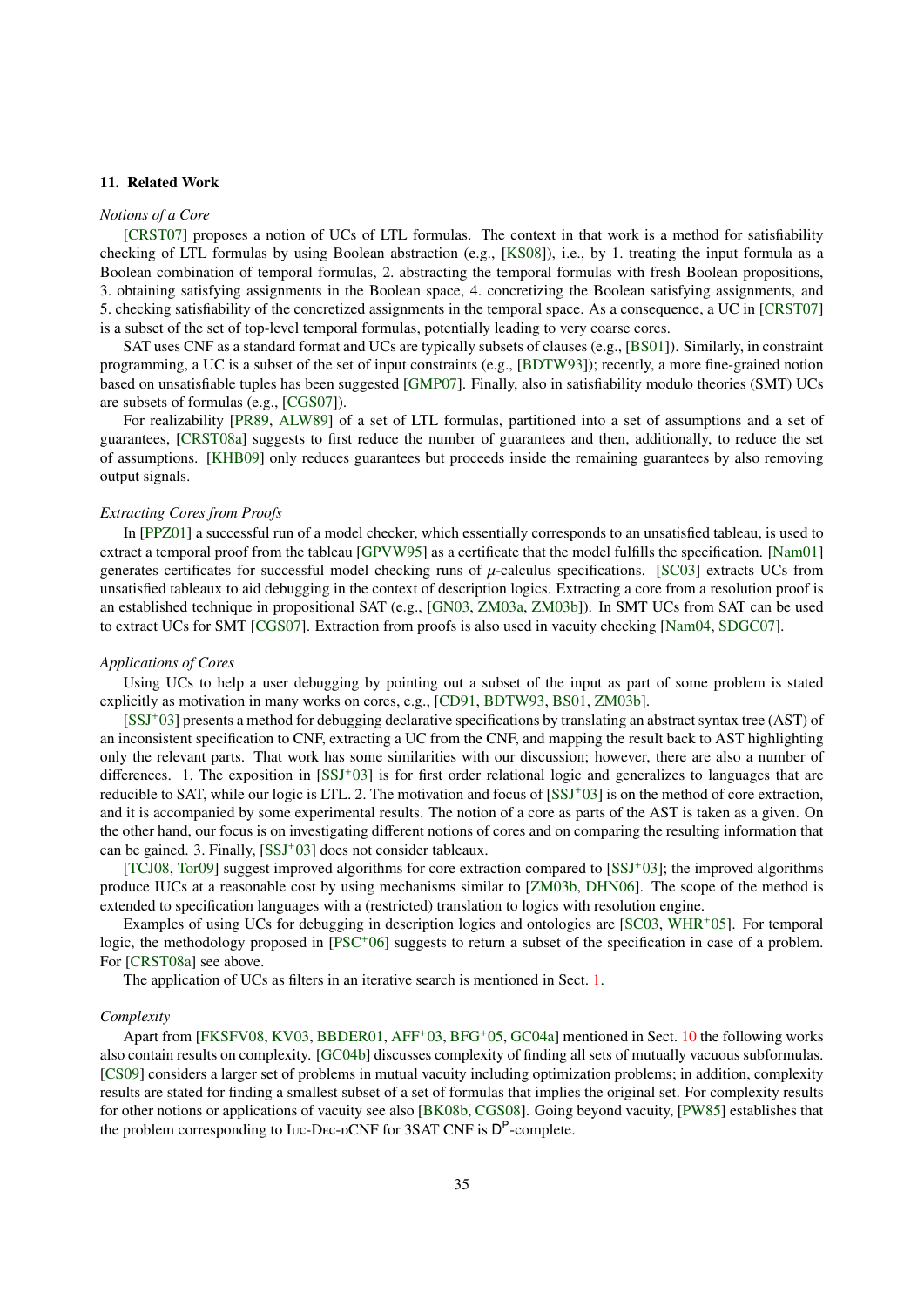## 11. Related Work

*Notions of a Core*

[CRST07] proposes a notion of UCs of LTL formulas. The context in that work is a method for satisfiability checking of LTL formulas by using Boolean abstraction (e.g., [KS08]), i.e., by 1. treating the input formula as a Boolean combination of temporal formulas, 2. abstracting the temporal formulas with fresh Boolean propositions, 3. obtaining satisfying assignments in the Boolean space, 4. concretizing the Boolean satisfying assignments, and 5. checking satisfiability of the concretized assignments in the temporal space. As a consequence, a UC in [CRST07] is a subset of the set of top-level temporal formulas, potentially leading to very coarse cores.

SAT uses CNF as a standard format and UCs are typically subsets of clauses (e.g., [BS01]). Similarly, in constraint programming, a UC is a subset of the set of input constraints (e.g., [BDTW93]); recently, a more fine-grained notion based on unsatisfiable tuples has been suggested [GMP07]. Finally, also in satisfiability modulo theories (SMT) UCs are subsets of formulas (e.g., [CGS07]).

For realizability [PR89, ALW89] of a set of LTL formulas, partitioned into a set of assumptions and a set of guarantees, [CRST08a] suggests to first reduce the number of guarantees and then, additionally, to reduce the set of assumptions. [KHB09] only reduces guarantees but proceeds inside the remaining guarantees by also removing output signals.

*Extracting Cores from Proofs*

In [PPZ01] a successful run of a model checker, which essentially corresponds to an unsatisfied tableau, is used to extract a temporal proof from the tableau [GPVW95] as a certificate that the model fulfills the specification. [Nam01] generates certificates for successful model checking runs of $\mu$-calculus specifications. [SC03] extracts UCs from unsatisfied tableaux to aid debugging in the context of description logics. Extracting a core from a resolution proof is an established technique in propositional SAT (e.g., [GN03, ZM03a, ZM03b]). In SMT UCs from SAT can be used to extract UCs for SMT [CGS07]. Extraction from proofs is also used in vacuity checking [Nam04, SDGC07].

*Applications of Cores*

Using UCs to help a user debugging by pointing out a subset of the input as part of some problem is stated explicitly as motivation in many works on cores, e.g., [CD91, BDTW93, BS01, ZM03b].

[SSJ+03] presents a method for debugging declarative specifications by translating an abstract syntax tree (AST) of an inconsistent specification to CNF, extracting a UC from the CNF, and mapping the result back to AST highlighting only the relevant parts. That work has some similarities with our discussion; however, there are also a number of differences. 1. The exposition in [SSJ+03] is for first order relational logic and generalizes to languages that are reducible to SAT, while our logic is LTL. 2. The motivation and focus of [SSJ+03] is on the method of core extraction, and it is accompanied by some experimental results. The notion of a core as parts of the AST is taken as a given. On the other hand, our focus is on investigating different notions of cores and on comparing the resulting information that can be gained. 3. Finally, [SSJ+03] does not consider tableaux.

[TCJ08, Tor09] suggest improved algorithms for core extraction compared to [SSJ+03]; the improved algorithms produce IUCs at a reasonable cost by using mechanisms similar to [ZM03b, DHN06]. The scope of the method is extended to specification languages with a (restricted) translation to logics with resolution engine.

Examples of using UCs for debugging in description logics and ontologies are [SC03, WHR+05]. For temporal logic, the methodology proposed in [PSC+06] suggests to return a subset of the specification in case of a problem. For [CRST08a] see above.

The application of UCs as filters in an iterative search is mentioned in Sect. 1.

*Complexity*

Apart from [FKSFV08, KV03, BBDER01, AFF+03, BFG+05, GC04a] mentioned in Sect. 10 the following works also contain results on complexity. [GC04b] discusses complexity of finding all sets of mutually vacuous subformulas. [CS09] considers a larger set of problems in mutual vacuity including optimization problems; in addition, complexity results are stated for finding a smallest subset of a set of formulas that implies the original set. For complexity results for other notions or applications of vacuity see also [BK08b, CGS08]. Going beyond vacuity, [PW85] establishes that the problem corresponding to IUC-DEC-DCNF for 3SAT CNF is $\mathsf{D}^{\mathsf{P}}$-complete.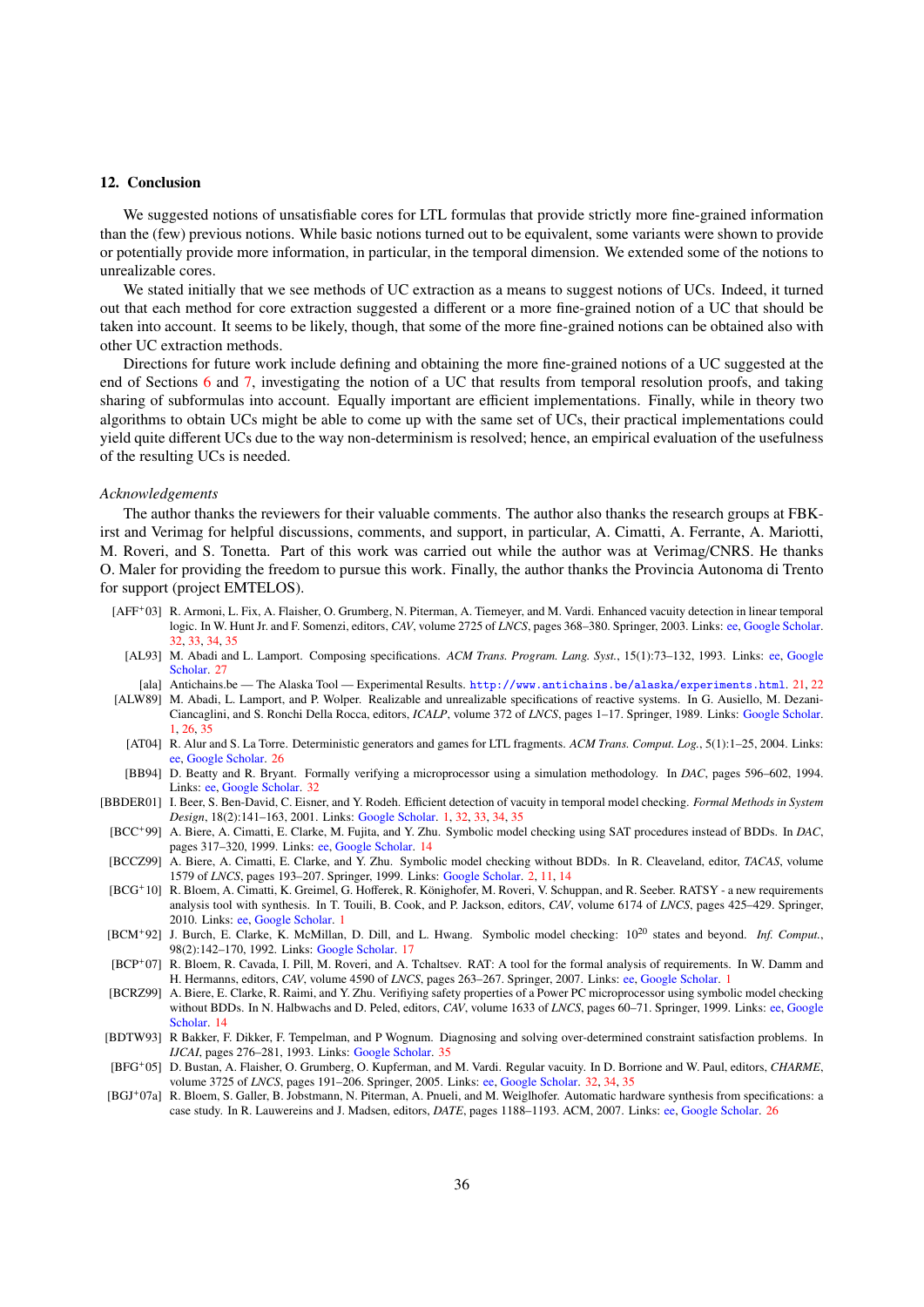## 12. Conclusion

We suggested notions of unsatisfiable cores for LTL formulas that provide strictly more fine-grained information than the (few) previous notions. While basic notions turned out to be equivalent, some variants were shown to provide or potentially provide more information, in particular, in the temporal dimension. We extended some of the notions to unrealizable cores.

We stated initially that we see methods of UC extraction as a means to suggest notions of UCs. Indeed, it turned out that each method for core extraction suggested a different or a more fine-grained notion of a UC that should be taken into account. It seems to be likely, though, that some of the more fine-grained notions can be obtained also with other UC extraction methods.

Directions for future work include defining and obtaining the more fine-grained notions of a UC suggested at the end of Sections 6 and 7, investigating the notion of a UC that results from temporal resolution proofs, and taking sharing of subformulas into account. Equally important are efficient implementations. Finally, while in theory two algorithms to obtain UCs might be able to come up with the same set of UCs, their practical implementations could yield quite different UCs due to the way non-determinism is resolved; hence, an empirical evaluation of the usefulness of the resulting UCs is needed.

*Acknowledgements*

The author thanks the reviewers for their valuable comments. The author also thanks the research groups at FBK-irst and Verimag for helpful discussions, comments, and support, in particular, A. Cimatti, A. Ferrante, A. Mariotti, M. Roveri, and S. Tonetta. Part of this work was carried out while the author was at Verimag/CNRS. He thanks O. Maler for providing the freedom to pursue this work. Finally, the author thanks the Provincia Autonoma di Trento for support (project EMTELOS).

- [AFF+03] R. Armoni, L. Fix, A. Flaisher, O. Grumberg, N. Piterman, A. Tiemeyer, and M. Vardi. Enhanced vacuity detection in linear temporal logic. In W. Hunt Jr. and F. Somenzi, editors, *CAV*, volume 2725 of *LNCS*, pages 368–380. Springer, 2003. Links: ee, Google Scholar. 32, 33, 34, 35
- [AL93] M. Abadi and L. Lamport. Composing specifications. *ACM Trans. Program. Lang. Syst.*, 15(1):73–132, 1993. Links: ee, Google Scholar. 27
- [ala] Antichains.be — The Alaska Tool — Experimental Results. http://www.antichains.be/alaska/experiments.html. 21, 22
- [ALW89] M. Abadi, L. Lamport, and P. Wolper. Realizable and unrealizable specifications of reactive systems. In G. Ausiello, M. Dezani-Ciancaglini, and S. Ronchi Della Rocca, editors, *ICALP*, volume 372 of *LNCS*, pages 1–17. Springer, 1989. Links: Google Scholar. 1, 26, 35
- [AT04] R. Alur and S. La Torre. Deterministic generators and games for LTL fragments. *ACM Trans. Comput. Log.*, 5(1):1–25, 2004. Links: ee, Google Scholar. 26
- [BB94] D. Beatty and R. Bryant. Formally verifying a microprocessor using a simulation methodology. In *DAC*, pages 596–602, 1994. Links: ee, Google Scholar. 32
- [BBDER01] I. Beer, S. Ben-David, C. Eisner, and Y. Rodeh. Efficient detection of vacuity in temporal model checking. *Formal Methods in System Design*, 18(2):141–163, 2001. Links: Google Scholar. 1, 32, 33, 34, 35
- [BCC+99] A. Biere, A. Cimatti, E. Clarke, M. Fujita, and Y. Zhu. Symbolic model checking using SAT procedures instead of BDDs. In *DAC*, pages 317–320, 1999. Links: ee, Google Scholar. 14
- [BCCZ99] A. Biere, A. Cimatti, E. Clarke, and Y. Zhu. Symbolic model checking without BDDs. In R. Cleaveland, editor, *TACAS*, volume 1579 of *LNCS*, pages 193–207. Springer, 1999. Links: Google Scholar. 2, 11, 14
- [BCG+10] R. Bloem, A. Cimatti, K. Greimel, G. Hofferek, R. Könighofer, M. Roveri, V. Schuppan, and R. Seeber. RATSY - a new requirements analysis tool with synthesis. In T. Touili, B. Cook, and P. Jackson, editors, *CAV*, volume 6174 of *LNCS*, pages 425–429. Springer, 2010. Links: ee, Google Scholar. 1
- [BCM+92] J. Burch, E. Clarke, K. McMillan, D. Dill, and L. Hwang. Symbolic model checking: $10^{20}$ states and beyond. *Inf. Comput.*, 98(2):142–170, 1992. Links: Google Scholar. 17
- [BCP+07] R. Bloem, R. Cavada, I. Pill, M. Roveri, and A. Tchaltsev. RAT: A tool for the formal analysis of requirements. In W. Damm and H. Hermanns, editors, *CAV*, volume 4590 of *LNCS*, pages 263–267. Springer, 2007. Links: ee, Google Scholar. 1
- [BCRZ99] A. Biere, E. Clarke, R. Raimi, and Y. Zhu. Verifiying safety properties of a Power PC microprocessor using symbolic model checking without BDDs. In N. Halbwachs and D. Peled, editors, *CAV*, volume 1633 of *LNCS*, pages 60–71. Springer, 1999. Links: ee, Google Scholar. 14
- [BDTW93] R Bakker, F. Dikker, F. Tempelman, and P Wognum. Diagnosing and solving over-determined constraint satisfaction problems. In *IJCAI*, pages 276–281, 1993. Links: Google Scholar. 35
- [BFG+05] D. Bustan, A. Flaisher, O. Grumberg, O. Kupferman, and M. Vardi. Regular vacuity. In D. Borrione and W. Paul, editors, *CHARME*, volume 3725 of *LNCS*, pages 191–206. Springer, 2005. Links: ee, Google Scholar. 32, 34, 35
- [BGJ+07a] R. Bloem, S. Galler, B. Jobstmann, N. Piterman, A. Pnueli, and M. Weiglhofer. Automatic hardware synthesis from specifications: a case study. In R. Lauwereins and J. Madsen, editors, *DATE*, pages 1188–1193. ACM, 2007. Links: ee, Google Scholar. 26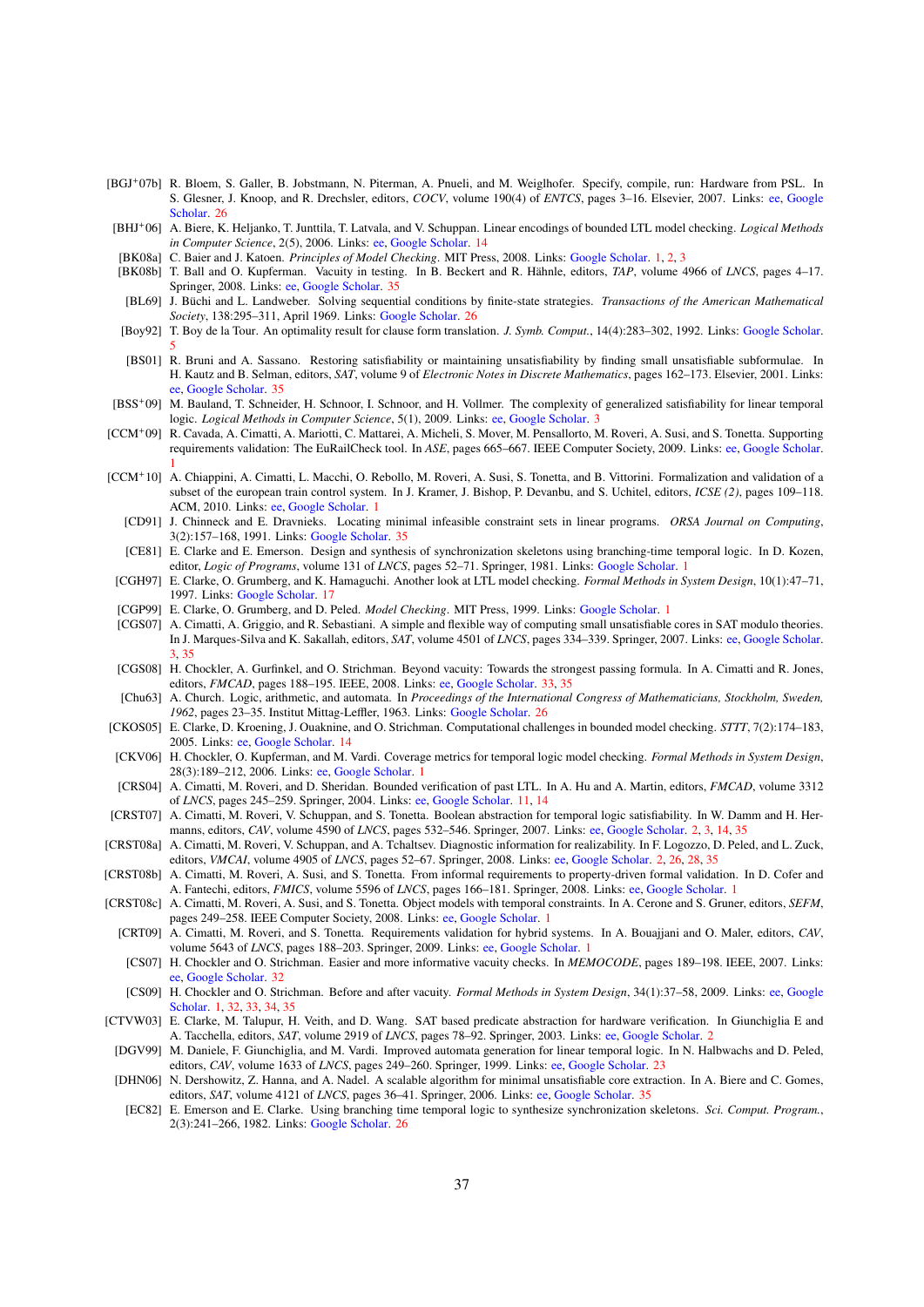[BGJ+07b] R. Bloem, S. Galler, B. Jobstmann, N. Piterman, A. Pnueli, and M. Weiglhofer. Specify, compile, run: Hardware from PSL. In S. Glesner, J. Knoop, and R. Drechsler, editors, *COCV*, volume 190(4) of *ENTCS*, pages 3–16. Elsevier, 2007. Links: ee, Google Scholar. 26

[BHJ+06] A. Biere, K. Heljanko, T. Junttila, T. Latvala, and V. Schuppan. Linear encodings of bounded LTL model checking. *Logical Methods in Computer Science*, 2(5), 2006. Links: ee, Google Scholar. 14

[BK08a] C. Baier and J. Katoen. *Principles of Model Checking*. MIT Press, 2008. Links: Google Scholar. 1, 2, 3

[BK08b] T. Ball and O. Kupferman. Vacuity in testing. In B. Beckert and R. Hähnle, editors, *TAP*, volume 4966 of *LNCS*, pages 4–17. Springer, 2008. Links: ee, Google Scholar. 35

[BL69] J. Büchi and L. Landweber. Solving sequential conditions by finite-state strategies. *Transactions of the American Mathematical Society*, 138:295–311, April 1969. Links: Google Scholar. 26

[Boy92] T. Boy de la Tour. An optimality result for clause form translation. *J. Symb. Comput.*, 14(4):283–302, 1992. Links: Google Scholar. 5

[BS01] R. Bruni and A. Sassano. Restoring satisfiability or maintaining unsatisfiability by finding small unsatisfiable subformulae. In H. Kautz and B. Selman, editors, *SAT*, volume 9 of *Electronic Notes in Discrete Mathematics*, pages 162–173. Elsevier, 2001. Links: ee, Google Scholar. 35

[BSS+09] M. Bauland, T. Schneider, H. Schnoor, I. Schnoor, and H. Vollmer. The complexity of generalized satisfiability for linear temporal logic. *Logical Methods in Computer Science*, 5(1), 2009. Links: ee, Google Scholar. 3

[CCM+09] R. Cavada, A. Cimatti, A. Mariotti, C. Mattarei, A. Micheli, S. Mover, M. Pensallorto, M. Roveri, A. Susi, and S. Tonetta. Supporting requirements validation: The EuRailCheck tool. In *ASE*, pages 665–667. IEEE Computer Society, 2009. Links: ee, Google Scholar. 1

[CCM+10] A. Chiappini, A. Cimatti, L. Macchi, O. Rebollo, M. Roveri, A. Susi, S. Tonetta, and B. Vittorini. Formalization and validation of a subset of the european train control system. In J. Kramer, J. Bishop, P. Devanbu, and S. Uchitel, editors, *ICSE (2)*, pages 109–118. ACM, 2010. Links: ee, Google Scholar. 1

[CD91] J. Chinneck and E. Dravnieks. Locating minimal infeasible constraint sets in linear programs. *ORSA Journal on Computing*, 3(2):157–168, 1991. Links: Google Scholar. 35

[CE81] E. Clarke and E. Emerson. Design and synthesis of synchronization skeletons using branching-time temporal logic. In D. Kozen, editor, *Logic of Programs*, volume 131 of *LNCS*, pages 52–71. Springer, 1981. Links: Google Scholar. 1

[CGH97] E. Clarke, O. Grumberg, and K. Hamaguchi. Another look at LTL model checking. *Formal Methods in System Design*, 10(1):47–71, 1997. Links: Google Scholar. 17

[CGP99] E. Clarke, O. Grumberg, and D. Peled. *Model Checking*. MIT Press, 1999. Links: Google Scholar. 1

[CGS07] A. Cimatti, A. Griggio, and R. Sebastiani. A simple and flexible way of computing small unsatisfiable cores in SAT modulo theories. In J. Marques-Silva and K. Sakallah, editors, *SAT*, volume 4501 of *LNCS*, pages 334–339. Springer, 2007. Links: ee, Google Scholar. 3, 35

[CGS08] H. Chockler, A. Gurfinkel, and O. Strichman. Beyond vacuity: Towards the strongest passing formula. In A. Cimatti and R. Jones, editors, *FMCAD*, pages 188–195. IEEE, 2008. Links: ee, Google Scholar. 33, 35

[Chu63] A. Church. Logic, arithmetic, and automata. In *Proceedings of the International Congress of Mathematicians, Stockholm, Sweden, 1962*, pages 23–35. Institut Mittag-Leffler, 1963. Links: Google Scholar. 26

[CKOS05] E. Clarke, D. Kroening, J. Ouaknine, and O. Strichman. Computational challenges in bounded model checking. *STTT*, 7(2):174–183, 2005. Links: ee, Google Scholar. 14

[CKV06] H. Chockler, O. Kupferman, and M. Vardi. Coverage metrics for temporal logic model checking. *Formal Methods in System Design*, 28(3):189–212, 2006. Links: ee, Google Scholar. 1

[CRS04] A. Cimatti, M. Roveri, and D. Sheridan. Bounded verification of past LTL. In A. Hu and A. Martin, editors, *FMCAD*, volume 3312 of *LNCS*, pages 245–259. Springer, 2004. Links: ee, Google Scholar. 11, 14

[CRST07] A. Cimatti, M. Roveri, V. Schuppan, and S. Tonetta. Boolean abstraction for temporal logic satisfiability. In W. Damm and H. Hermanns, editors, *CAV*, volume 4590 of *LNCS*, pages 532–546. Springer, 2007. Links: ee, Google Scholar. 2, 3, 14, 35

[CRST08a] A. Cimatti, M. Roveri, V. Schuppan, and A. Tchaltsev. Diagnostic information for realizability. In F. Logozzo, D. Peled, and L. Zuck, editors, *VMCAI*, volume 4905 of *LNCS*, pages 52–67. Springer, 2008. Links: ee, Google Scholar. 2, 26, 28, 35

[CRST08b] A. Cimatti, M. Roveri, A. Susi, and S. Tonetta. From informal requirements to property-driven formal validation. In D. Cofer and A. Fantechi, editors, *FMICS*, volume 5596 of *LNCS*, pages 166–181. Springer, 2008. Links: ee, Google Scholar. 1

[CRST08c] A. Cimatti, M. Roveri, A. Susi, and S. Tonetta. Object models with temporal constraints. In A. Cerone and S. Gruner, editors, *SEFM*, pages 249–258. IEEE Computer Society, 2008. Links: ee, Google Scholar. 1

[CRT09] A. Cimatti, M. Roveri, and S. Tonetta. Requirements validation for hybrid systems. In A. Bouajjani and O. Maler, editors, *CAV*, volume 5643 of *LNCS*, pages 188–203. Springer, 2009. Links: ee, Google Scholar. 1

[CS07] H. Chockler and O. Strichman. Easier and more informative vacuity checks. In *MEMOCODE*, pages 189–198. IEEE, 2007. Links: ee, Google Scholar. 32

[CS09] H. Chockler and O. Strichman. Before and after vacuity. *Formal Methods in System Design*, 34(1):37–58, 2009. Links: ee, Google Scholar. 1, 32, 33, 34, 35

[CTVW03] E. Clarke, M. Talupur, H. Veith, and D. Wang. SAT based predicate abstraction for hardware verification. In Giunchiglia E and A. Tacchella, editors, *SAT*, volume 2919 of *LNCS*, pages 78–92. Springer, 2003. Links: ee, Google Scholar. 2

[DGV99] M. Daniele, F. Giunchiglia, and M. Vardi. Improved automata generation for linear temporal logic. In N. Halbwachs and D. Peled, editors, *CAV*, volume 1633 of *LNCS*, pages 249–260. Springer, 1999. Links: ee, Google Scholar. 23

[DHN06] N. Dershowitz, Z. Hanna, and A. Nadel. A scalable algorithm for minimal unsatisfiable core extraction. In A. Biere and C. Gomes, editors, *SAT*, volume 4121 of *LNCS*, pages 36–41. Springer, 2006. Links: ee, Google Scholar. 35

[EC82] E. Emerson and E. Clarke. Using branching time temporal logic to synthesize synchronization skeletons. *Sci. Comput. Program.*, 2(3):241–266, 1982. Links: Google Scholar. 26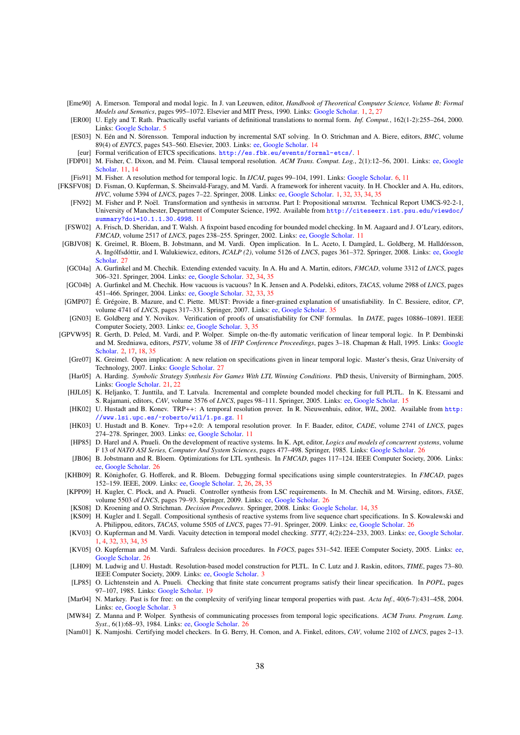[Eme90] A. Emerson. Temporal and modal logic. In J. van Leeuwen, editor, *Handbook of Theoretical Computer Science, Volume B: Formal Models and Sematics*, pages 995–1072. Elsevier and MIT Press, 1990. Links: Google Scholar. 1, 2, 27

[ER00] U. Egly and T. Rath. Practically useful variants of definitional translations to normal form. *Inf. Comput.*, 162(1-2):255–264, 2000. Links: Google Scholar. 5

[ES03] N. Eén and N. Sörensson. Temporal induction by incremental SAT solving. In O. Strichman and A. Biere, editors, *BMC*, volume 89(4) of *ENTCS*, pages 543–560. Elsevier, 2003. Links: ee, Google Scholar. 14

[eur] Formal verification of ETCS specifications. `http://es.fbk.eu/events/formal-etcs/`. 1

[FDP01] M. Fisher, C. Dixon, and M. Peim. Clausal temporal resolution. *ACM Trans. Comput. Log.*, 2(1):12–56, 2001. Links: ee, Google Scholar. 11, 14

[Fis91] M. Fisher. A resolution method for temporal logic. In *IJCAI*, pages 99–104, 1991. Links: Google Scholar. 6, 11

[FKSFV08] D. Fisman, O. Kupferman, S. Sheinvald-Faragy, and M. Vardi. A framework for inherent vacuity. In H. Chockler and A. Hu, editors, *HVC*, volume 5394 of *LNCS*, pages 7–22. Springer, 2008. Links: ee, Google Scholar. 1, 32, 33, 34, 35

[FN92] M. Fisher and P. Noël. Transformation and synthesis in METATEM. Part I: Propositional METATEM. Technical Report UMCS-92-2-1, University of Manchester, Department of Computer Science, 1992. Available from `http://citeseerx.ist.psu.edu/viewdoc/summary?doi=10.1.1.30.4998`. 11

[FSW02] A. Frisch, D. Sheridan, and T. Walsh. A fixpoint based encoding for bounded model checking. In M. Aagaard and J. O'Leary, editors, *FMCAD*, volume 2517 of *LNCS*, pages 238–255. Springer, 2002. Links: ee, Google Scholar. 11

[GBJV08] K. Greimel, R. Bloem, B. Jobstmann, and M. Vardi. Open implication. In L. Aceto, I. Damgård, L. Goldberg, M. Halldórsson, A. Ingólfsdóttir, and I. Walukiewicz, editors, *ICALP (2)*, volume 5126 of *LNCS*, pages 361–372. Springer, 2008. Links: ee, Google Scholar. 27

[GC04a] A. Gurfinkel and M. Chechik. Extending extended vacuity. In A. Hu and A. Martin, editors, *FMCAD*, volume 3312 of *LNCS*, pages 306–321. Springer, 2004. Links: ee, Google Scholar. 32, 34, 35

[GC04b] A. Gurfinkel and M. Chechik. How vacuous is vacuous? In K. Jensen and A. Podelski, editors, *TACAS*, volume 2988 of *LNCS*, pages 451–466. Springer, 2004. Links: ee, Google Scholar. 32, 33, 35

[GMP07] É. Grégoire, B. Mazure, and C. Piette. MUST: Provide a finer-grained explanation of unsatisfiability. In C. Bessiere, editor, *CP*, volume 4741 of *LNCS*, pages 317–331. Springer, 2007. Links: ee, Google Scholar. 35

[GN03] E. Goldberg and Y. Novikov. Verification of proofs of unsatisfiability for CNF formulas. In *DATE*, pages 10886–10891. IEEE Computer Society, 2003. Links: ee, Google Scholar. 3, 35

[GPVW95] R. Gerth, D. Peled, M. Vardi, and P. Wolper. Simple on-the-fly automatic verification of linear temporal logic. In P. Dembinski and M. Sredniawa, editors, *PSTV*, volume 38 of *IFIP Conference Proceedings*, pages 3–18. Chapman & Hall, 1995. Links: Google Scholar. 2, 17, 18, 35

[Gre07] K. Greimel. Open implication: A new relation on specifications given in linear temporal logic. Master's thesis, Graz University of Technology, 2007. Links: Google Scholar. 27

[Har05] A. Harding. *Symbolic Strategy Synthesis For Games With LTL Winning Conditions*. PhD thesis, University of Birmingham, 2005. Links: Google Scholar. 21, 22

[HJL05] K. Heljanko, T. Junttila, and T. Latvala. Incremental and complete bounded model checking for full PLTL. In K. Etessami and S. Rajamani, editors, *CAV*, volume 3576 of *LNCS*, pages 98–111. Springer, 2005. Links: ee, Google Scholar. 15

[HK02] U. Hustadt and B. Konev. TRP++: A temporal resolution prover. In R. Nieuwenhuis, editor, *WIL*, 2002. Available from `http://www.lsi.upc.es/~roberto/wil/1.ps.gz`. 11

[HK03] U. Hustadt and B. Konev. Trp++2.0: A temporal resolution prover. In F. Baader, editor, *CADE*, volume 2741 of *LNCS*, pages 274–278. Springer, 2003. Links: ee, Google Scholar. 11

[HP85] D. Harel and A. Pnueli. On the development of reactive systems. In K. Apt, editor, *Logics and models of concurrent systems*, volume F 13 of *NATO ASI Series, Computer And System Sciences*, pages 477–498. Springer, 1985. Links: Google Scholar. 26

[JB06] B. Jobstmann and R. Bloem. Optimizations for LTL synthesis. In *FMCAD*, pages 117–124. IEEE Computer Society, 2006. Links: ee, Google Scholar. 26

[KHB09] R. Könighofer, G. Hofferek, and R. Bloem. Debugging formal specifications using simple counterstrategies. In *FMCAD*, pages 152–159. IEEE, 2009. Links: ee, Google Scholar. 2, 26, 28, 35

[KPP09] H. Kugler, C. Plock, and A. Pnueli. Controller synthesis from LSC requirements. In M. Chechik and M. Wirsing, editors, *FASE*, volume 5503 of *LNCS*, pages 79–93. Springer, 2009. Links: ee, Google Scholar. 26

[KS08] D. Kroening and O. Strichman. *Decision Procedures*. Springer, 2008. Links: Google Scholar. 14, 35

[KS09] H. Kugler and I. Segall. Compositional synthesis of reactive systems from live sequence chart specifications. In S. Kowalewski and A. Philippou, editors, *TACAS*, volume 5505 of *LNCS*, pages 77–91. Springer, 2009. Links: ee, Google Scholar. 26

[KV03] O. Kupferman and M. Vardi. Vacuity detection in temporal model checking. *STTT*, 4(2):224–233, 2003. Links: ee, Google Scholar. 1, 4, 32, 33, 34, 35

[KV05] O. Kupferman and M. Vardi. Safraless decision procedures. In *FOCS*, pages 531–542. IEEE Computer Society, 2005. Links: ee, Google Scholar. 26

[LH09] M. Ludwig and U. Hustadt. Resolution-based model construction for PLTL. In C. Lutz and J. Raskin, editors, *TIME*, pages 73–80. IEEE Computer Society, 2009. Links: ee, Google Scholar. 3

[LP85] O. Lichtenstein and A. Pnueli. Checking that finite state concurrent programs satisfy their linear specification. In *POPL*, pages 97–107, 1985. Links: Google Scholar. 19

[Mar04] N. Markey. Past is for free: on the complexity of verifying linear temporal properties with past. *Acta Inf.*, 40(6-7):431–458, 2004. Links: ee, Google Scholar. 3

[MW84] Z. Manna and P. Wolper. Synthesis of communicating processes from temporal logic specifications. *ACM Trans. Program. Lang. Syst.*, 6(1):68–93, 1984. Links: ee, Google Scholar. 26

[Nam01] K. Namjoshi. Certifying model checkers. In G. Berry, H. Comon, and A. Finkel, editors, *CAV*, volume 2102 of *LNCS*, pages 2–13.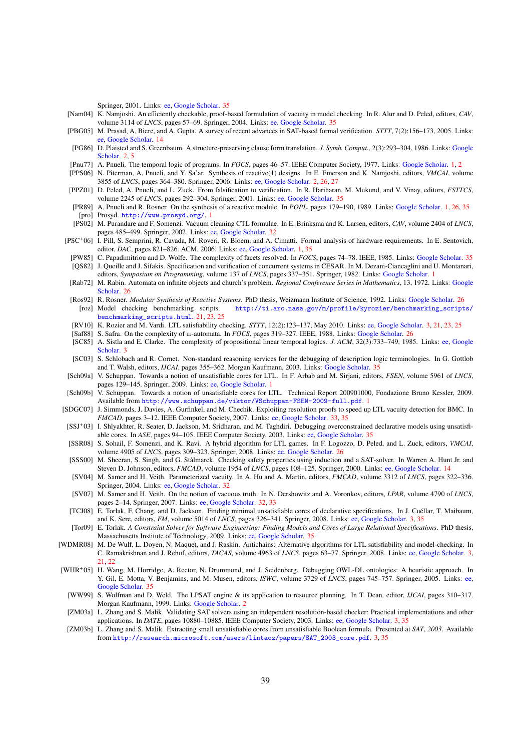Springer, 2001. Links: ee, Google Scholar. 35

[Nam04] K. Namjoshi. An efficiently checkable, proof-based formulation of vacuity in model checking. In R. Alur and D. Peled, editors, *CAV*, volume 3114 of *LNCS*, pages 57–69. Springer, 2004. Links: ee, Google Scholar. 35

[PBG05] M. Prasad, A. Biere, and A. Gupta. A survey of recent advances in SAT-based formal verification. *STTT*, 7(2):156–173, 2005. Links: ee, Google Scholar. 14

[PG86] D. Plaisted and S. Greenbaum. A structure-preserving clause form translation. *J. Symb. Comput.*, 2(3):293–304, 1986. Links: Google Scholar. 2, 5

[Pnu77] A. Pnueli. The temporal logic of programs. In *FOCS*, pages 46–57. IEEE Computer Society, 1977. Links: Google Scholar. 1, 2

[PPS06] N. Piterman, A. Pnueli, and Y. Sa'ar. Synthesis of reactive(1) designs. In E. Emerson and K. Namjoshi, editors, *VMCAI*, volume 3855 of *LNCS*, pages 364–380. Springer, 2006. Links: ee, Google Scholar. 2, 26, 27

[PPZ01] D. Peled, A. Pnueli, and L. Zuck. From falsification to verification. In R. Hariharan, M. Mukund, and V. Vinay, editors, *FSTTCS*, volume 2245 of *LNCS*, pages 292–304. Springer, 2001. Links: ee, Google Scholar. 35

[PR89] A. Pnueli and R. Rosner. On the synthesis of a reactive module. In *POPL*, pages 179–190, 1989. Links: Google Scholar. 1, 26, 35

[pro] Prosyd. `http://www.prosyd.org/`. 1

[PS02] M. Purandare and F. Somenzi. Vacuum cleaning CTL formulae. In E. Brinksma and K. Larsen, editors, *CAV*, volume 2404 of *LNCS*, pages 485–499. Springer, 2002. Links: ee, Google Scholar. 32

[PSC+06] I. Pill, S. Semprini, R. Cavada, M. Roveri, R. Bloem, and A. Cimatti. Formal analysis of hardware requirements. In E. Sentovich, editor, *DAC*, pages 821–826. ACM, 2006. Links: ee, Google Scholar. 1, 35

[PW85] C. Papadimitriou and D. Wolfe. The complexity of facets resolved. In *FOCS*, pages 74–78. IEEE, 1985. Links: Google Scholar. 35

[QS82] J. Queille and J. Sifakis. Specification and verification of concurrent systems in CESAR. In M. Dezani-Ciancaglini and U. Montanari, editors, *Symposium on Programming*, volume 137 of *LNCS*, pages 337–351. Springer, 1982. Links: Google Scholar. 1

[Rab72] M. Rabin. Automata on infinite objects and church's problem. *Regional Conference Series in Mathematics*, 13, 1972. Links: Google Scholar. 26

[Ros92] R. Rosner. *Modular Synthesis of Reactive Systems*. PhD thesis, Weizmann Institute of Science, 1992. Links: Google Scholar. 26

[roz] Model checking benchmarking scripts. `http://ti.arc.nasa.gov/m/profile/kyrozier/benchmarking_scripts/benchmarking_scripts.html`. 21, 23, 25

[RV10] K. Rozier and M. Vardi. LTL satisfiability checking. *STTT*, 12(2):123–137, May 2010. Links: ee, Google Scholar. 3, 21, 23, 25

[Saf88] S. Safra. On the complexity of $\omega$-automata. In *FOCS*, pages 319–327. IEEE, 1988. Links: Google Scholar. 26

[SC85] A. Sistla and E. Clarke. The complexity of propositional linear temporal logics. *J. ACM*, 32(3):733–749, 1985. Links: ee, Google Scholar. 3

[SC03] S. Schlobach and R. Cornet. Non-standard reasoning services for the debugging of description logic terminologies. In G. Gottlob and T. Walsh, editors, *IJCAI*, pages 355–362. Morgan Kaufmann, 2003. Links: Google Scholar. 35

[Sch09a] V. Schuppan. Towards a notion of unsatisfiable cores for LTL. In F. Arbab and M. Sirjani, editors, *FSEN*, volume 5961 of *LNCS*, pages 129–145. Springer, 2009. Links: ee, Google Scholar. 1

[Sch09b] V. Schuppan. Towards a notion of unsatisfiable cores for LTL. Technical Report 200901000, Fondazione Bruno Kessler, 2009. Available from `http://www.schuppan.de/viktor/VSchuppan-FSEN-2009-full.pdf`. 1

[SDGC07] J. Simmonds, J. Davies, A. Gurfinkel, and M. Chechik. Exploiting resolution proofs to speed up LTL vacuity detection for BMC. In *FMCAD*, pages 3–12. IEEE Computer Society, 2007. Links: ee, Google Scholar. 33, 35

[SSJ+03] I. Shlyakhter, R. Seater, D. Jackson, M. Sridharan, and M. Taghdiri. Debugging overconstrained declarative models using unsatisfiable cores. In *ASE*, pages 94–105. IEEE Computer Society, 2003. Links: ee, Google Scholar. 35

[SSR08] S. Sohail, F. Somenzi, and K. Ravi. A hybrid algorithm for LTL games. In F. Logozzo, D. Peled, and L. Zuck, editors, *VMCAI*, volume 4905 of *LNCS*, pages 309–323. Springer, 2008. Links: ee, Google Scholar. 26

[SSS00] M. Sheeran, S. Singh, and G. Stålmarck. Checking safety properties using induction and a SAT-solver. In Warren A. Hunt Jr. and Steven D. Johnson, editors, *FMCAD*, volume 1954 of *LNCS*, pages 108–125. Springer, 2000. Links: ee, Google Scholar. 14

[SV04] M. Samer and H. Veith. Parameterized vacuity. In A. Hu and A. Martin, editors, *FMCAD*, volume 3312 of *LNCS*, pages 322–336. Springer, 2004. Links: ee, Google Scholar. 32

[SV07] M. Samer and H. Veith. On the notion of vacuous truth. In N. Dershowitz and A. Voronkov, editors, *LPAR*, volume 4790 of *LNCS*, pages 2–14. Springer, 2007. Links: ee, Google Scholar. 32, 33

[TCJ08] E. Torlak, F. Chang, and D. Jackson. Finding minimal unsatisfiable cores of declarative specifications. In J. Cuéllar, T. Maibaum, and K. Sere, editors, *FM*, volume 5014 of *LNCS*, pages 326–341. Springer, 2008. Links: ee, Google Scholar. 3, 35

[Tor09] E. Torlak. *A Constraint Solver for Software Engineering: Finding Models and Cores of Large Relational Specifications*. PhD thesis, Massachusetts Institute of Technology, 2009. Links: ee, Google Scholar. 35

[WDMR08] M. De Wulf, L. Doyen, N. Maquet, and J. Raskin. Antichains: Alternative algorithms for LTL satisfiability and model-checking. In C. Ramakrishnan and J. Rehof, editors, *TACAS*, volume 4963 of *LNCS*, pages 63–77. Springer, 2008. Links: ee, Google Scholar. 3, 21, 22

[WHR+05] H. Wang, M. Horridge, A. Rector, N. Drummond, and J. Seidenberg. Debugging OWL-DL ontologies: A heuristic approach. In Y. Gil, E. Motta, V. Benjamins, and M. Musen, editors, *ISWC*, volume 3729 of *LNCS*, pages 745–757. Springer, 2005. Links: ee, Google Scholar. 35

[WW99] S. Wolfman and D. Weld. The LPSAT engine & its application to resource planning. In T. Dean, editor, *IJCAI*, pages 310–317. Morgan Kaufmann, 1999. Links: Google Scholar. 2

[ZM03a] L. Zhang and S. Malik. Validating SAT solvers using an independent resolution-based checker: Practical implementations and other applications. In *DATE*, pages 10880–10885. IEEE Computer Society, 2003. Links: ee, Google Scholar. 3, 35

[ZM03b] L. Zhang and S. Malik. Extracting small unsatisfiable cores from unsatisfiable Boolean formula. Presented at *SAT*, *2003*. Available from `http://research.microsoft.com/users/lintaoz/papers/SAT_2003_core.pdf`. 3, 35